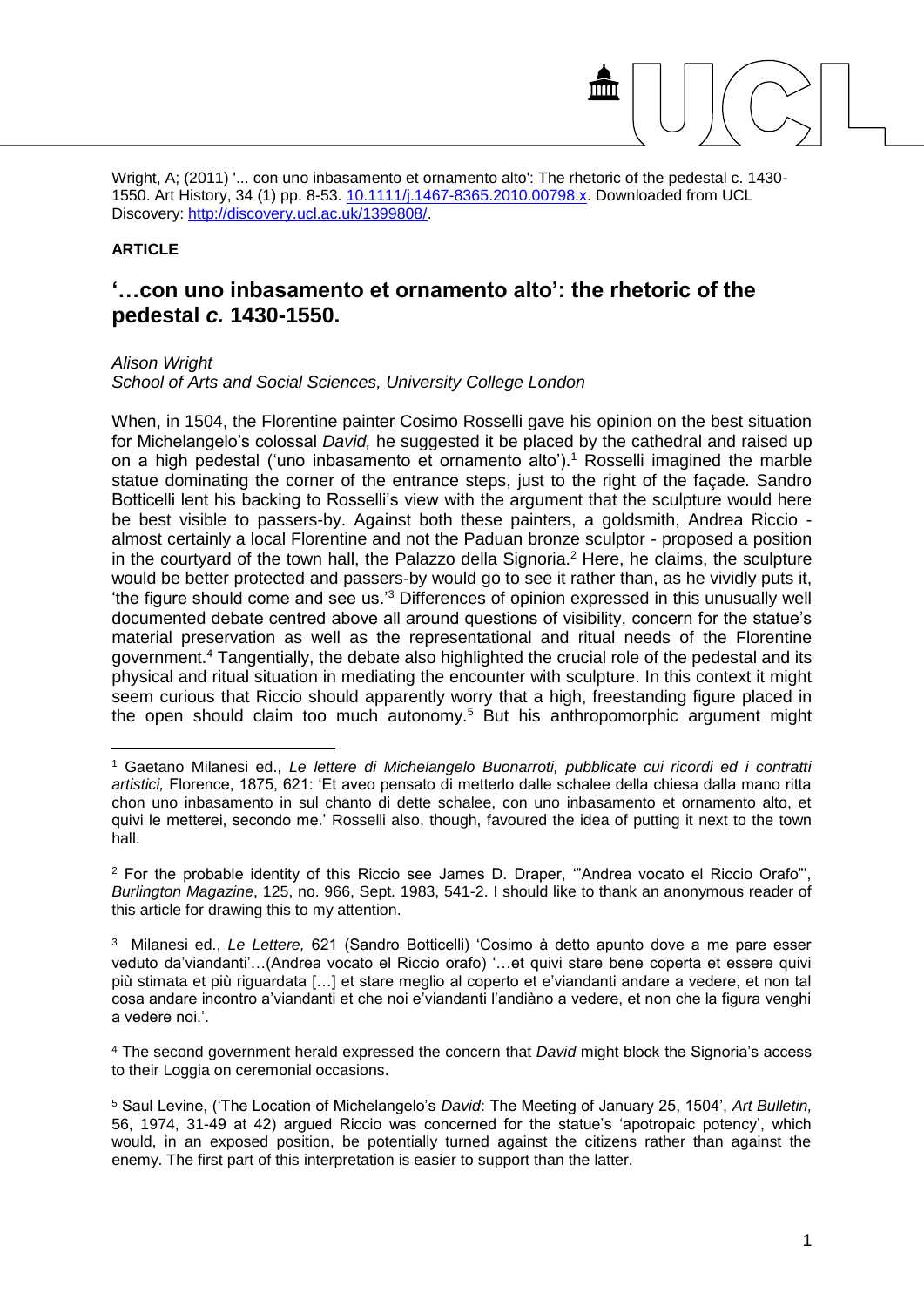Wright, A; (2011) '... con uno inbasamento et ornamento alto': The rhetoric of the pedestal c. 1430-1550. Art History, 34 (1) pp. 8-53. [10.1111/j.1467-8365.2010.00798.x](10.1111/j.1467-8365.2010.00798.x). Downloaded from UCL Discovery: [http://discovery.ucl.ac.uk/1399808/](http://discovery.ucl.ac.uk/1399808/).

**ARTICLE**

# '…con uno inbasamento et ornamento alto': the rhetoric of the pedestal *c.* 1430-1550.

*Alison Wright*
*School of Arts and Social Sciences, University College London*

When, in 1504, the Florentine painter Cosimo Rosselli gave his opinion on the best situation for Michelangelo's colossal *David,* he suggested it be placed by the cathedral and raised up on a high pedestal ('uno inbasamento et ornamento alto').[1] Rosselli imagined the marble statue dominating the corner of the entrance steps, just to the right of the façade. Sandro Botticelli lent his backing to Rosselli's view with the argument that the sculpture would here be best visible to passers-by. Against both these painters, a goldsmith, Andrea Riccio - almost certainly a local Florentine and not the Paduan bronze sculptor - proposed a position in the courtyard of the town hall, the Palazzo della Signoria.[2] Here, he claims, the sculpture would be better protected and passers-by would go to see it rather than, as he vividly puts it, 'the figure should come and see us.'[3] Differences of opinion expressed in this unusually well documented debate centred above all around questions of visibility, concern for the statue's material preservation as well as the representational and ritual needs of the Florentine government.[4] Tangentially, the debate also highlighted the crucial role of the pedestal and its physical and ritual situation in mediating the encounter with sculpture. In this context it might seem curious that Riccio should apparently worry that a high, freestanding figure placed in the open should claim too much autonomy.[5] But his anthropomorphic argument might

[1] Gaetano Milanesi ed., *Le lettere di Michelangelo Buonarroti, pubblicate cui ricordi ed i contratti artistici,* Florence, 1875, 621: 'Et aveo pensato di metterlo dalle schalee della chiesa dalla mano ritta chon uno inbasamento in sul chanto di dette schalee, con uno inbasamento et ornamento alto, et quivi le metterei, secondo me.' Rosselli also, though, favoured the idea of putting it next to the town hall.

[2] For the probable identity of this Riccio see James D. Draper, '"Andrea vocato el Riccio Orafo"', *Burlington Magazine*, 125, no. 966, Sept. 1983, 541-2. I should like to thank an anonymous reader of this article for drawing this to my attention.

[3] Milanesi ed., *Le Lettere,* 621 (Sandro Botticelli) 'Cosimo à detto apunto dove a me pare esser veduto da'viandanti'…(Andrea vocato el Riccio orafo) '…et quivi stare bene coperta et essere quivi più stimata et più riguardata […] et stare meglio al coperto et e'viandanti andare a vedere, et non tal cosa andare incontro a'viandanti et che noi e'viandanti l'andiàno a vedere, et non che la figura venghi a vedere noi.'.

[4] The second government herald expressed the concern that *David* might block the Signoria's access to their Loggia on ceremonial occasions.

[5] Saul Levine, ('The Location of Michelangelo's *David*: The Meeting of January 25, 1504', *Art Bulletin,* 56, 1974, 31-49 at 42) argued Riccio was concerned for the statue's 'apotropaic potency', which would, in an exposed position, be potentially turned against the citizens rather than against the enemy. The first part of this interpretation is easier to support than the latter.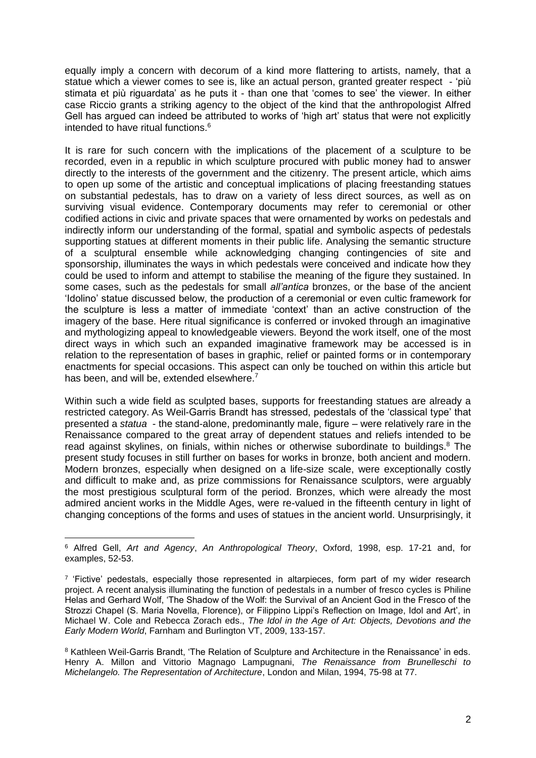equally imply a concern with decorum of a kind more flattering to artists, namely, that a statue which a viewer comes to see is, like an actual person, granted greater respect - 'più stimata et più riguardata' as he puts it - than one that 'comes to see' the viewer. In either case Riccio grants a striking agency to the object of the kind that the anthropologist Alfred Gell has argued can indeed be attributed to works of 'high art' status that were not explicitly intended to have ritual functions.[6]

It is rare for such concern with the implications of the placement of a sculpture to be recorded, even in a republic in which sculpture procured with public money had to answer directly to the interests of the government and the citizenry. The present article, which aims to open up some of the artistic and conceptual implications of placing freestanding statues on substantial pedestals, has to draw on a variety of less direct sources, as well as on surviving visual evidence. Contemporary documents may refer to ceremonial or other codified actions in civic and private spaces that were ornamented by works on pedestals and indirectly inform our understanding of the formal, spatial and symbolic aspects of pedestals supporting statues at different moments in their public life. Analysing the semantic structure of a sculptural ensemble while acknowledging changing contingencies of site and sponsorship, illuminates the ways in which pedestals were conceived and indicate how they could be used to inform and attempt to stabilise the meaning of the figure they sustained. In some cases, such as the pedestals for small *all'antica* bronzes, or the base of the ancient 'Idolino' statue discussed below, the production of a ceremonial or even cultic framework for the sculpture is less a matter of immediate 'context' than an active construction of the imagery of the base. Here ritual significance is conferred or invoked through an imaginative and mythologizing appeal to knowledgeable viewers. Beyond the work itself, one of the most direct ways in which such an expanded imaginative framework may be accessed is in relation to the representation of bases in graphic, relief or painted forms or in contemporary enactments for special occasions. This aspect can only be touched on within this article but has been, and will be, extended elsewhere.[7]

Within such a wide field as sculpted bases, supports for freestanding statues are already a restricted category. As Weil-Garris Brandt has stressed, pedestals of the 'classical type' that presented a *statua* - the stand-alone, predominantly male, figure – were relatively rare in the Renaissance compared to the great array of dependent statues and reliefs intended to be read against skylines, on finials, within niches or otherwise subordinate to buildings.[8] The present study focuses in still further on bases for works in bronze, both ancient and modern. Modern bronzes, especially when designed on a life-size scale, were exceptionally costly and difficult to make and, as prize commissions for Renaissance sculptors, were arguably the most prestigious sculptural form of the period. Bronzes, which were already the most admired ancient works in the Middle Ages, were re-valued in the fifteenth century in light of changing conceptions of the forms and uses of statues in the ancient world. Unsurprisingly, it

---

[6] Alfred Gell, *Art and Agency*, *An Anthropological Theory*, Oxford, 1998, esp. 17-21 and, for examples, 52-53.

[7] 'Fictive' pedestals, especially those represented in altarpieces, form part of my wider research project. A recent analysis illuminating the function of pedestals in a number of fresco cycles is Philine Helas and Gerhard Wolf, 'The Shadow of the Wolf: the Survival of an Ancient God in the Fresco of the Strozzi Chapel (S. Maria Novella, Florence), or Filippino Lippi's Reflection on Image, Idol and Art', in Michael W. Cole and Rebecca Zorach eds., *The Idol in the Age of Art: Objects, Devotions and the Early Modern World*, Farnham and Burlington VT, 2009, 133-157.

[8] Kathleen Weil-Garris Brandt, 'The Relation of Sculpture and Architecture in the Renaissance' in eds. Henry A. Millon and Vittorio Magnago Lampugnani, *The Renaissance from Brunelleschi to Michelangelo. The Representation of Architecture*, London and Milan, 1994, 75-98 at 77.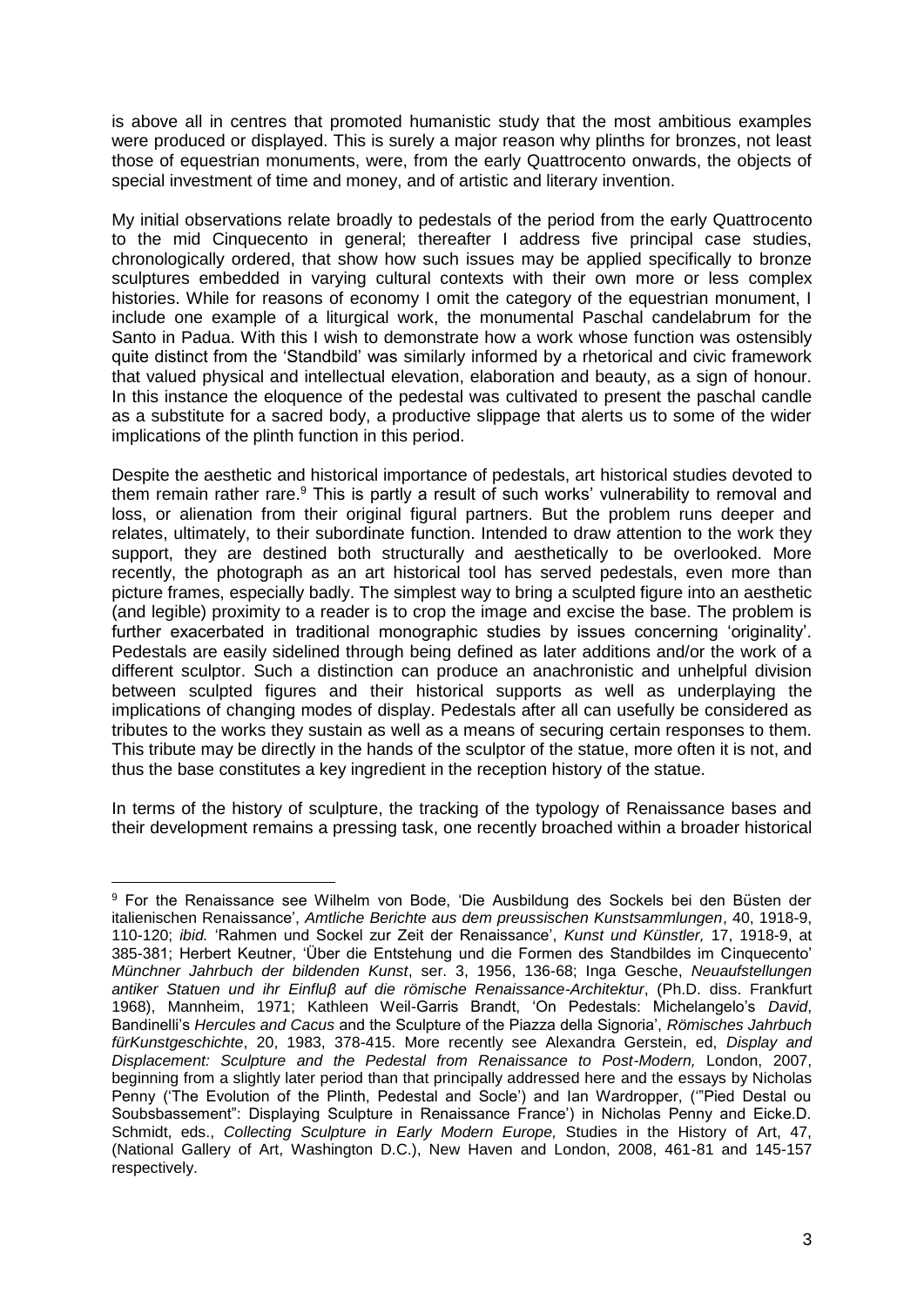is above all in centres that promoted humanistic study that the most ambitious examples were produced or displayed. This is surely a major reason why plinths for bronzes, not least those of equestrian monuments, were, from the early Quattrocento onwards, the objects of special investment of time and money, and of artistic and literary invention.

My initial observations relate broadly to pedestals of the period from the early Quattrocento to the mid Cinquecento in general; thereafter I address five principal case studies, chronologically ordered, that show how such issues may be applied specifically to bronze sculptures embedded in varying cultural contexts with their own more or less complex histories. While for reasons of economy I omit the category of the equestrian monument, I include one example of a liturgical work, the monumental Paschal candelabrum for the Santo in Padua. With this I wish to demonstrate how a work whose function was ostensibly quite distinct from the 'Standbild' was similarly informed by a rhetorical and civic framework that valued physical and intellectual elevation, elaboration and beauty, as a sign of honour. In this instance the eloquence of the pedestal was cultivated to present the paschal candle as a substitute for a sacred body, a productive slippage that alerts us to some of the wider implications of the plinth function in this period.

Despite the aesthetic and historical importance of pedestals, art historical studies devoted to them remain rather rare.[9] This is partly a result of such works' vulnerability to removal and loss, or alienation from their original figural partners. But the problem runs deeper and relates, ultimately, to their subordinate function. Intended to draw attention to the work they support, they are destined both structurally and aesthetically to be overlooked. More recently, the photograph as an art historical tool has served pedestals, even more than picture frames, especially badly. The simplest way to bring a sculpted figure into an aesthetic (and legible) proximity to a reader is to crop the image and excise the base. The problem is further exacerbated in traditional monographic studies by issues concerning 'originality'. Pedestals are easily sidelined through being defined as later additions and/or the work of a different sculptor. Such a distinction can produce an anachronistic and unhelpful division between sculpted figures and their historical supports as well as underplaying the implications of changing modes of display. Pedestals after all can usefully be considered as tributes to the works they sustain as well as a means of securing certain responses to them. This tribute may be directly in the hands of the sculptor of the statue, more often it is not, and thus the base constitutes a key ingredient in the reception history of the statue.

In terms of the history of sculpture, the tracking of the typology of Renaissance bases and their development remains a pressing task, one recently broached within a broader historical

---

[9] For the Renaissance see Wilhelm von Bode, 'Die Ausbildung des Sockels bei den Büsten der italienischen Renaissance', *Amtliche Berichte aus dem preussischen Kunstsammlungen*, 40, 1918-9, 110-120; *ibid.* 'Rahmen und Sockel zur Zeit der Renaissance', *Kunst und Künstler,* 17, 1918-9, at 385-381; Herbert Keutner, 'Über die Entstehung und die Formen des Standbildes im Cinquecento' *Münchner Jahrbuch der bildenden Kunst*, ser. 3, 1956, 136-68; Inga Gesche, *Neuaufstellungen antiker Statuen und ihr Einfluβ auf die römische Renaissance-Architektur*, (Ph.D. diss. Frankfurt 1968), Mannheim, 1971; Kathleen Weil-Garris Brandt, 'On Pedestals: Michelangelo's *David*, Bandinelli's *Hercules and Cacus* and the Sculpture of the Piazza della Signoria', *Römisches Jahrbuch fürKunstgeschichte*, 20, 1983, 378-415. More recently see Alexandra Gerstein, ed, *Display and Displacement: Sculpture and the Pedestal from Renaissance to Post-Modern,* London, 2007, beginning from a slightly later period than that principally addressed here and the essays by Nicholas Penny ('The Evolution of the Plinth, Pedestal and Socle') and Ian Wardropper, ('"Pied Destal ou Soubsbassement": Displaying Sculpture in Renaissance France') in Nicholas Penny and Eicke.D. Schmidt, eds., *Collecting Sculpture in Early Modern Europe,* Studies in the History of Art, 47, (National Gallery of Art, Washington D.C.), New Haven and London, 2008, 461-81 and 145-157 respectively.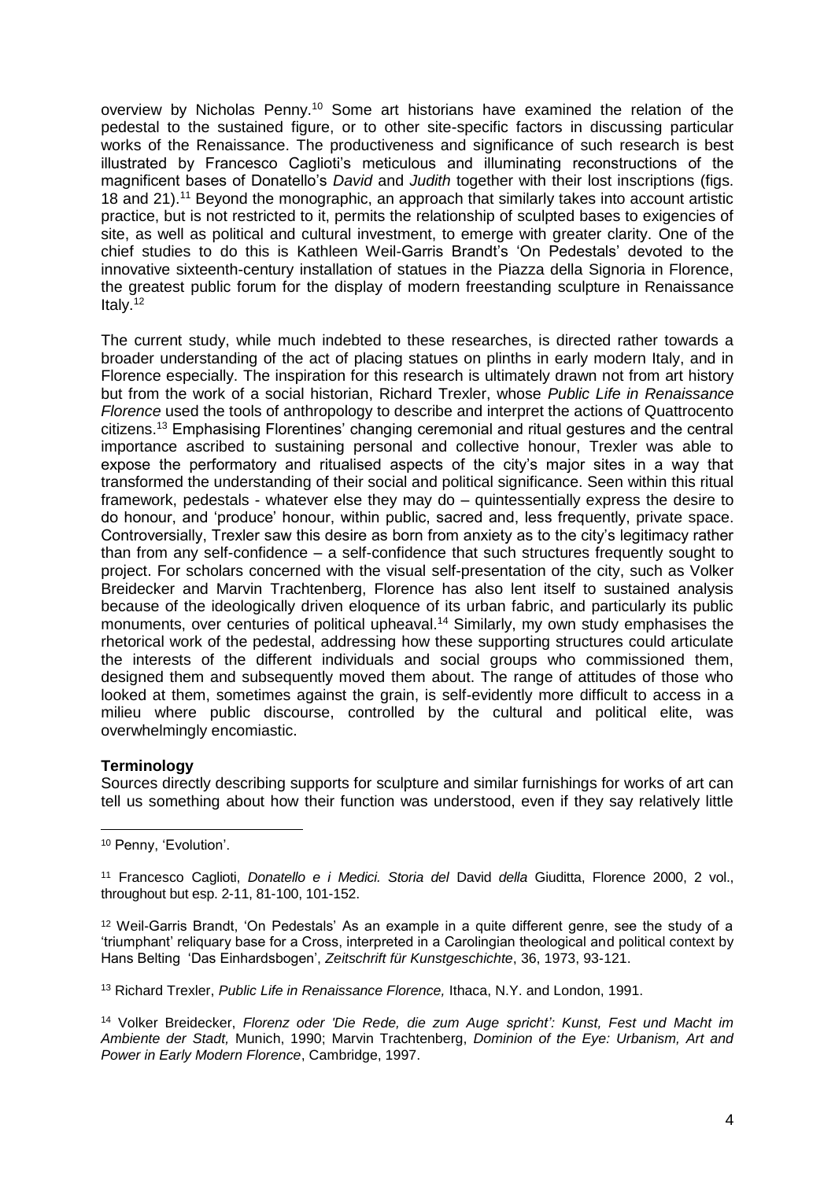overview by Nicholas Penny.[10] Some art historians have examined the relation of the pedestal to the sustained figure, or to other site-specific factors in discussing particular works of the Renaissance. The productiveness and significance of such research is best illustrated by Francesco Caglioti's meticulous and illuminating reconstructions of the magnificent bases of Donatello's *David* and *Judith* together with their lost inscriptions (figs. 18 and 21).[11] Beyond the monographic, an approach that similarly takes into account artistic practice, but is not restricted to it, permits the relationship of sculpted bases to exigencies of site, as well as political and cultural investment, to emerge with greater clarity. One of the chief studies to do this is Kathleen Weil-Garris Brandt's 'On Pedestals' devoted to the innovative sixteenth-century installation of statues in the Piazza della Signoria in Florence, the greatest public forum for the display of modern freestanding sculpture in Renaissance Italy.[12]

The current study, while much indebted to these researches, is directed rather towards a broader understanding of the act of placing statues on plinths in early modern Italy, and in Florence especially. The inspiration for this research is ultimately drawn not from art history but from the work of a social historian, Richard Trexler, whose *Public Life in Renaissance Florence* used the tools of anthropology to describe and interpret the actions of Quattrocento citizens.[13] Emphasising Florentines' changing ceremonial and ritual gestures and the central importance ascribed to sustaining personal and collective honour, Trexler was able to expose the performatory and ritualised aspects of the city's major sites in a way that transformed the understanding of their social and political significance. Seen within this ritual framework, pedestals - whatever else they may do – quintessentially express the desire to do honour, and 'produce' honour, within public, sacred and, less frequently, private space. Controversially, Trexler saw this desire as born from anxiety as to the city's legitimacy rather than from any self-confidence – a self-confidence that such structures frequently sought to project. For scholars concerned with the visual self-presentation of the city, such as Volker Breidecker and Marvin Trachtenberg, Florence has also lent itself to sustained analysis because of the ideologically driven eloquence of its urban fabric, and particularly its public monuments, over centuries of political upheaval.[14] Similarly, my own study emphasises the rhetorical work of the pedestal, addressing how these supporting structures could articulate the interests of the different individuals and social groups who commissioned them, designed them and subsequently moved them about. The range of attitudes of those who looked at them, sometimes against the grain, is self-evidently more difficult to access in a milieu where public discourse, controlled by the cultural and political elite, was overwhelmingly encomiastic.

**Terminology**

Sources directly describing supports for sculpture and similar furnishings for works of art can tell us something about how their function was understood, even if they say relatively little

---

[10] Penny, 'Evolution'.

[11] Francesco Caglioti, *Donatello e i Medici. Storia del* David *della* Giuditta, Florence 2000, 2 vol., throughout but esp. 2-11, 81-100, 101-152.

[12] Weil-Garris Brandt, 'On Pedestals' As an example in a quite different genre, see the study of a 'triumphant' reliquary base for a Cross, interpreted in a Carolingian theological and political context by Hans Belting 'Das Einhardsbogen', *Zeitschrift für Kunstgeschichte*, 36, 1973, 93-121.

[13] Richard Trexler, *Public Life in Renaissance Florence,* Ithaca, N.Y. and London, 1991.

[14] Volker Breidecker, *Florenz oder 'Die Rede, die zum Auge spricht': Kunst, Fest und Macht im Ambiente der Stadt,* Munich, 1990; Marvin Trachtenberg, *Dominion of the Eye: Urbanism, Art and Power in Early Modern Florence*, Cambridge, 1997.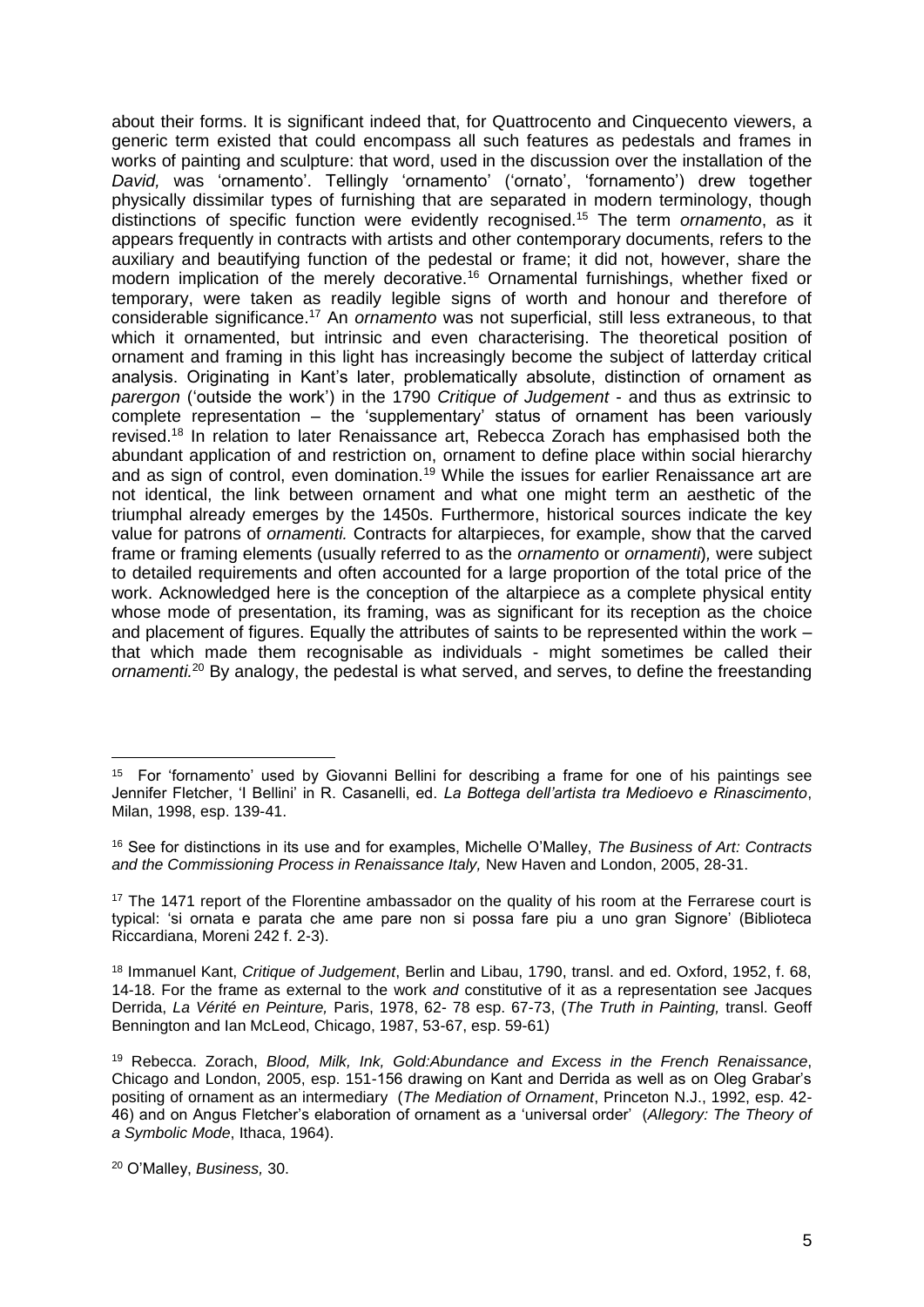about their forms. It is significant indeed that, for Quattrocento and Cinquecento viewers, a generic term existed that could encompass all such features as pedestals and frames in works of painting and sculpture: that word, used in the discussion over the installation of the *David,* was 'ornamento'. Tellingly 'ornamento' ('ornato', 'fornamento') drew together physically dissimilar types of furnishing that are separated in modern terminology, though distinctions of specific function were evidently recognised.[15] The term *ornamento*, as it appears frequently in contracts with artists and other contemporary documents, refers to the auxiliary and beautifying function of the pedestal or frame; it did not, however, share the modern implication of the merely decorative.[16] Ornamental furnishings, whether fixed or temporary, were taken as readily legible signs of worth and honour and therefore of considerable significance.[17] An *ornamento* was not superficial, still less extraneous, to that which it ornamented, but intrinsic and even characterising. The theoretical position of ornament and framing in this light has increasingly become the subject of latterday critical analysis. Originating in Kant's later, problematically absolute, distinction of ornament as *parergon* ('outside the work') in the 1790 *Critique of Judgement* - and thus as extrinsic to complete representation – the 'supplementary' status of ornament has been variously revised.[18] In relation to later Renaissance art, Rebecca Zorach has emphasised both the abundant application of and restriction on, ornament to define place within social hierarchy and as sign of control, even domination.[19] While the issues for earlier Renaissance art are not identical, the link between ornament and what one might term an aesthetic of the triumphal already emerges by the 1450s. Furthermore, historical sources indicate the key value for patrons of *ornamenti.* Contracts for altarpieces, for example, show that the carved frame or framing elements (usually referred to as the *ornamento* or *ornamenti*)*,* were subject to detailed requirements and often accounted for a large proportion of the total price of the work. Acknowledged here is the conception of the altarpiece as a complete physical entity whose mode of presentation, its framing, was as significant for its reception as the choice and placement of figures. Equally the attributes of saints to be represented within the work – that which made them recognisable as individuals - might sometimes be called their *ornamenti.*[20] By analogy, the pedestal is what served, and serves, to define the freestanding

---

[15] For 'fornamento' used by Giovanni Bellini for describing a frame for one of his paintings see Jennifer Fletcher, 'I Bellini' in R. Casanelli, ed. *La Bottega dell'artista tra Medioevo e Rinascimento*, Milan, 1998, esp. 139-41.

[16] See for distinctions in its use and for examples, Michelle O'Malley, *The Business of Art: Contracts and the Commissioning Process in Renaissance Italy,* New Haven and London, 2005, 28-31.

[17] The 1471 report of the Florentine ambassador on the quality of his room at the Ferrarese court is typical: 'si ornata e parata che ame pare non si possa fare piu a uno gran Signore' (Biblioteca Riccardiana, Moreni 242 f. 2-3).

[18] Immanuel Kant, *Critique of Judgement*, Berlin and Libau, 1790, transl. and ed. Oxford, 1952, f. 68, 14-18. For the frame as external to the work *and* constitutive of it as a representation see Jacques Derrida, *La Vérité en Peinture,* Paris, 1978, 62- 78 esp. 67-73, (*The Truth in Painting,* transl. Geoff Bennington and Ian McLeod, Chicago, 1987, 53-67, esp. 59-61)

[19] Rebecca. Zorach, *Blood, Milk, Ink, Gold:Abundance and Excess in the French Renaissance*, Chicago and London, 2005, esp. 151-156 drawing on Kant and Derrida as well as on Oleg Grabar's positing of ornament as an intermediary (*The Mediation of Ornament*, Princeton N.J., 1992, esp. 42-46) and on Angus Fletcher's elaboration of ornament as a 'universal order' (*Allegory: The Theory of a Symbolic Mode*, Ithaca, 1964).

[20] O'Malley, *Business,* 30.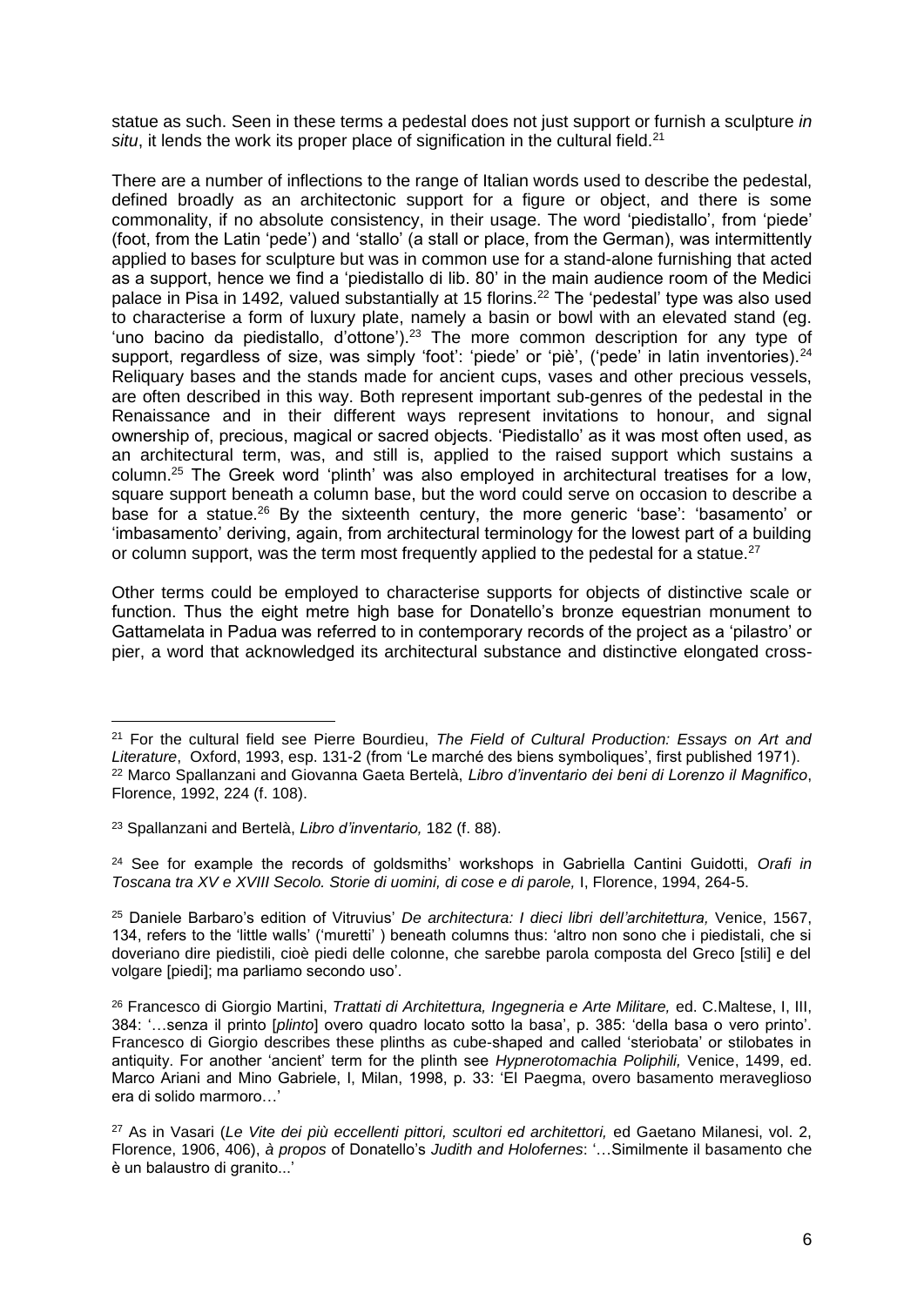statue as such. Seen in these terms a pedestal does not just support or furnish a sculpture *in situ*, it lends the work its proper place of signification in the cultural field.[21]

There are a number of inflections to the range of Italian words used to describe the pedestal, defined broadly as an architectonic support for a figure or object, and there is some commonality, if no absolute consistency, in their usage. The word 'piedistallo', from 'piede' (foot, from the Latin 'pede') and 'stallo' (a stall or place, from the German), was intermittently applied to bases for sculpture but was in common use for a stand-alone furnishing that acted as a support, hence we find a 'piedistallo di lib. 80' in the main audience room of the Medici palace in Pisa in 1492, valued substantially at 15 florins.[22] The 'pedestal' type was also used to characterise a form of luxury plate, namely a basin or bowl with an elevated stand (eg. 'uno bacino da piedistallo, d'ottone').[23] The more common description for any type of support, regardless of size, was simply 'foot': 'piede' or 'piè', ('pede' in latin inventories).[24] Reliquary bases and the stands made for ancient cups, vases and other precious vessels, are often described in this way. Both represent important sub-genres of the pedestal in the Renaissance and in their different ways represent invitations to honour, and signal ownership of, precious, magical or sacred objects. 'Piedistallo' as it was most often used, as an architectural term, was, and still is, applied to the raised support which sustains a column.[25] The Greek word 'plinth' was also employed in architectural treatises for a low, square support beneath a column base, but the word could serve on occasion to describe a base for a statue.[26] By the sixteenth century, the more generic 'base': 'basamento' or 'imbasamento' deriving, again, from architectural terminology for the lowest part of a building or column support, was the term most frequently applied to the pedestal for a statue.[27]

Other terms could be employed to characterise supports for objects of distinctive scale or function. Thus the eight metre high base for Donatello's bronze equestrian monument to Gattamelata in Padua was referred to in contemporary records of the project as a 'pilastro' or pier, a word that acknowledged its architectural substance and distinctive elongated cross-

---

[21] For the cultural field see Pierre Bourdieu, *The Field of Cultural Production: Essays on Art and Literature*, Oxford, 1993, esp. 131-2 (from 'Le marché des biens symboliques', first published 1971).

[22] Marco Spallanzani and Giovanna Gaeta Bertelà, *Libro d'inventario dei beni di Lorenzo il Magnifico*, Florence, 1992, 224 (f. 108).

[23] Spallanzani and Bertelà, *Libro d'inventario,* 182 (f. 88).

[24] See for example the records of goldsmiths' workshops in Gabriella Cantini Guidotti, *Orafi in Toscana tra XV e XVIII Secolo. Storie di uomini, di cose e di parole,* I, Florence, 1994, 264-5.

[25] Daniele Barbaro's edition of Vitruvius' *De architectura: I dieci libri dell'architettura,* Venice, 1567, 134, refers to the 'little walls' ('muretti' ) beneath columns thus: 'altro non sono che i piedistali, che si doveriano dire piedistili, cioè piedi delle colonne, che sarebbe parola composta del Greco [stili] e del volgare [piedi]; ma parliamo secondo uso'.

[26] Francesco di Giorgio Martini, *Trattati di Architettura, Ingegneria e Arte Militare,* ed. C.Maltese, I, III, 384: '…senza il printo [*plinto*] overo quadro locato sotto la basa', p. 385: 'della basa o vero printo'. Francesco di Giorgio describes these plinths as cube-shaped and called 'steriobata' or stilobates in antiquity. For another 'ancient' term for the plinth see *Hypnerotomachia Poliphili,* Venice, 1499, ed. Marco Ariani and Mino Gabriele, I, Milan, 1998, p. 33: 'El Paegma, overo basamento meraveglioso era di solido marmoro…'

[27] As in Vasari (*Le Vite dei più eccellenti pittori, scultori ed architettori,* ed Gaetano Milanesi, vol. 2, Florence, 1906, 406), *à propos* of Donatello's *Judith and Holofernes*: '…Similmente il basamento che è un balaustro di granito...'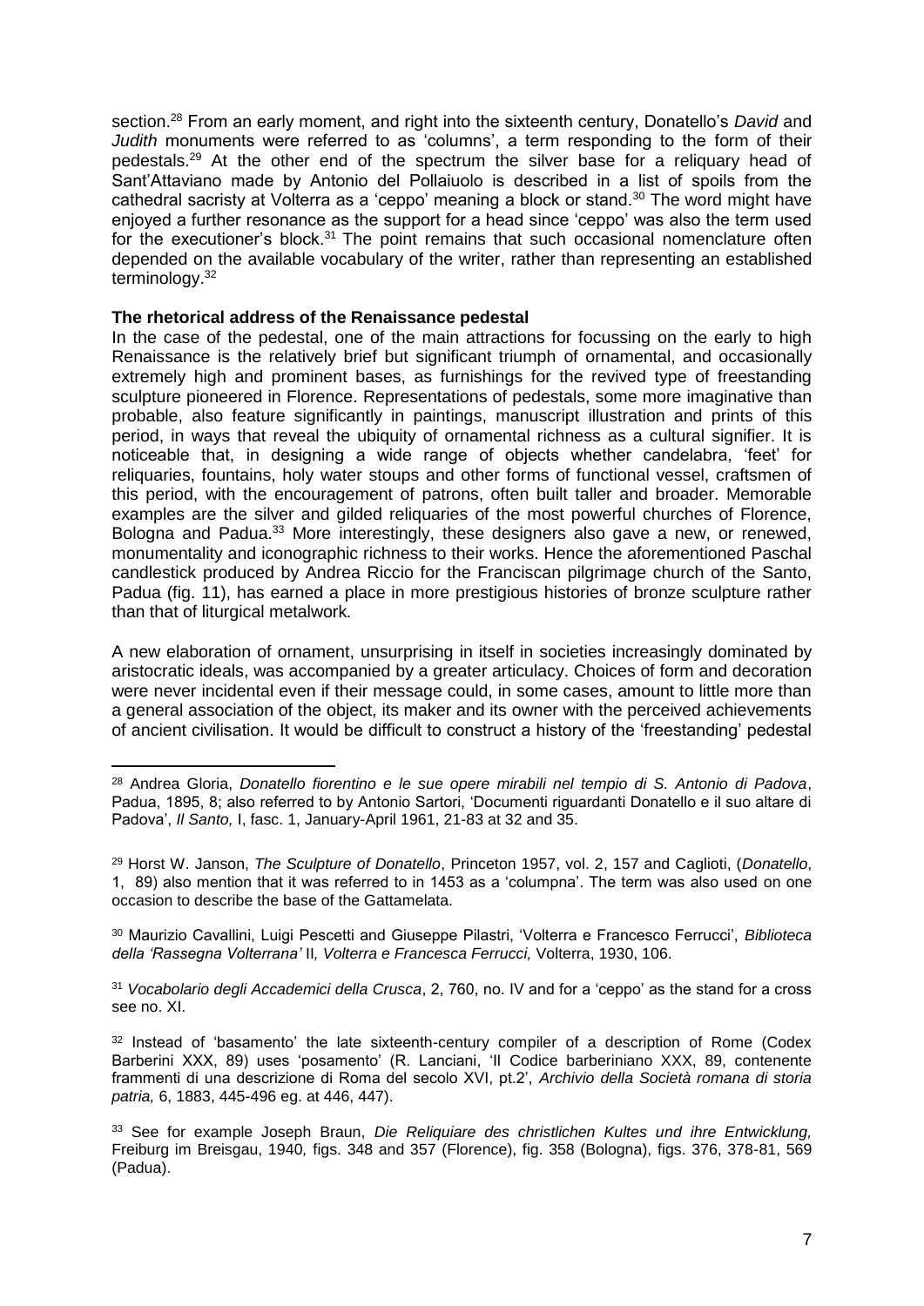section.[28] From an early moment, and right into the sixteenth century, Donatello's *David* and *Judith* monuments were referred to as 'columns', a term responding to the form of their pedestals.[29] At the other end of the spectrum the silver base for a reliquary head of Sant'Attaviano made by Antonio del Pollaiuolo is described in a list of spoils from the cathedral sacristy at Volterra as a 'ceppo' meaning a block or stand.[30] The word might have enjoyed a further resonance as the support for a head since 'ceppo' was also the term used for the executioner's block.[31] The point remains that such occasional nomenclature often depended on the available vocabulary of the writer, rather than representing an established terminology.[32]

**The rhetorical address of the Renaissance pedestal**

In the case of the pedestal, one of the main attractions for focussing on the early to high Renaissance is the relatively brief but significant triumph of ornamental, and occasionally extremely high and prominent bases, as furnishings for the revived type of freestanding sculpture pioneered in Florence. Representations of pedestals, some more imaginative than probable, also feature significantly in paintings, manuscript illustration and prints of this period, in ways that reveal the ubiquity of ornamental richness as a cultural signifier. It is noticeable that, in designing a wide range of objects whether candelabra, 'feet' for reliquaries, fountains, holy water stoups and other forms of functional vessel, craftsmen of this period, with the encouragement of patrons, often built taller and broader. Memorable examples are the silver and gilded reliquaries of the most powerful churches of Florence, Bologna and Padua.[33] More interestingly, these designers also gave a new, or renewed, monumentality and iconographic richness to their works. Hence the aforementioned Paschal candlestick produced by Andrea Riccio for the Franciscan pilgrimage church of the Santo, Padua (fig. 11), has earned a place in more prestigious histories of bronze sculpture rather than that of liturgical metalwork.

A new elaboration of ornament, unsurprising in itself in societies increasingly dominated by aristocratic ideals, was accompanied by a greater articulacy. Choices of form and decoration were never incidental even if their message could, in some cases, amount to little more than a general association of the object, its maker and its owner with the perceived achievements of ancient civilisation. It would be difficult to construct a history of the 'freestanding' pedestal

---

[28] Andrea Gloria, *Donatello fiorentino e le sue opere mirabili nel tempio di S. Antonio di Padova*, Padua, 1895, 8; also referred to by Antonio Sartori, 'Documenti riguardanti Donatello e il suo altare di Padova', *Il Santo,* I, fasc. 1, January-April 1961, 21-83 at 32 and 35.

[29] Horst W. Janson, *The Sculpture of Donatello*, Princeton 1957, vol. 2, 157 and Caglioti, (*Donatello*, 1, 89) also mention that it was referred to in 1453 as a 'columpna'. The term was also used on one occasion to describe the base of the Gattamelata.

[30] Maurizio Cavallini, Luigi Pescetti and Giuseppe Pilastri, 'Volterra e Francesco Ferrucci', *Biblioteca della 'Rassegna Volterrana'* II*, Volterra e Francesca Ferrucci,* Volterra, 1930, 106.

[31] *Vocabolario degli Accademici della Crusca*, 2, 760, no. IV and for a 'ceppo' as the stand for a cross see no. XI.

[32] Instead of 'basamento' the late sixteenth-century compiler of a description of Rome (Codex Barberini XXX, 89) uses 'posamento' (R. Lanciani, 'Il Codice barberiniano XXX, 89, contenente frammenti di una descrizione di Roma del secolo XVI, pt.2', *Archivio della Società romana di storia patria,* 6, 1883, 445-496 eg. at 446, 447).

[33] See for example Joseph Braun, *Die Reliquiare des christlichen Kultes und ihre Entwicklung,* Freiburg im Breisgau, 1940*,* figs. 348 and 357 (Florence), fig. 358 (Bologna), figs. 376, 378-81, 569 (Padua).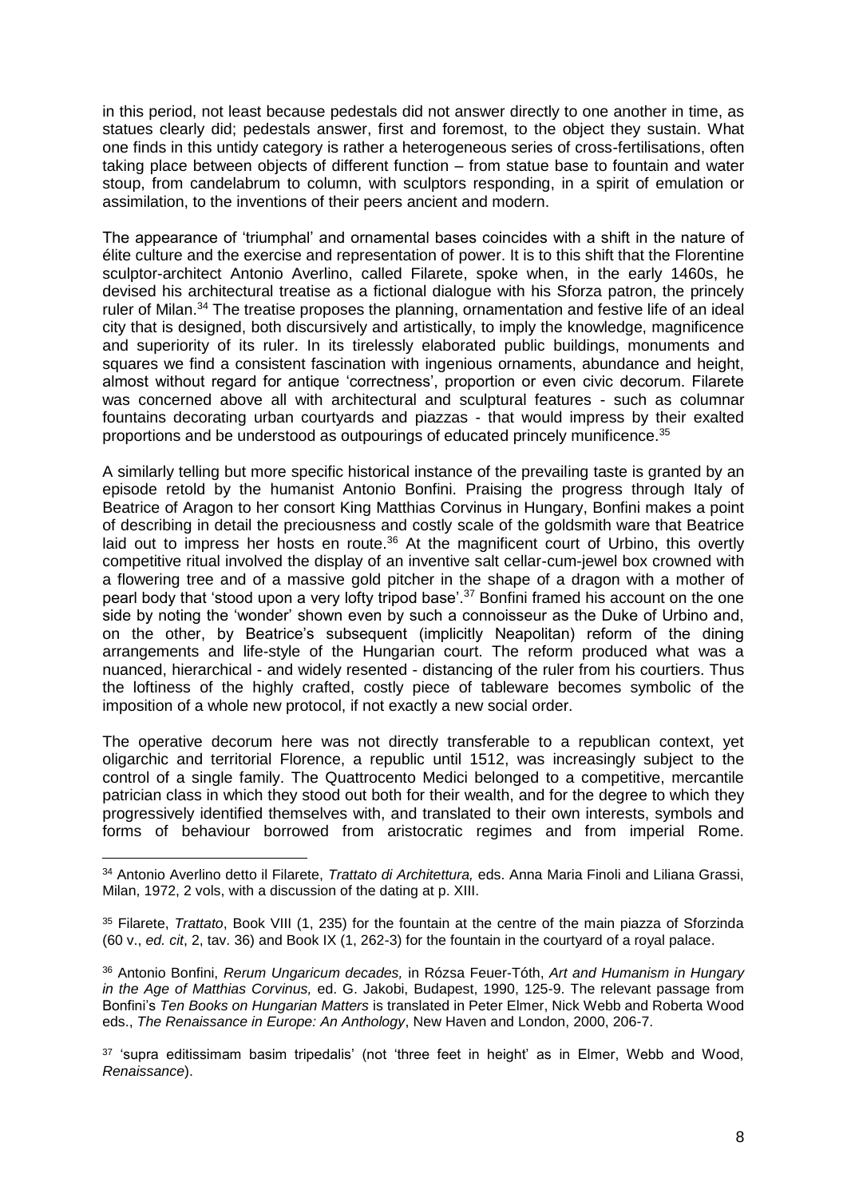in this period, not least because pedestals did not answer directly to one another in time, as statues clearly did; pedestals answer, first and foremost, to the object they sustain. What one finds in this untidy category is rather a heterogeneous series of cross-fertilisations, often taking place between objects of different function – from statue base to fountain and water stoup, from candelabrum to column, with sculptors responding, in a spirit of emulation or assimilation, to the inventions of their peers ancient and modern.

The appearance of 'triumphal' and ornamental bases coincides with a shift in the nature of élite culture and the exercise and representation of power. It is to this shift that the Florentine sculptor-architect Antonio Averlino, called Filarete, spoke when, in the early 1460s, he devised his architectural treatise as a fictional dialogue with his Sforza patron, the princely ruler of Milan.[34] The treatise proposes the planning, ornamentation and festive life of an ideal city that is designed, both discursively and artistically, to imply the knowledge, magnificence and superiority of its ruler. In its tirelessly elaborated public buildings, monuments and squares we find a consistent fascination with ingenious ornaments, abundance and height, almost without regard for antique 'correctness', proportion or even civic decorum. Filarete was concerned above all with architectural and sculptural features - such as columnar fountains decorating urban courtyards and piazzas - that would impress by their exalted proportions and be understood as outpourings of educated princely munificence.[35]

A similarly telling but more specific historical instance of the prevailing taste is granted by an episode retold by the humanist Antonio Bonfini. Praising the progress through Italy of Beatrice of Aragon to her consort King Matthias Corvinus in Hungary, Bonfini makes a point of describing in detail the preciousness and costly scale of the goldsmith ware that Beatrice laid out to impress her hosts en route.[36] At the magnificent court of Urbino, this overtly competitive ritual involved the display of an inventive salt cellar-cum-jewel box crowned with a flowering tree and of a massive gold pitcher in the shape of a dragon with a mother of pearl body that 'stood upon a very lofty tripod base'.[37] Bonfini framed his account on the one side by noting the 'wonder' shown even by such a connoisseur as the Duke of Urbino and, on the other, by Beatrice's subsequent (implicitly Neapolitan) reform of the dining arrangements and life-style of the Hungarian court. The reform produced what was a nuanced, hierarchical - and widely resented - distancing of the ruler from his courtiers. Thus the loftiness of the highly crafted, costly piece of tableware becomes symbolic of the imposition of a whole new protocol, if not exactly a new social order.

The operative decorum here was not directly transferable to a republican context, yet oligarchic and territorial Florence, a republic until 1512, was increasingly subject to the control of a single family. The Quattrocento Medici belonged to a competitive, mercantile patrician class in which they stood out both for their wealth, and for the degree to which they progressively identified themselves with, and translated to their own interests, symbols and forms of behaviour borrowed from aristocratic regimes and from imperial Rome.

---

[34] Antonio Averlino detto il Filarete, *Trattato di Architettura,* eds. Anna Maria Finoli and Liliana Grassi, Milan, 1972, 2 vols, with a discussion of the dating at p. XIII.

[35] Filarete, *Trattato*, Book VIII (1, 235) for the fountain at the centre of the main piazza of Sforzinda (60 v., *ed. cit*, 2, tav. 36) and Book IX (1, 262-3) for the fountain in the courtyard of a royal palace.

[36] Antonio Bonfini, *Rerum Ungaricum decades,* in Rózsa Feuer-Tóth, *Art and Humanism in Hungary in the Age of Matthias Corvinus,* ed. G. Jakobi, Budapest, 1990, 125-9. The relevant passage from Bonfini's *Ten Books on Hungarian Matters* is translated in Peter Elmer, Nick Webb and Roberta Wood eds., *The Renaissance in Europe: An Anthology*, New Haven and London, 2000, 206-7.

[37] 'supra editissimam basim tripedalis' (not 'three feet in height' as in Elmer, Webb and Wood, *Renaissance*).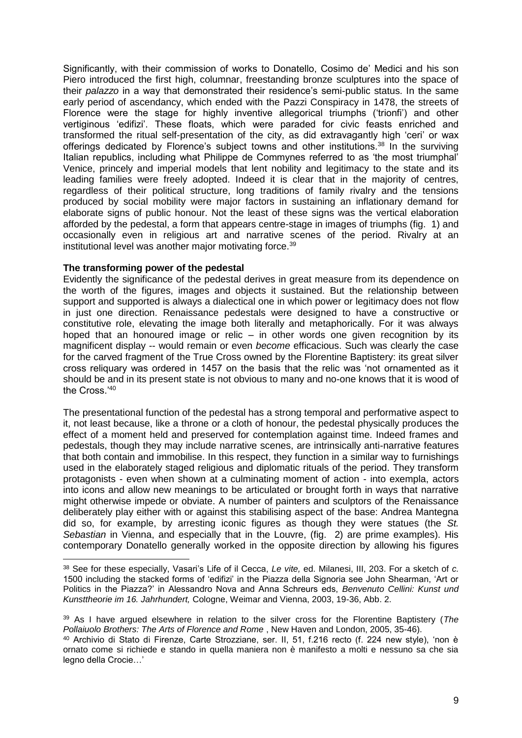Significantly, with their commission of works to Donatello, Cosimo de' Medici and his son Piero introduced the first high, columnar, freestanding bronze sculptures into the space of their *palazzo* in a way that demonstrated their residence's semi-public status. In the same early period of ascendancy, which ended with the Pazzi Conspiracy in 1478, the streets of Florence were the stage for highly inventive allegorical triumphs ('trionfi') and other vertiginous 'edifizi'. These floats, which were paraded for civic feasts enriched and transformed the ritual self-presentation of the city, as did extravagantly high 'ceri' or wax offerings dedicated by Florence's subject towns and other institutions.[38] In the surviving Italian republics, including what Philippe de Commynes referred to as 'the most triumphal' Venice, princely and imperial models that lent nobility and legitimacy to the state and its leading families were freely adopted. Indeed it is clear that in the majority of centres, regardless of their political structure, long traditions of family rivalry and the tensions produced by social mobility were major factors in sustaining an inflationary demand for elaborate signs of public honour. Not the least of these signs was the vertical elaboration afforded by the pedestal, a form that appears centre-stage in images of triumphs (fig. 1) and occasionally even in religious art and narrative scenes of the period. Rivalry at an institutional level was another major motivating force.[39]

**The transforming power of the pedestal**

Evidently the significance of the pedestal derives in great measure from its dependence on the worth of the figures, images and objects it sustained. But the relationship between support and supported is always a dialectical one in which power or legitimacy does not flow in just one direction. Renaissance pedestals were designed to have a constructive or constitutive role, elevating the image both literally and metaphorically. For it was always hoped that an honoured image or relic – in other words one given recognition by its magnificent display -- would remain or even *become* efficacious. Such was clearly the case for the carved fragment of the True Cross owned by the Florentine Baptistery: its great silver cross reliquary was ordered in 1457 on the basis that the relic was 'not ornamented as it should be and in its present state is not obvious to many and no-one knows that it is wood of the Cross.'[40]

The presentational function of the pedestal has a strong temporal and performative aspect to it, not least because, like a throne or a cloth of honour, the pedestal physically produces the effect of a moment held and preserved for contemplation against time. Indeed frames and pedestals, though they may include narrative scenes, are intrinsically anti-narrative features that both contain and immobilise. In this respect, they function in a similar way to furnishings used in the elaborately staged religious and diplomatic rituals of the period. They transform protagonists - even when shown at a culminating moment of action - into exempla, actors into icons and allow new meanings to be articulated or brought forth in ways that narrative might otherwise impede or obviate. A number of painters and sculptors of the Renaissance deliberately play either with or against this stabilising aspect of the base: Andrea Mantegna did so, for example, by arresting iconic figures as though they were statues (the *St. Sebastian* in Vienna, and especially that in the Louvre, (fig. 2) are prime examples). His contemporary Donatello generally worked in the opposite direction by allowing his figures

---

[38] See for these especially, Vasari's Life of il Cecca, *Le vite,* ed. Milanesi, III, 203. For a sketch of *c.* 1500 including the stacked forms of 'edifizi' in the Piazza della Signoria see John Shearman, 'Art or Politics in the Piazza?' in Alessandro Nova and Anna Schreurs eds, *Benvenuto Cellini: Kunst und Kunsttheorie im 16. Jahrhundert,* Cologne, Weimar and Vienna, 2003, 19-36, Abb. 2.

[39] As I have argued elsewhere in relation to the silver cross for the Florentine Baptistery (*The Pollaiuolo Brothers: The Arts of Florence and Rome* , New Haven and London, 2005, 35-46).

[40] Archivio di Stato di Firenze, Carte Strozziane, ser. II, 51, f.216 recto (f. 224 new style), 'non è ornato come si richiede e stando in quella maniera non è manifesto a molti e nessuno sa che sia legno della Crocie…'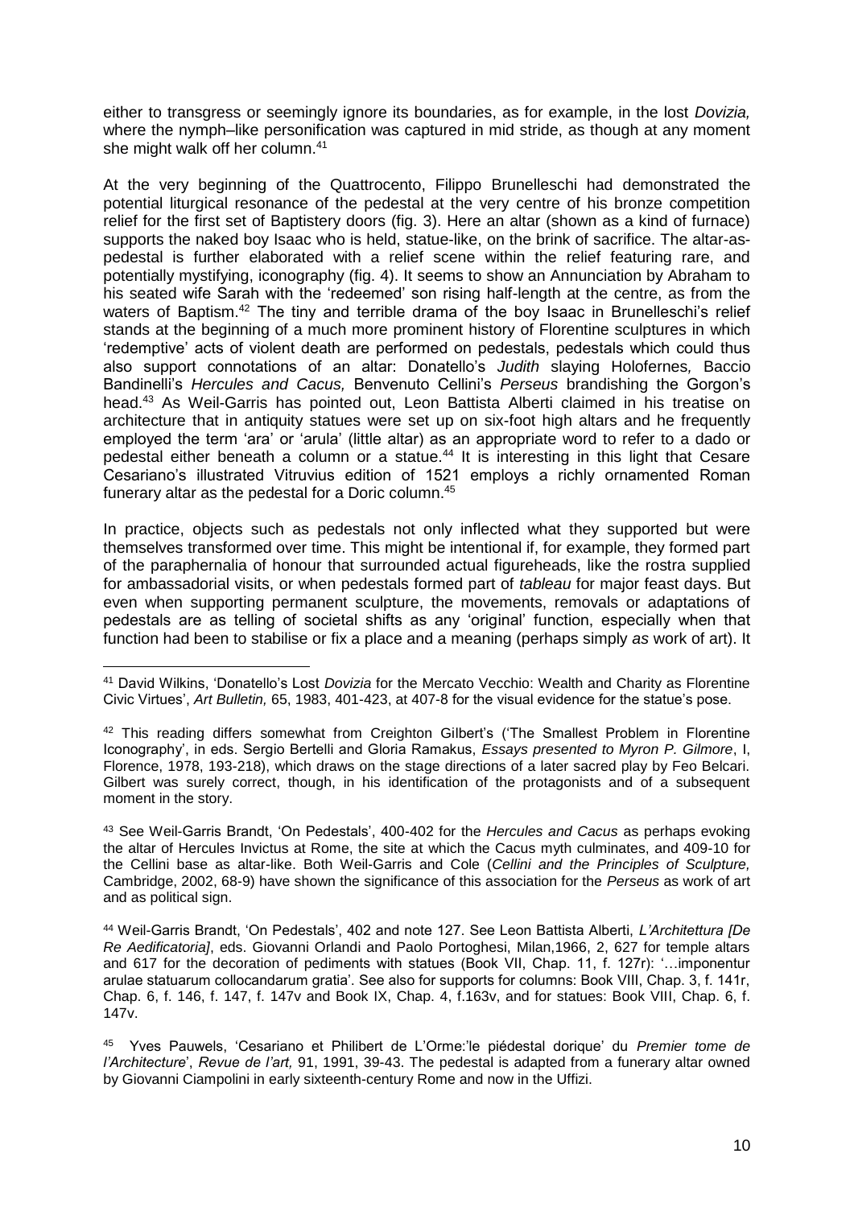either to transgress or seemingly ignore its boundaries, as for example, in the lost *Dovizia,* where the nymph–like personification was captured in mid stride, as though at any moment she might walk off her column.[41]

At the very beginning of the Quattrocento, Filippo Brunelleschi had demonstrated the potential liturgical resonance of the pedestal at the very centre of his bronze competition relief for the first set of Baptistery doors (fig. 3). Here an altar (shown as a kind of furnace) supports the naked boy Isaac who is held, statue-like, on the brink of sacrifice. The altar-as-pedestal is further elaborated with a relief scene within the relief featuring rare, and potentially mystifying, iconography (fig. 4). It seems to show an Annunciation by Abraham to his seated wife Sarah with the 'redeemed' son rising half-length at the centre, as from the waters of Baptism.[42] The tiny and terrible drama of the boy Isaac in Brunelleschi's relief stands at the beginning of a much more prominent history of Florentine sculptures in which 'redemptive' acts of violent death are performed on pedestals, pedestals which could thus also support connotations of an altar: Donatello's *Judith* slaying Holofernes*,* Baccio Bandinelli's *Hercules and Cacus,* Benvenuto Cellini's *Perseus* brandishing the Gorgon's head.[43] As Weil-Garris has pointed out, Leon Battista Alberti claimed in his treatise on architecture that in antiquity statues were set up on six-foot high altars and he frequently employed the term 'ara' or 'arula' (little altar) as an appropriate word to refer to a dado or pedestal either beneath a column or a statue.[44] It is interesting in this light that Cesare Cesariano's illustrated Vitruvius edition of 1521 employs a richly ornamented Roman funerary altar as the pedestal for a Doric column.[45]

In practice, objects such as pedestals not only inflected what they supported but were themselves transformed over time. This might be intentional if, for example, they formed part of the paraphernalia of honour that surrounded actual figureheads, like the rostra supplied for ambassadorial visits, or when pedestals formed part of *tableau* for major feast days. But even when supporting permanent sculpture, the movements, removals or adaptations of pedestals are as telling of societal shifts as any 'original' function, especially when that function had been to stabilise or fix a place and a meaning (perhaps simply *as* work of art). It

---

[41] David Wilkins, 'Donatello's Lost *Dovizia* for the Mercato Vecchio: Wealth and Charity as Florentine Civic Virtues', *Art Bulletin,* 65, 1983, 401-423, at 407-8 for the visual evidence for the statue's pose.

[42] This reading differs somewhat from Creighton Gilbert's ('The Smallest Problem in Florentine Iconography', in eds. Sergio Bertelli and Gloria Ramakus, *Essays presented to Myron P. Gilmore*, I, Florence, 1978, 193-218), which draws on the stage directions of a later sacred play by Feo Belcari. Gilbert was surely correct, though, in his identification of the protagonists and of a subsequent moment in the story.

[43] See Weil-Garris Brandt, 'On Pedestals', 400-402 for the *Hercules and Cacus* as perhaps evoking the altar of Hercules Invictus at Rome, the site at which the Cacus myth culminates, and 409-10 for the Cellini base as altar-like. Both Weil-Garris and Cole (*Cellini and the Principles of Sculpture,* Cambridge, 2002, 68-9) have shown the significance of this association for the *Perseus* as work of art and as political sign.

[44] Weil-Garris Brandt, 'On Pedestals', 402 and note 127. See Leon Battista Alberti, *L'Architettura [De Re Aedificatoria]*, eds. Giovanni Orlandi and Paolo Portoghesi, Milan,1966, 2, 627 for temple altars and 617 for the decoration of pediments with statues (Book VII, Chap. 11, f. 127r): '…imponentur arulae statuarum collocandarum gratia'. See also for supports for columns: Book VIII, Chap. 3, f. 141r, Chap. 6, f. 146, f. 147, f. 147v and Book IX, Chap. 4, f.163v, and for statues: Book VIII, Chap. 6, f. 147v.

[45] Yves Pauwels, 'Cesariano et Philibert de L'Orme:'le piédestal dorique' du *Premier tome de l'Architecture*', *Revue de l'art,* 91, 1991, 39-43. The pedestal is adapted from a funerary altar owned by Giovanni Ciampolini in early sixteenth-century Rome and now in the Uffizi.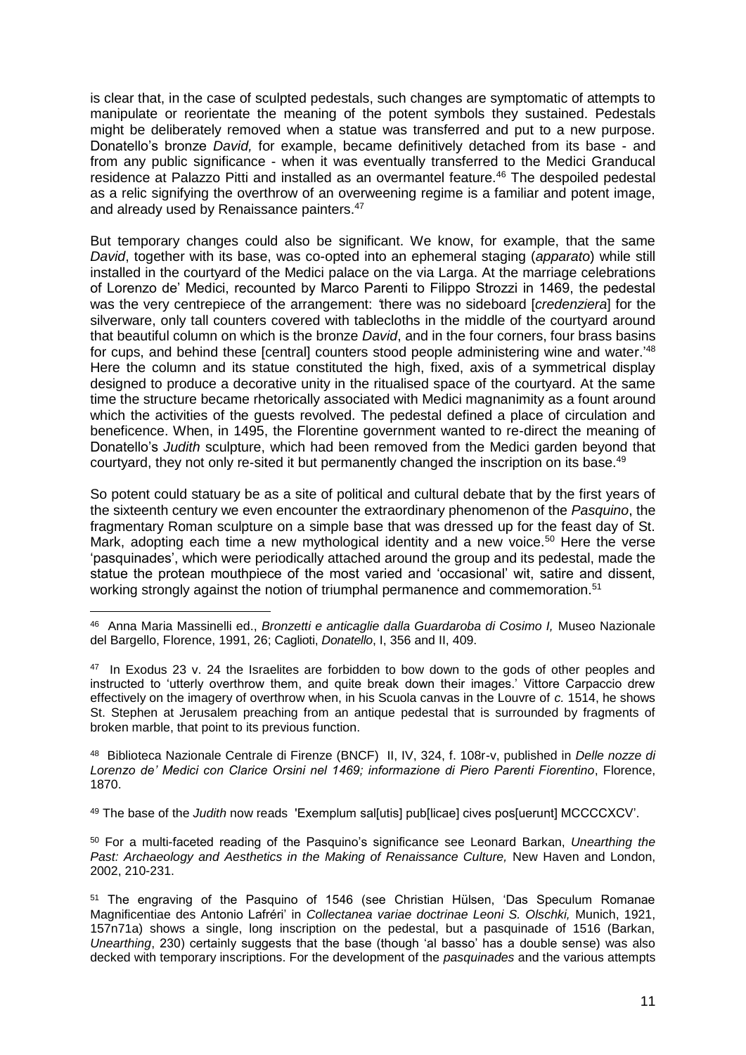is clear that, in the case of sculpted pedestals, such changes are symptomatic of attempts to manipulate or reorientate the meaning of the potent symbols they sustained. Pedestals might be deliberately removed when a statue was transferred and put to a new purpose. Donatello's bronze *David,* for example, became definitively detached from its base - and from any public significance - when it was eventually transferred to the Medici Granducal residence at Palazzo Pitti and installed as an overmantel feature.[46] The despoiled pedestal as a relic signifying the overthrow of an overweening regime is a familiar and potent image, and already used by Renaissance painters.[47]

But temporary changes could also be significant. We know, for example, that the same *David*, together with its base, was co-opted into an ephemeral staging (*apparato*) while still installed in the courtyard of the Medici palace on the via Larga. At the marriage celebrations of Lorenzo de' Medici, recounted by Marco Parenti to Filippo Strozzi in 1469, the pedestal was the very centrepiece of the arrangement: 'there was no sideboard [*credenziera*] for the silverware, only tall counters covered with tablecloths in the middle of the courtyard around that beautiful column on which is the bronze *David*, and in the four corners, four brass basins for cups, and behind these [central] counters stood people administering wine and water.'[48] Here the column and its statue constituted the high, fixed, axis of a symmetrical display designed to produce a decorative unity in the ritualised space of the courtyard. At the same time the structure became rhetorically associated with Medici magnanimity as a fount around which the activities of the guests revolved. The pedestal defined a place of circulation and beneficence. When, in 1495, the Florentine government wanted to re-direct the meaning of Donatello's *Judith* sculpture, which had been removed from the Medici garden beyond that courtyard, they not only re-sited it but permanently changed the inscription on its base.[49]

So potent could statuary be as a site of political and cultural debate that by the first years of the sixteenth century we even encounter the extraordinary phenomenon of the *Pasquino*, the fragmentary Roman sculpture on a simple base that was dressed up for the feast day of St. Mark, adopting each time a new mythological identity and a new voice.[50] Here the verse 'pasquinades', which were periodically attached around the group and its pedestal, made the statue the protean mouthpiece of the most varied and 'occasional' wit, satire and dissent, working strongly against the notion of triumphal permanence and commemoration.[51]

---

[46] Anna Maria Massinelli ed., *Bronzetti e anticaglie dalla Guardaroba di Cosimo I,* Museo Nazionale del Bargello, Florence, 1991, 26; Caglioti, *Donatello*, I, 356 and II, 409.

[47] In Exodus 23 v. 24 the Israelites are forbidden to bow down to the gods of other peoples and instructed to 'utterly overthrow them, and quite break down their images.' Vittore Carpaccio drew effectively on the imagery of overthrow when, in his Scuola canvas in the Louvre of *c.* 1514, he shows St. Stephen at Jerusalem preaching from an antique pedestal that is surrounded by fragments of broken marble, that point to its previous function.

[48] Biblioteca Nazionale Centrale di Firenze (BNCF) II, IV, 324, f. 108r-v, published in *Delle nozze di Lorenzo de' Medici con Clarice Orsini nel 1469; informazione di Piero Parenti Fiorentino*, Florence, 1870.

[49] The base of the *Judith* now reads 'Exemplum sal[utis] pub[licae] cives pos[uerunt] MCCCCXCV'.

[50] For a multi-faceted reading of the Pasquino's significance see Leonard Barkan, *Unearthing the Past: Archaeology and Aesthetics in the Making of Renaissance Culture,* New Haven and London, 2002, 210-231.

[51] The engraving of the Pasquino of 1546 (see Christian Hülsen, 'Das Speculum Romanae Magnificentiae des Antonio Lafréri' in *Collectanea variae doctrinae Leoni S. Olschki,* Munich, 1921, 157n71a) shows a single, long inscription on the pedestal, but a pasquinade of 1516 (Barkan, *Unearthing*, 230) certainly suggests that the base (though 'al basso' has a double sense) was also decked with temporary inscriptions. For the development of the *pasquinades* and the various attempts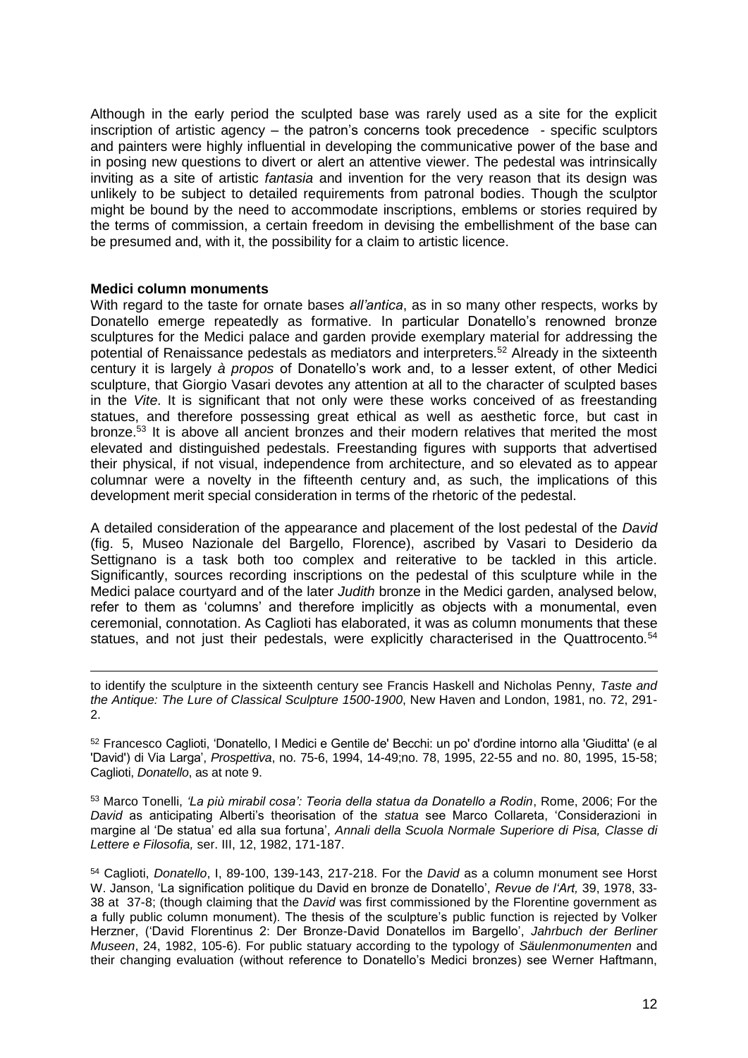Although in the early period the sculpted base was rarely used as a site for the explicit inscription of artistic agency – the patron's concerns took precedence - specific sculptors and painters were highly influential in developing the communicative power of the base and in posing new questions to divert or alert an attentive viewer. The pedestal was intrinsically inviting as a site of artistic *fantasia* and invention for the very reason that its design was unlikely to be subject to detailed requirements from patronal bodies. Though the sculptor might be bound by the need to accommodate inscriptions, emblems or stories required by the terms of commission, a certain freedom in devising the embellishment of the base can be presumed and, with it, the possibility for a claim to artistic licence.

**Medici column monuments**

With regard to the taste for ornate bases *all'antica*, as in so many other respects, works by Donatello emerge repeatedly as formative. In particular Donatello's renowned bronze sculptures for the Medici palace and garden provide exemplary material for addressing the potential of Renaissance pedestals as mediators and interpreters.[52] Already in the sixteenth century it is largely *à propos* of Donatello's work and, to a lesser extent, of other Medici sculpture, that Giorgio Vasari devotes any attention at all to the character of sculpted bases in the *Vite*. It is significant that not only were these works conceived of as freestanding statues, and therefore possessing great ethical as well as aesthetic force, but cast in bronze.[53] It is above all ancient bronzes and their modern relatives that merited the most elevated and distinguished pedestals. Freestanding figures with supports that advertised their physical, if not visual, independence from architecture, and so elevated as to appear columnar were a novelty in the fifteenth century and, as such, the implications of this development merit special consideration in terms of the rhetoric of the pedestal.

A detailed consideration of the appearance and placement of the lost pedestal of the *David* (fig. 5, Museo Nazionale del Bargello, Florence), ascribed by Vasari to Desiderio da Settignano is a task both too complex and reiterative to be tackled in this article. Significantly, sources recording inscriptions on the pedestal of this sculpture while in the Medici palace courtyard and of the later *Judith* bronze in the Medici garden, analysed below, refer to them as 'columns' and therefore implicitly as objects with a monumental, even ceremonial, connotation. As Caglioti has elaborated, it was as column monuments that these statues, and not just their pedestals, were explicitly characterised in the Quattrocento.[54]

---

to identify the sculpture in the sixteenth century see Francis Haskell and Nicholas Penny, *Taste and the Antique: The Lure of Classical Sculpture 1500-1900*, New Haven and London, 1981, no. 72, 291-2.

[52] Francesco Caglioti, 'Donatello, I Medici e Gentile de' Becchi: un po' d'ordine intorno alla 'Giuditta' (e al 'David') di Via Larga', *Prospettiva*, no. 75-6, 1994, 14-49;no. 78, 1995, 22-55 and no. 80, 1995, 15-58; Caglioti, *Donatello*, as at note 9.

[53] Marco Tonelli, *'La più mirabil cosa': Teoria della statua da Donatello a Rodin*, Rome, 2006; For the *David* as anticipating Alberti's theorisation of the *statua* see Marco Collareta, 'Considerazioni in margine al 'De statua' ed alla sua fortuna', *Annali della Scuola Normale Superiore di Pisa, Classe di Lettere e Filosofia,* ser. III, 12, 1982, 171-187.

[54] Caglioti, *Donatello*, I, 89-100, 139-143, 217-218. For the *David* as a column monument see Horst W. Janson, 'La signification politique du David en bronze de Donatello', *Revue de l'Art,* 39, 1978, 33-38 at 37-8; (though claiming that the *David* was first commissioned by the Florentine government as a fully public column monument). The thesis of the sculpture's public function is rejected by Volker Herzner, ('David Florentinus 2: Der Bronze-David Donatellos im Bargello', *Jahrbuch der Berliner Museen*, 24, 1982, 105-6). For public statuary according to the typology of *Säulenmonumenten* and their changing evaluation (without reference to Donatello's Medici bronzes) see Werner Haftmann,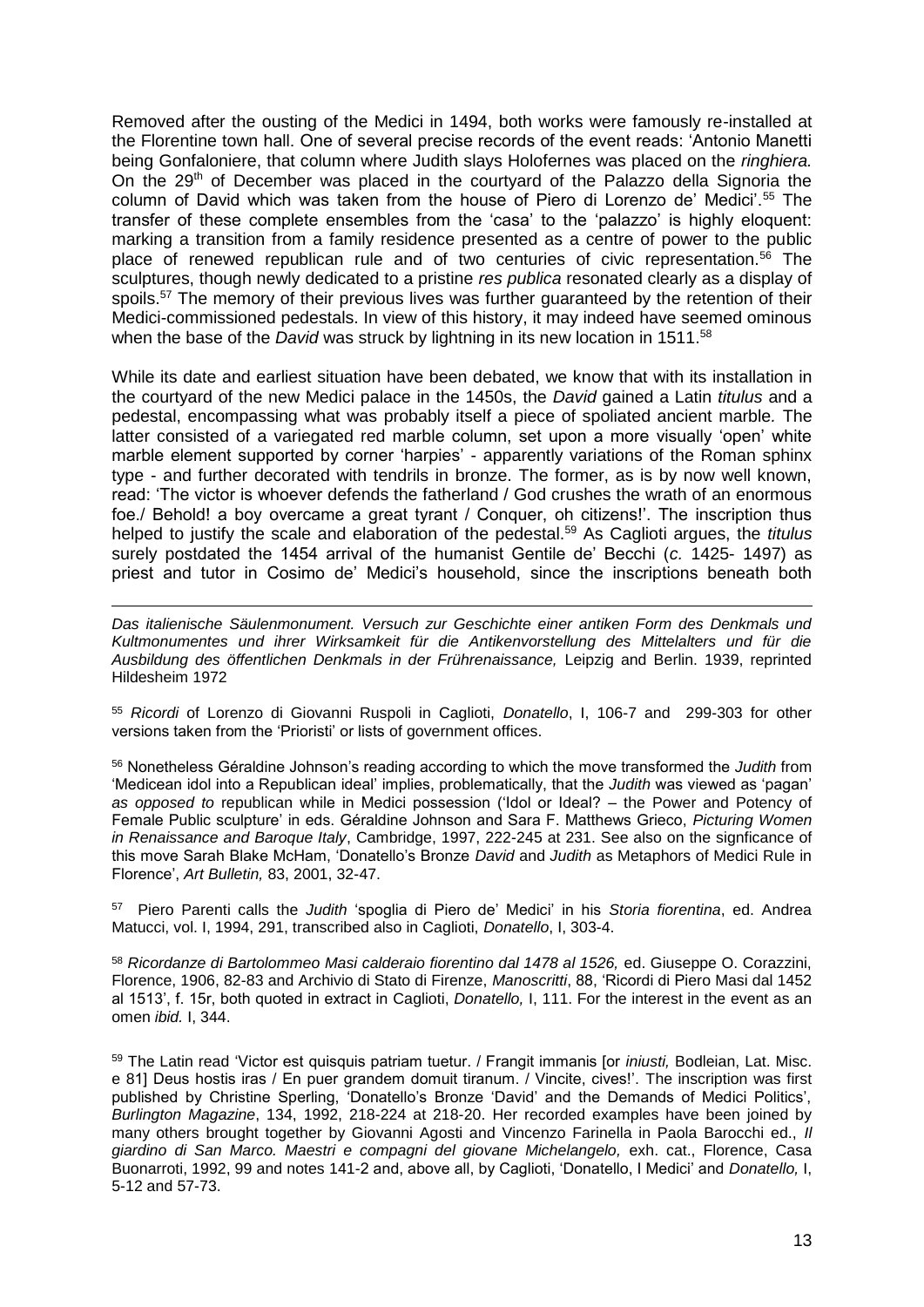Removed after the ousting of the Medici in 1494, both works were famously re-installed at the Florentine town hall. One of several precise records of the event reads: 'Antonio Manetti being Gonfaloniere, that column where Judith slays Holofernes was placed on the *ringhiera.* On the 29th of December was placed in the courtyard of the Palazzo della Signoria the column of David which was taken from the house of Piero di Lorenzo de' Medici'.[55] The transfer of these complete ensembles from the 'casa' to the 'palazzo' is highly eloquent: marking a transition from a family residence presented as a centre of power to the public place of renewed republican rule and of two centuries of civic representation.[56] The sculptures, though newly dedicated to a pristine *res publica* resonated clearly as a display of spoils.[57] The memory of their previous lives was further guaranteed by the retention of their Medici-commissioned pedestals. In view of this history, it may indeed have seemed ominous when the base of the *David* was struck by lightning in its new location in 1511.[58]

While its date and earliest situation have been debated, we know that with its installation in the courtyard of the new Medici palace in the 1450s, the *David* gained a Latin *titulus* and a pedestal, encompassing what was probably itself a piece of spoliated ancient marble. The latter consisted of a variegated red marble column, set upon a more visually 'open' white marble element supported by corner 'harpies' - apparently variations of the Roman sphinx type - and further decorated with tendrils in bronze. The former, as is by now well known, read: 'The victor is whoever defends the fatherland / God crushes the wrath of an enormous foe./ Behold! a boy overcame a great tyrant / Conquer, oh citizens!'. The inscription thus helped to justify the scale and elaboration of the pedestal.[59] As Caglioti argues, the *titulus* surely postdated the 1454 arrival of the humanist Gentile de' Becchi (*c.* 1425- 1497) as priest and tutor in Cosimo de' Medici's household, since the inscriptions beneath both

---

*Das italienische Säulenmonument. Versuch zur Geschichte einer antiken Form des Denkmals und Kultmonumentes und ihrer Wirksamkeit für die Antikenvorstellung des Mittelalters und für die Ausbildung des öffentlichen Denkmals in der Frührenaissance,* Leipzig and Berlin. 1939, reprinted Hildesheim 1972

[55] *Ricordi* of Lorenzo di Giovanni Ruspoli in Caglioti, *Donatello*, I, 106-7 and 299-303 for other versions taken from the 'Prioristi' or lists of government offices.

[56] Nonetheless Géraldine Johnson's reading according to which the move transformed the *Judith* from 'Medicean idol into a Republican ideal' implies, problematically, that the *Judith* was viewed as 'pagan' *as opposed to* republican while in Medici possession ('Idol or Ideal? – the Power and Potency of Female Public sculpture' in eds. Géraldine Johnson and Sara F. Matthews Grieco, *Picturing Women in Renaissance and Baroque Italy*, Cambridge, 1997, 222-245 at 231. See also on the signficance of this move Sarah Blake McHam, 'Donatello's Bronze *David* and *Judith* as Metaphors of Medici Rule in Florence', *Art Bulletin,* 83, 2001, 32-47.

[57] Piero Parenti calls the *Judith* 'spoglia di Piero de' Medici' in his *Storia fiorentina*, ed. Andrea Matucci, vol. I, 1994, 291, transcribed also in Caglioti, *Donatello*, I, 303-4.

[58] *Ricordanze di Bartolommeo Masi calderaio fiorentino dal 1478 al 1526,* ed. Giuseppe O. Corazzini, Florence, 1906, 82-83 and Archivio di Stato di Firenze, *Manoscritti*, 88, 'Ricordi di Piero Masi dal 1452 al 1513', f. 15r, both quoted in extract in Caglioti, *Donatello,* I, 111. For the interest in the event as an omen *ibid.* I, 344.

[59] The Latin read 'Victor est quisquis patriam tuetur. / Frangit immanis [or *iniusti,* Bodleian, Lat. Misc. e 81] Deus hostis iras / En puer grandem domuit tiranum. / Vincite, cives!'. The inscription was first published by Christine Sperling, 'Donatello's Bronze 'David' and the Demands of Medici Politics', *Burlington Magazine*, 134, 1992, 218-224 at 218-20. Her recorded examples have been joined by many others brought together by Giovanni Agosti and Vincenzo Farinella in Paola Barocchi ed., *Il giardino di San Marco. Maestri e compagni del giovane Michelangelo,* exh. cat., Florence, Casa Buonarroti, 1992, 99 and notes 141-2 and, above all, by Caglioti, 'Donatello, I Medici' and *Donatello,* I, 5-12 and 57-73.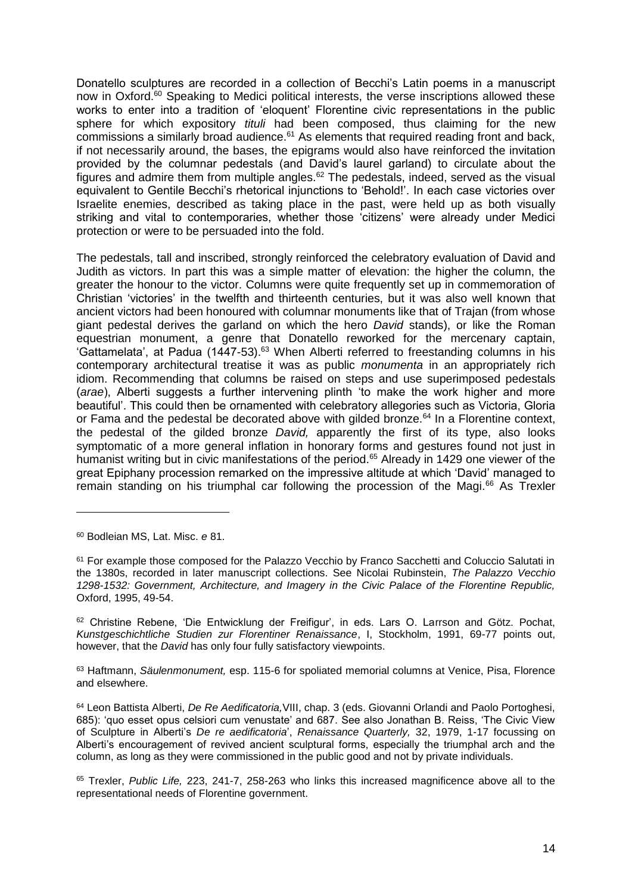Donatello sculptures are recorded in a collection of Becchi's Latin poems in a manuscript now in Oxford.[60] Speaking to Medici political interests, the verse inscriptions allowed these works to enter into a tradition of 'eloquent' Florentine civic representations in the public sphere for which expository *tituli* had been composed, thus claiming for the new commissions a similarly broad audience.[61] As elements that required reading front and back, if not necessarily around, the bases, the epigrams would also have reinforced the invitation provided by the columnar pedestals (and David's laurel garland) to circulate about the figures and admire them from multiple angles.[62] The pedestals, indeed, served as the visual equivalent to Gentile Becchi's rhetorical injunctions to 'Behold!'. In each case victories over Israelite enemies, described as taking place in the past, were held up as both visually striking and vital to contemporaries, whether those 'citizens' were already under Medici protection or were to be persuaded into the fold.

The pedestals, tall and inscribed, strongly reinforced the celebratory evaluation of David and Judith as victors. In part this was a simple matter of elevation: the higher the column, the greater the honour to the victor. Columns were quite frequently set up in commemoration of Christian 'victories' in the twelfth and thirteenth centuries, but it was also well known that ancient victors had been honoured with columnar monuments like that of Trajan (from whose giant pedestal derives the garland on which the hero *David* stands), or like the Roman equestrian monument, a genre that Donatello reworked for the mercenary captain, 'Gattamelata', at Padua (1447-53).[63] When Alberti referred to freestanding columns in his contemporary architectural treatise it was as public *monumenta* in an appropriately rich idiom. Recommending that columns be raised on steps and use superimposed pedestals (*arae*), Alberti suggests a further intervening plinth 'to make the work higher and more beautiful'. This could then be ornamented with celebratory allegories such as Victoria, Gloria or Fama and the pedestal be decorated above with gilded bronze.[64] In a Florentine context, the pedestal of the gilded bronze *David,* apparently the first of its type, also looks symptomatic of a more general inflation in honorary forms and gestures found not just in humanist writing but in civic manifestations of the period.[65] Already in 1429 one viewer of the great Epiphany procession remarked on the impressive altitude at which 'David' managed to remain standing on his triumphal car following the procession of the Magi.[66] As Trexler

---

[60] Bodleian MS, Lat. Misc. *e* 81.

[61] For example those composed for the Palazzo Vecchio by Franco Sacchetti and Coluccio Salutati in the 1380s, recorded in later manuscript collections. See Nicolai Rubinstein, *The Palazzo Vecchio 1298-1532: Government, Architecture, and Imagery in the Civic Palace of the Florentine Republic,* Oxford, 1995, 49-54.

[62] Christine Rebene, 'Die Entwicklung der Freifigur', in eds. Lars O. Larrson and Götz. Pochat, *Kunstgeschichtliche Studien zur Florentiner Renaissance*, I, Stockholm, 1991, 69-77 points out, however, that the *David* has only four fully satisfactory viewpoints.

[63] Haftmann, *Säulenmonument,* esp. 115-6 for spoliated memorial columns at Venice, Pisa, Florence and elsewhere.

[64] Leon Battista Alberti, *De Re Aedificatoria,*VIII, chap. 3 (eds. Giovanni Orlandi and Paolo Portoghesi, 685): 'quo esset opus celsiori cum venustate' and 687. See also Jonathan B. Reiss, 'The Civic View of Sculpture in Alberti's *De re aedificatoria*', *Renaissance Quarterly,* 32, 1979, 1-17 focussing on Alberti's encouragement of revived ancient sculptural forms, especially the triumphal arch and the column, as long as they were commissioned in the public good and not by private individuals.

[65] Trexler, *Public Life,* 223, 241-7, 258-263 who links this increased magnificence above all to the representational needs of Florentine government.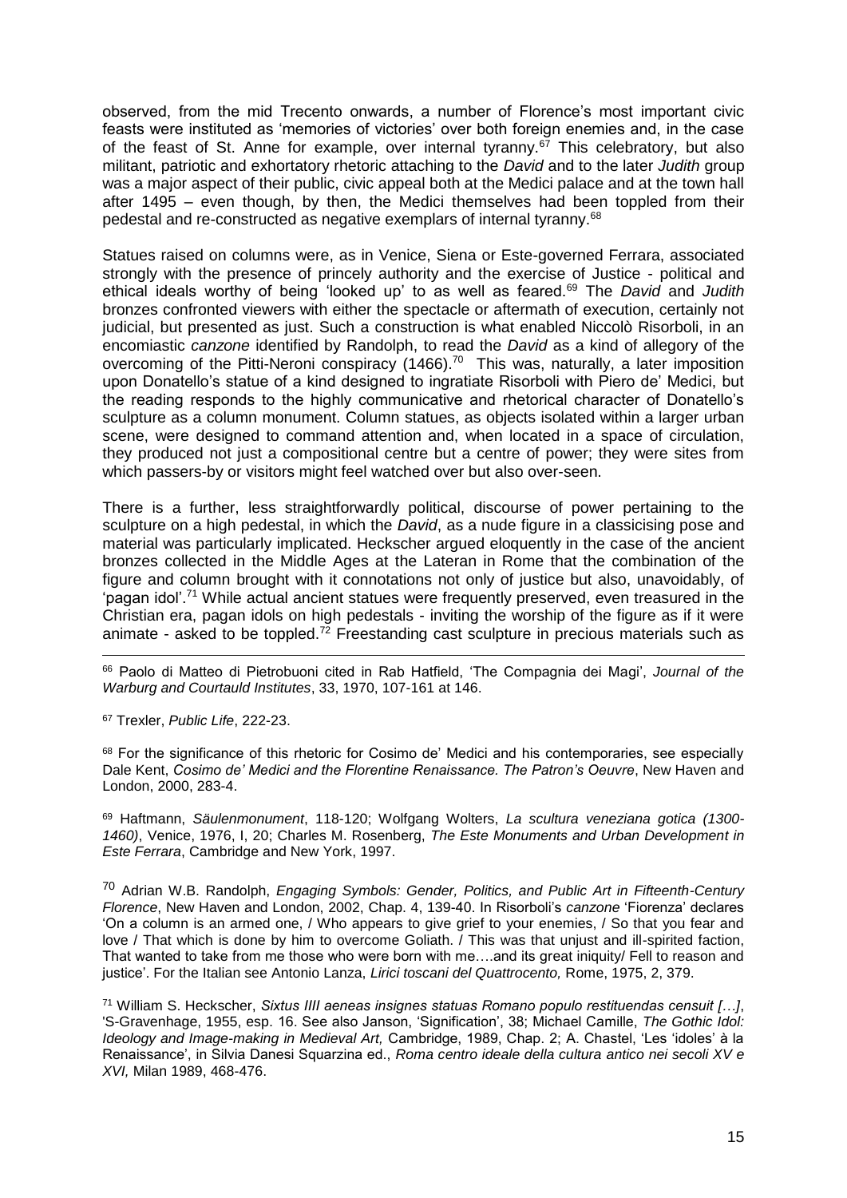observed, from the mid Trecento onwards, a number of Florence's most important civic feasts were instituted as 'memories of victories' over both foreign enemies and, in the case of the feast of St. Anne for example, over internal tyranny.[67] This celebratory, but also militant, patriotic and exhortatory rhetoric attaching to the *David* and to the later *Judith* group was a major aspect of their public, civic appeal both at the Medici palace and at the town hall after 1495 – even though, by then, the Medici themselves had been toppled from their pedestal and re-constructed as negative exemplars of internal tyranny.[68]

Statues raised on columns were, as in Venice, Siena or Este-governed Ferrara, associated strongly with the presence of princely authority and the exercise of Justice - political and ethical ideals worthy of being 'looked up' to as well as feared.[69] The *David* and *Judith* bronzes confronted viewers with either the spectacle or aftermath of execution, certainly not judicial, but presented as just. Such a construction is what enabled Niccolò Risorboli, in an encomiastic *canzone* identified by Randolph, to read the *David* as a kind of allegory of the overcoming of the Pitti-Neroni conspiracy (1466).[70] This was, naturally, a later imposition upon Donatello's statue of a kind designed to ingratiate Risorboli with Piero de' Medici, but the reading responds to the highly communicative and rhetorical character of Donatello's sculpture as a column monument. Column statues, as objects isolated within a larger urban scene, were designed to command attention and, when located in a space of circulation, they produced not just a compositional centre but a centre of power; they were sites from which passers-by or visitors might feel watched over but also over-seen.

There is a further, less straightforwardly political, discourse of power pertaining to the sculpture on a high pedestal, in which the *David*, as a nude figure in a classicising pose and material was particularly implicated. Heckscher argued eloquently in the case of the ancient bronzes collected in the Middle Ages at the Lateran in Rome that the combination of the figure and column brought with it connotations not only of justice but also, unavoidably, of 'pagan idol'.[71] While actual ancient statues were frequently preserved, even treasured in the Christian era, pagan idols on high pedestals - inviting the worship of the figure as if it were animate - asked to be toppled.[72] Freestanding cast sculpture in precious materials such as

---

[66] Paolo di Matteo di Pietrobuoni cited in Rab Hatfield, 'The Compagnia dei Magi', *Journal of the Warburg and Courtauld Institutes*, 33, 1970, 107-161 at 146.

[67] Trexler, *Public Life*, 222-23.

[68] For the significance of this rhetoric for Cosimo de' Medici and his contemporaries, see especially Dale Kent, *Cosimo de' Medici and the Florentine Renaissance. The Patron's Oeuvre*, New Haven and London, 2000, 283-4.

[69] Haftmann, *Säulenmonument*, 118-120; Wolfgang Wolters, *La scultura veneziana gotica (1300-1460)*, Venice, 1976, I, 20; Charles M. Rosenberg, *The Este Monuments and Urban Development in Este Ferrara*, Cambridge and New York, 1997.

[70] Adrian W.B. Randolph, *Engaging Symbols: Gender, Politics, and Public Art in Fifteenth-Century Florence*, New Haven and London, 2002, Chap. 4, 139-40. In Risorboli's *canzone* 'Fiorenza' declares 'On a column is an armed one, / Who appears to give grief to your enemies, / So that you fear and love / That which is done by him to overcome Goliath. / This was that unjust and ill-spirited faction, That wanted to take from me those who were born with me….and its great iniquity/ Fell to reason and justice'. For the Italian see Antonio Lanza, *Lirici toscani del Quattrocento,* Rome, 1975, 2, 379.

[71] William S. Heckscher, *Sixtus IIII aeneas insignes statuas Romano populo restituendas censuit […]*, 'S-Gravenhage, 1955, esp. 16. See also Janson, 'Signification', 38; Michael Camille, *The Gothic Idol: Ideology and Image-making in Medieval Art,* Cambridge, 1989, Chap. 2; A. Chastel, 'Les 'idoles' à la Renaissance', in Silvia Danesi Squarzina ed., *Roma centro ideale della cultura antico nei secoli XV e XVI,* Milan 1989, 468-476.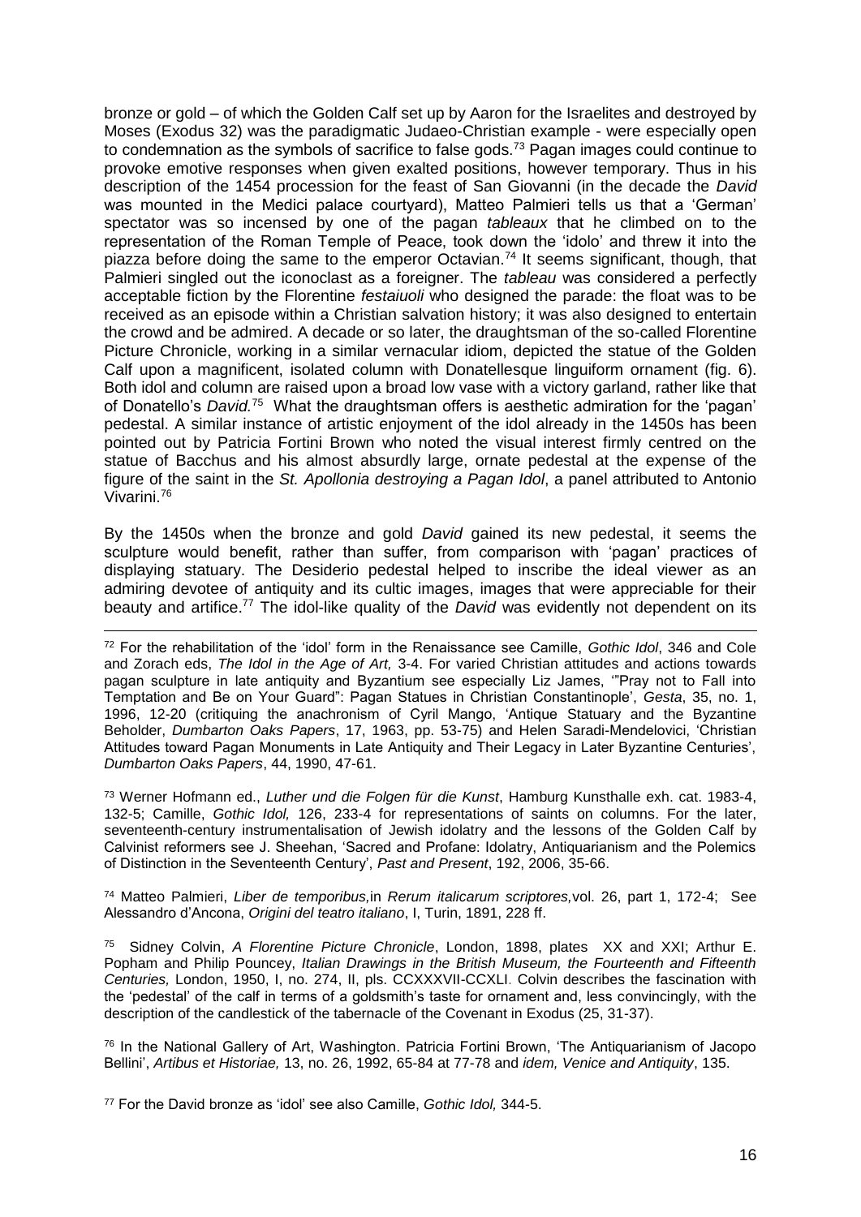bronze or gold – of which the Golden Calf set up by Aaron for the Israelites and destroyed by Moses (Exodus 32) was the paradigmatic Judaeo-Christian example - were especially open to condemnation as the symbols of sacrifice to false gods.[73] Pagan images could continue to provoke emotive responses when given exalted positions, however temporary. Thus in his description of the 1454 procession for the feast of San Giovanni (in the decade the *David* was mounted in the Medici palace courtyard), Matteo Palmieri tells us that a 'German' spectator was so incensed by one of the pagan *tableaux* that he climbed on to the representation of the Roman Temple of Peace, took down the 'idolo' and threw it into the piazza before doing the same to the emperor Octavian.[74] It seems significant, though, that Palmieri singled out the iconoclast as a foreigner. The *tableau* was considered a perfectly acceptable fiction by the Florentine *festaiuoli* who designed the parade: the float was to be received as an episode within a Christian salvation history; it was also designed to entertain the crowd and be admired. A decade or so later, the draughtsman of the so-called Florentine Picture Chronicle, working in a similar vernacular idiom, depicted the statue of the Golden Calf upon a magnificent, isolated column with Donatellesque linguiform ornament (fig. 6). Both idol and column are raised upon a broad low vase with a victory garland, rather like that of Donatello's *David.*[75] What the draughtsman offers is aesthetic admiration for the 'pagan' pedestal. A similar instance of artistic enjoyment of the idol already in the 1450s has been pointed out by Patricia Fortini Brown who noted the visual interest firmly centred on the statue of Bacchus and his almost absurdly large, ornate pedestal at the expense of the figure of the saint in the *St. Apollonia destroying a Pagan Idol*, a panel attributed to Antonio Vivarini.[76]

By the 1450s when the bronze and gold *David* gained its new pedestal, it seems the sculpture would benefit, rather than suffer, from comparison with 'pagan' practices of displaying statuary. The Desiderio pedestal helped to inscribe the ideal viewer as an admiring devotee of antiquity and its cultic images, images that were appreciable for their beauty and artifice.[77] The idol-like quality of the *David* was evidently not dependent on its

---

[72] For the rehabilitation of the 'idol' form in the Renaissance see Camille, *Gothic Idol*, 346 and Cole and Zorach eds, *The Idol in the Age of Art,* 3-4. For varied Christian attitudes and actions towards pagan sculpture in late antiquity and Byzantium see especially Liz James, '"Pray not to Fall into Temptation and Be on Your Guard": Pagan Statues in Christian Constantinople', *Gesta*, 35, no. 1, 1996, 12-20 (critiquing the anachronism of Cyril Mango, 'Antique Statuary and the Byzantine Beholder, *Dumbarton Oaks Papers*, 17, 1963, pp. 53-75) and Helen Saradi-Mendelovici, 'Christian Attitudes toward Pagan Monuments in Late Antiquity and Their Legacy in Later Byzantine Centuries', *Dumbarton Oaks Papers*, 44, 1990, 47-61.

[73] Werner Hofmann ed., *Luther und die Folgen für die Kunst*, Hamburg Kunsthalle exh. cat. 1983-4, 132-5; Camille, *Gothic Idol,* 126, 233-4 for representations of saints on columns. For the later, seventeenth-century instrumentalisation of Jewish idolatry and the lessons of the Golden Calf by Calvinist reformers see J. Sheehan, 'Sacred and Profane: Idolatry, Antiquarianism and the Polemics of Distinction in the Seventeenth Century', *Past and Present*, 192, 2006, 35-66.

[74] Matteo Palmieri, *Liber de temporibus,*in *Rerum italicarum scriptores,*vol. 26, part 1, 172-4; See Alessandro d'Ancona, *Origini del teatro italiano*, I, Turin, 1891, 228 ff.

[75] Sidney Colvin, *A Florentine Picture Chronicle*, London, 1898, plates XX and XXI; Arthur E. Popham and Philip Pouncey, *Italian Drawings in the British Museum, the Fourteenth and Fifteenth Centuries,* London, 1950, I, no. 274, II, pls. CCXXXVII-CCXLI. Colvin describes the fascination with the 'pedestal' of the calf in terms of a goldsmith's taste for ornament and, less convincingly, with the description of the candlestick of the tabernacle of the Covenant in Exodus (25, 31-37).

[76] In the National Gallery of Art, Washington. Patricia Fortini Brown, 'The Antiquarianism of Jacopo Bellini', *Artibus et Historiae,* 13, no. 26, 1992, 65-84 at 77-78 and *idem, Venice and Antiquity*, 135.

[77] For the David bronze as 'idol' see also Camille, *Gothic Idol,* 344-5.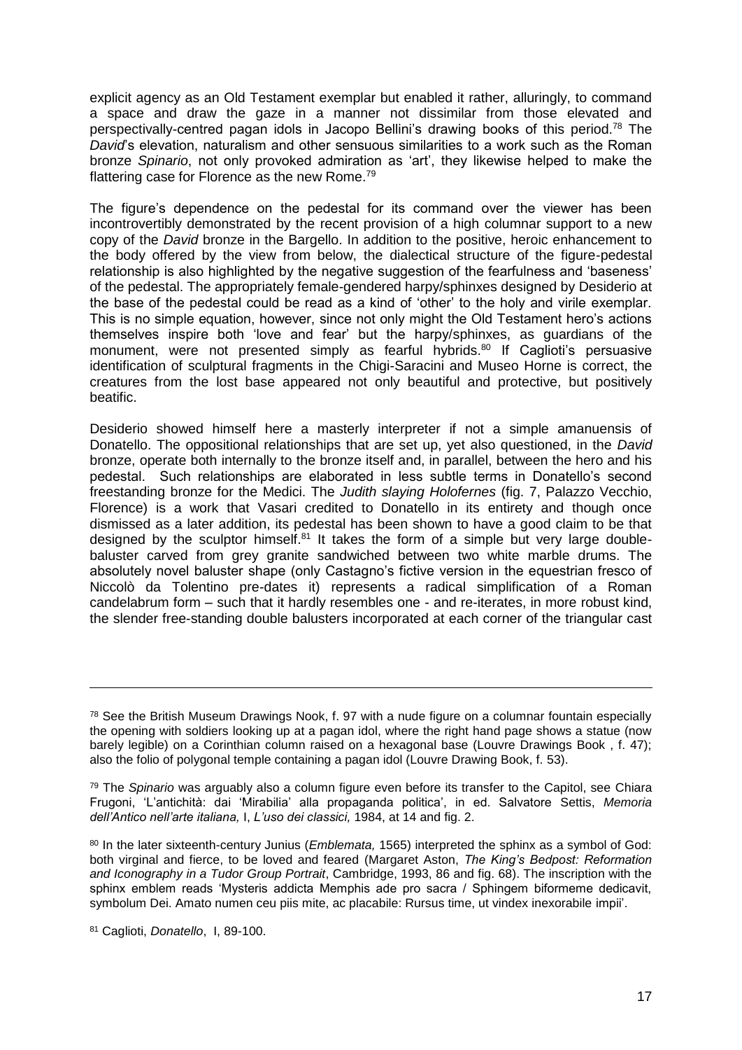explicit agency as an Old Testament exemplar but enabled it rather, alluringly, to command a space and draw the gaze in a manner not dissimilar from those elevated and perspectivally-centred pagan idols in Jacopo Bellini's drawing books of this period.[78] The *David*'s elevation, naturalism and other sensuous similarities to a work such as the Roman bronze *Spinario*, not only provoked admiration as 'art', they likewise helped to make the flattering case for Florence as the new Rome.[79]

The figure's dependence on the pedestal for its command over the viewer has been incontrovertibly demonstrated by the recent provision of a high columnar support to a new copy of the *David* bronze in the Bargello. In addition to the positive, heroic enhancement to the body offered by the view from below, the dialectical structure of the figure-pedestal relationship is also highlighted by the negative suggestion of the fearfulness and 'baseness' of the pedestal. The appropriately female-gendered harpy/sphinxes designed by Desiderio at the base of the pedestal could be read as a kind of 'other' to the holy and virile exemplar. This is no simple equation, however, since not only might the Old Testament hero's actions themselves inspire both 'love and fear' but the harpy/sphinxes, as guardians of the monument, were not presented simply as fearful hybrids.[80] If Caglioti's persuasive identification of sculptural fragments in the Chigi-Saracini and Museo Horne is correct, the creatures from the lost base appeared not only beautiful and protective, but positively beatific.

Desiderio showed himself here a masterly interpreter if not a simple amanuensis of Donatello. The oppositional relationships that are set up, yet also questioned, in the *David* bronze, operate both internally to the bronze itself and, in parallel, between the hero and his pedestal. Such relationships are elaborated in less subtle terms in Donatello's second freestanding bronze for the Medici. The *Judith slaying Holofernes* (fig. 7, Palazzo Vecchio, Florence) is a work that Vasari credited to Donatello in its entirety and though once dismissed as a later addition, its pedestal has been shown to have a good claim to be that designed by the sculptor himself.[81] It takes the form of a simple but very large double-baluster carved from grey granite sandwiched between two white marble drums. The absolutely novel baluster shape (only Castagno's fictive version in the equestrian fresco of Niccolò da Tolentino pre-dates it) represents a radical simplification of a Roman candelabrum form – such that it hardly resembles one - and re-iterates, in more robust kind, the slender free-standing double balusters incorporated at each corner of the triangular cast

---

[78] See the British Museum Drawings Nook, f. 97 with a nude figure on a columnar fountain especially the opening with soldiers looking up at a pagan idol, where the right hand page shows a statue (now barely legible) on a Corinthian column raised on a hexagonal base (Louvre Drawings Book , f. 47); also the folio of polygonal temple containing a pagan idol (Louvre Drawing Book, f. 53).

[79] The *Spinario* was arguably also a column figure even before its transfer to the Capitol, see Chiara Frugoni, 'L'antichità: dai 'Mirabilia' alla propaganda politica', in ed. Salvatore Settis, *Memoria dell'Antico nell'arte italiana,* I, *L'uso dei classici,* 1984, at 14 and fig. 2.

[80] In the later sixteenth-century Junius (*Emblemata,* 1565) interpreted the sphinx as a symbol of God: both virginal and fierce, to be loved and feared (Margaret Aston, *The King's Bedpost: Reformation and Iconography in a Tudor Group Portrait*, Cambridge, 1993, 86 and fig. 68). The inscription with the sphinx emblem reads 'Mysteris addicta Memphis ade pro sacra / Sphingem biformeme dedicavit, symbolum Dei. Amato numen ceu piis mite, ac placabile: Rursus time, ut vindex inexorabile impii'.

[81] Caglioti, *Donatello*, I, 89-100.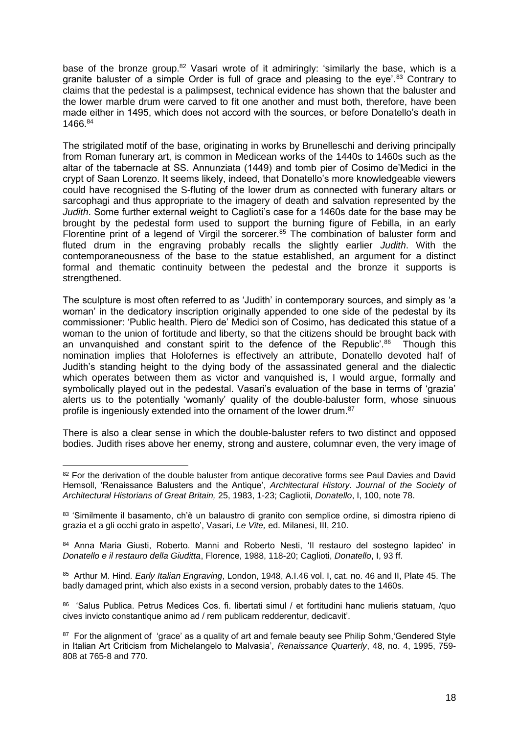base of the bronze group.[82] Vasari wrote of it admiringly: 'similarly the base, which is a granite baluster of a simple Order is full of grace and pleasing to the eye'.[83] Contrary to claims that the pedestal is a palimpsest, technical evidence has shown that the baluster and the lower marble drum were carved to fit one another and must both, therefore, have been made either in 1495, which does not accord with the sources, or before Donatello's death in 1466.[84]

The strigilated motif of the base, originating in works by Brunelleschi and deriving principally from Roman funerary art, is common in Medicean works of the 1440s to 1460s such as the altar of the tabernacle at SS. Annunziata (1449) and tomb pier of Cosimo de'Medici in the crypt of Saan Lorenzo. It seems likely, indeed, that Donatello's more knowledgeable viewers could have recognised the S-fluting of the lower drum as connected with funerary altars or sarcophagi and thus appropriate to the imagery of death and salvation represented by the *Judith*. Some further external weight to Caglioti's case for a 1460s date for the base may be brought by the pedestal form used to support the burning figure of Febilla, in an early Florentine print of a legend of Virgil the sorcerer.[85] The combination of baluster form and fluted drum in the engraving probably recalls the slightly earlier *Judith*. With the contemporaneousness of the base to the statue established, an argument for a distinct formal and thematic continuity between the pedestal and the bronze it supports is strengthened.

The sculpture is most often referred to as 'Judith' in contemporary sources, and simply as 'a woman' in the dedicatory inscription originally appended to one side of the pedestal by its commissioner: 'Public health. Piero de' Medici son of Cosimo, has dedicated this statue of a woman to the union of fortitude and liberty, so that the citizens should be brought back with an unvanquished and constant spirit to the defence of the Republic'.[86] Though this nomination implies that Holofernes is effectively an attribute, Donatello devoted half of Judith's standing height to the dying body of the assassinated general and the dialectic which operates between them as victor and vanquished is, I would argue, formally and symbolically played out in the pedestal. Vasari's evaluation of the base in terms of 'grazia' alerts us to the potentially 'womanly' quality of the double-baluster form, whose sinuous profile is ingeniously extended into the ornament of the lower drum.[87]

There is also a clear sense in which the double-baluster refers to two distinct and opposed bodies. Judith rises above her enemy, strong and austere, columnar even, the very image of

---

[82] For the derivation of the double baluster from antique decorative forms see Paul Davies and David Hemsoll, 'Renaissance Balusters and the Antique', *Architectural History. Journal of the Society of Architectural Historians of Great Britain,* 25, 1983, 1-23; Cagliotii, *Donatello*, I, 100, note 78.

[83] 'Similmente il basamento, ch'è un balaustro di granito con semplice ordine, si dimostra ripieno di grazia et a gli occhi grato in aspetto', Vasari, *Le Vite,* ed. Milanesi, III, 210.

[84] Anna Maria Giusti, Roberto. Manni and Roberto Nesti, 'Il restauro del sostegno lapideo' in *Donatello e il restauro della Giuditta*, Florence, 1988, 118-20; Caglioti, *Donatello*, I, 93 ff.

[85] Arthur M. Hind. *Early Italian Engraving*, London, 1948, A.I.46 vol. I, cat. no. 46 and II, Plate 45. The badly damaged print, which also exists in a second version, probably dates to the 1460s.

[86] 'Salus Publica. Petrus Medices Cos. fi. libertati simul / et fortitudini hanc mulieris statuam, /quo cives invicto constantique animo ad / rem publicam redderentur, dedicavit'.

[87] For the alignment of 'grace' as a quality of art and female beauty see Philip Sohm,'Gendered Style in Italian Art Criticism from Michelangelo to Malvasia', *Renaissance Quarterly*, 48, no. 4, 1995, 759-808 at 765-8 and 770.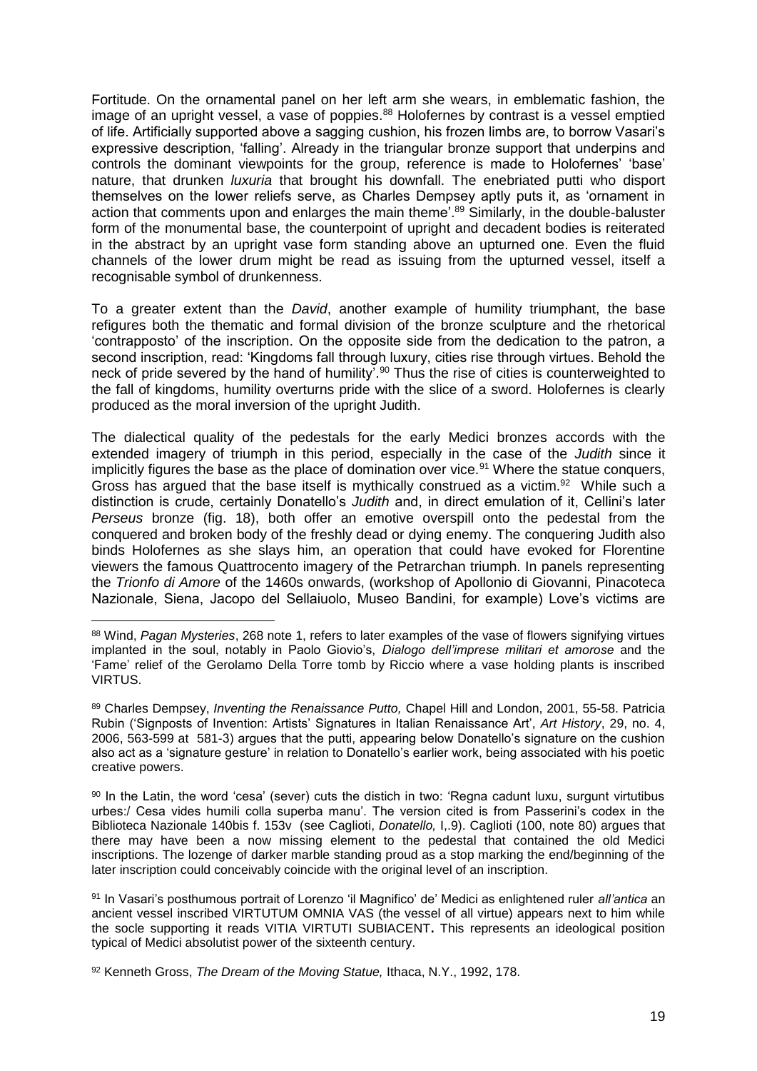Fortitude. On the ornamental panel on her left arm she wears, in emblematic fashion, the image of an upright vessel, a vase of poppies.[88] Holofernes by contrast is a vessel emptied of life. Artificially supported above a sagging cushion, his frozen limbs are, to borrow Vasari's expressive description, 'falling'. Already in the triangular bronze support that underpins and controls the dominant viewpoints for the group, reference is made to Holofernes' 'base' nature, that drunken *luxuria* that brought his downfall. The enebriated putti who disport themselves on the lower reliefs serve, as Charles Dempsey aptly puts it, as 'ornament in action that comments upon and enlarges the main theme'.[89] Similarly, in the double-baluster form of the monumental base, the counterpoint of upright and decadent bodies is reiterated in the abstract by an upright vase form standing above an upturned one. Even the fluid channels of the lower drum might be read as issuing from the upturned vessel, itself a recognisable symbol of drunkenness.

To a greater extent than the *David*, another example of humility triumphant, the base refigures both the thematic and formal division of the bronze sculpture and the rhetorical 'contrapposto' of the inscription. On the opposite side from the dedication to the patron, a second inscription, read: 'Kingdoms fall through luxury, cities rise through virtues. Behold the neck of pride severed by the hand of humility'.[90] Thus the rise of cities is counterweighted to the fall of kingdoms, humility overturns pride with the slice of a sword. Holofernes is clearly produced as the moral inversion of the upright Judith.

The dialectical quality of the pedestals for the early Medici bronzes accords with the extended imagery of triumph in this period, especially in the case of the *Judith* since it implicitly figures the base as the place of domination over vice.[91] Where the statue conquers, Gross has argued that the base itself is mythically construed as a victim.[92] While such a distinction is crude, certainly Donatello's *Judith* and, in direct emulation of it, Cellini's later *Perseus* bronze (fig. 18), both offer an emotive overspill onto the pedestal from the conquered and broken body of the freshly dead or dying enemy. The conquering Judith also binds Holofernes as she slays him, an operation that could have evoked for Florentine viewers the famous Quattrocento imagery of the Petrarchan triumph. In panels representing the *Trionfo di Amore* of the 1460s onwards, (workshop of Apollonio di Giovanni, Pinacoteca Nazionale, Siena, Jacopo del Sellaiuolo, Museo Bandini, for example) Love's victims are

---

[88] Wind, *Pagan Mysteries*, 268 note 1, refers to later examples of the vase of flowers signifying virtues implanted in the soul, notably in Paolo Giovio's, *Dialogo dell'imprese militari et amorose* and the 'Fame' relief of the Gerolamo Della Torre tomb by Riccio where a vase holding plants is inscribed VIRTUS.

[89] Charles Dempsey, *Inventing the Renaissance Putto,* Chapel Hill and London, 2001, 55-58. Patricia Rubin ('Signposts of Invention: Artists' Signatures in Italian Renaissance Art', *Art History*, 29, no. 4, 2006, 563-599 at 581-3) argues that the putti, appearing below Donatello's signature on the cushion also act as a 'signature gesture' in relation to Donatello's earlier work, being associated with his poetic creative powers.

[90] In the Latin, the word 'cesa' (sever) cuts the distich in two: 'Regna cadunt luxu, surgunt virtutibus urbes:/ Cesa vides humili colla superba manu'. The version cited is from Passerini's codex in the Biblioteca Nazionale 140bis f. 153v (see Caglioti, *Donatello,* I,.9). Caglioti (100, note 80) argues that there may have been a now missing element to the pedestal that contained the old Medici inscriptions. The lozenge of darker marble standing proud as a stop marking the end/beginning of the later inscription could conceivably coincide with the original level of an inscription.

[91] In Vasari's posthumous portrait of Lorenzo 'il Magnifico' de' Medici as enlightened ruler *all'antica* an ancient vessel inscribed VIRTUTUM OMNIA VAS (the vessel of all virtue) appears next to him while the socle supporting it reads VITIA VIRTUTI SUBIACENT**.** This represents an ideological position typical of Medici absolutist power of the sixteenth century.

[92] Kenneth Gross, *The Dream of the Moving Statue,* Ithaca, N.Y., 1992, 178.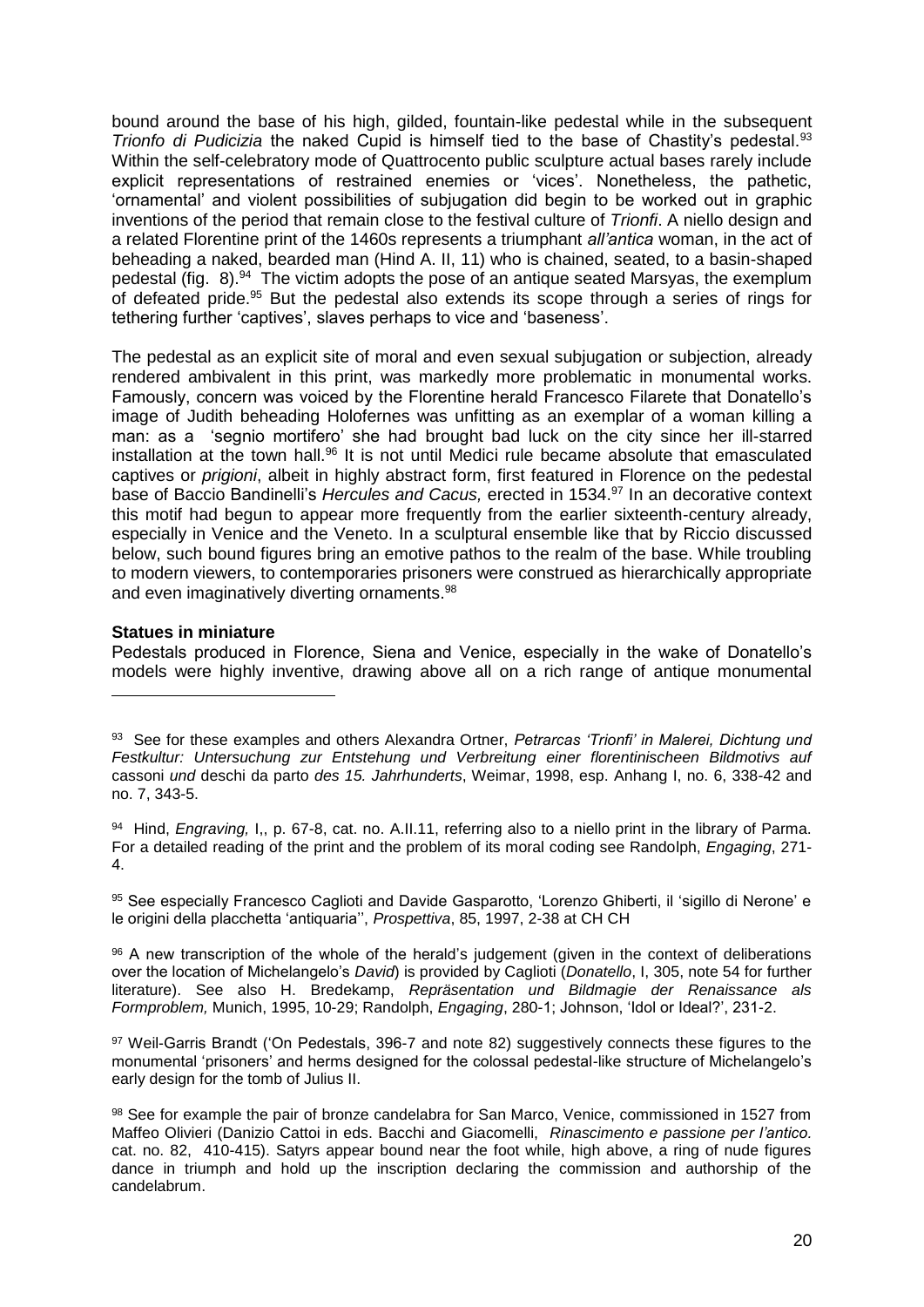bound around the base of his high, gilded, fountain-like pedestal while in the subsequent *Trionfo di Pudicizia* the naked Cupid is himself tied to the base of Chastity's pedestal.[93] Within the self-celebratory mode of Quattrocento public sculpture actual bases rarely include explicit representations of restrained enemies or 'vices'. Nonetheless, the pathetic, 'ornamental' and violent possibilities of subjugation did begin to be worked out in graphic inventions of the period that remain close to the festival culture of *Trionfi*. A niello design and a related Florentine print of the 1460s represents a triumphant *all'antica* woman, in the act of beheading a naked, bearded man (Hind A. II, 11) who is chained, seated, to a basin-shaped pedestal (fig. 8).[94] The victim adopts the pose of an antique seated Marsyas, the exemplum of defeated pride.[95] But the pedestal also extends its scope through a series of rings for tethering further 'captives', slaves perhaps to vice and 'baseness'.

The pedestal as an explicit site of moral and even sexual subjugation or subjection, already rendered ambivalent in this print, was markedly more problematic in monumental works. Famously, concern was voiced by the Florentine herald Francesco Filarete that Donatello's image of Judith beheading Holofernes was unfitting as an exemplar of a woman killing a man: as a 'segnio mortifero' she had brought bad luck on the city since her ill-starred installation at the town hall.[96] It is not until Medici rule became absolute that emasculated captives or *prigioni*, albeit in highly abstract form, first featured in Florence on the pedestal base of Baccio Bandinelli's *Hercules and Cacus,* erected in 1534.[97] In an decorative context this motif had begun to appear more frequently from the earlier sixteenth-century already, especially in Venice and the Veneto. In a sculptural ensemble like that by Riccio discussed below, such bound figures bring an emotive pathos to the realm of the base. While troubling to modern viewers, to contemporaries prisoners were construed as hierarchically appropriate and even imaginatively diverting ornaments.[98]

**Statues in miniature**

Pedestals produced in Florence, Siena and Venice, especially in the wake of Donatello's models were highly inventive, drawing above all on a rich range of antique monumental

---

[93] See for these examples and others Alexandra Ortner, *Petrarcas 'Trionfi' in Malerei, Dichtung und Festkultur: Untersuchung zur Entstehung und Verbreitung einer florentinischeen Bildmotivs auf* cassoni *und* deschi da parto *des 15. Jahrhunderts*, Weimar, 1998, esp. Anhang I, no. 6, 338-42 and no. 7, 343-5.

[94] Hind, *Engraving,* I,, p. 67-8, cat. no. A.II.11, referring also to a niello print in the library of Parma. For a detailed reading of the print and the problem of its moral coding see Randolph, *Engaging*, 271-4.

[95] See especially Francesco Caglioti and Davide Gasparotto, 'Lorenzo Ghiberti, il 'sigillo di Nerone' e le origini della placchetta 'antiquaria'', *Prospettiva*, 85, 1997, 2-38 at CH CH

[96] A new transcription of the whole of the herald's judgement (given in the context of deliberations over the location of Michelangelo's *David*) is provided by Caglioti (*Donatello*, I, 305, note 54 for further literature). See also H. Bredekamp, *Repräsentation und Bildmagie der Renaissance als Formproblem,* Munich, 1995, 10-29; Randolph, *Engaging*, 280-1; Johnson, 'Idol or Ideal?', 231-2.

[97] Weil-Garris Brandt ('On Pedestals, 396-7 and note 82) suggestively connects these figures to the monumental 'prisoners' and herms designed for the colossal pedestal-like structure of Michelangelo's early design for the tomb of Julius II.

[98] See for example the pair of bronze candelabra for San Marco, Venice, commissioned in 1527 from Maffeo Olivieri (Danizio Cattoi in eds. Bacchi and Giacomelli, *Rinascimento e passione per l'antico.* cat. no. 82, 410-415). Satyrs appear bound near the foot while, high above, a ring of nude figures dance in triumph and hold up the inscription declaring the commission and authorship of the candelabrum.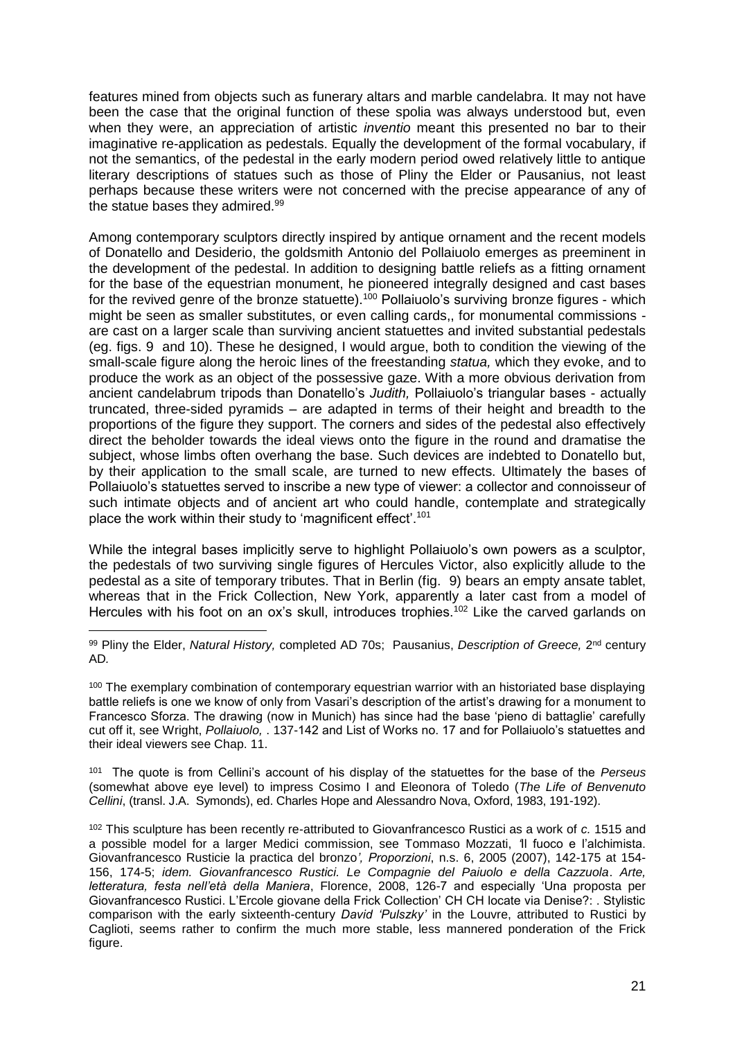features mined from objects such as funerary altars and marble candelabra. It may not have been the case that the original function of these spolia was always understood but, even when they were, an appreciation of artistic *inventio* meant this presented no bar to their imaginative re-application as pedestals. Equally the development of the formal vocabulary, if not the semantics, of the pedestal in the early modern period owed relatively little to antique literary descriptions of statues such as those of Pliny the Elder or Pausanius, not least perhaps because these writers were not concerned with the precise appearance of any of the statue bases they admired.[99]

Among contemporary sculptors directly inspired by antique ornament and the recent models of Donatello and Desiderio, the goldsmith Antonio del Pollaiuolo emerges as preeminent in the development of the pedestal. In addition to designing battle reliefs as a fitting ornament for the base of the equestrian monument, he pioneered integrally designed and cast bases for the revived genre of the bronze statuette).[100] Pollaiuolo's surviving bronze figures - which might be seen as smaller substitutes, or even calling cards,, for monumental commissions - are cast on a larger scale than surviving ancient statuettes and invited substantial pedestals (eg. figs. 9 and 10). These he designed, I would argue, both to condition the viewing of the small-scale figure along the heroic lines of the freestanding *statua,* which they evoke, and to produce the work as an object of the possessive gaze. With a more obvious derivation from ancient candelabrum tripods than Donatello's *Judith,* Pollaiuolo's triangular bases - actually truncated, three-sided pyramids – are adapted in terms of their height and breadth to the proportions of the figure they support. The corners and sides of the pedestal also effectively direct the beholder towards the ideal views onto the figure in the round and dramatise the subject, whose limbs often overhang the base. Such devices are indebted to Donatello but, by their application to the small scale, are turned to new effects. Ultimately the bases of Pollaiuolo's statuettes served to inscribe a new type of viewer: a collector and connoisseur of such intimate objects and of ancient art who could handle, contemplate and strategically place the work within their study to 'magnificent effect'.[101]

While the integral bases implicitly serve to highlight Pollaiuolo's own powers as a sculptor, the pedestals of two surviving single figures of Hercules Victor, also explicitly allude to the pedestal as a site of temporary tributes. That in Berlin (fig. 9) bears an empty ansate tablet, whereas that in the Frick Collection, New York, apparently a later cast from a model of Hercules with his foot on an ox's skull, introduces trophies.[102] Like the carved garlands on

---

[99] Pliny the Elder, *Natural History,* completed AD 70s; Pausanius, *Description of Greece,* 2nd century AD.

[100] The exemplary combination of contemporary equestrian warrior with an historiated base displaying battle reliefs is one we know of only from Vasari's description of the artist's drawing for a monument to Francesco Sforza. The drawing (now in Munich) has since had the base 'pieno di battaglie' carefully cut off it, see Wright, *Pollaiuolo,* . 137-142 and List of Works no. 17 and for Pollaiuolo's statuettes and their ideal viewers see Chap. 11.

[101] The quote is from Cellini's account of his display of the statuettes for the base of the *Perseus* (somewhat above eye level) to impress Cosimo I and Eleonora of Toledo (*The Life of Benvenuto Cellini*, (transl. J.A. Symonds), ed. Charles Hope and Alessandro Nova, Oxford, 1983, 191-192).

[102] This sculpture has been recently re-attributed to Giovanfrancesco Rustici as a work of *c.* 1515 and a possible model for a larger Medici commission, see Tommaso Mozzati, 'Il fuoco e l'alchimista. Giovanfrancesco Rusticie la practica del bronzo*', Proporzioni*, n.s. 6, 2005 (2007), 142-175 at 154-156, 174-5; *idem. Giovanfrancesco Rustici. Le Compagnie del Paiuolo e della Cazzuola*. *Arte, letteratura, festa nell'età della Maniera*, Florence, 2008, 126-7 and especially 'Una proposta per Giovanfrancesco Rustici. L'Ercole giovane della Frick Collection' CH CH locate via Denise?: . Stylistic comparison with the early sixteenth-century *David 'Pulszky'* in the Louvre, attributed to Rustici by Caglioti, seems rather to confirm the much more stable, less mannered ponderation of the Frick figure.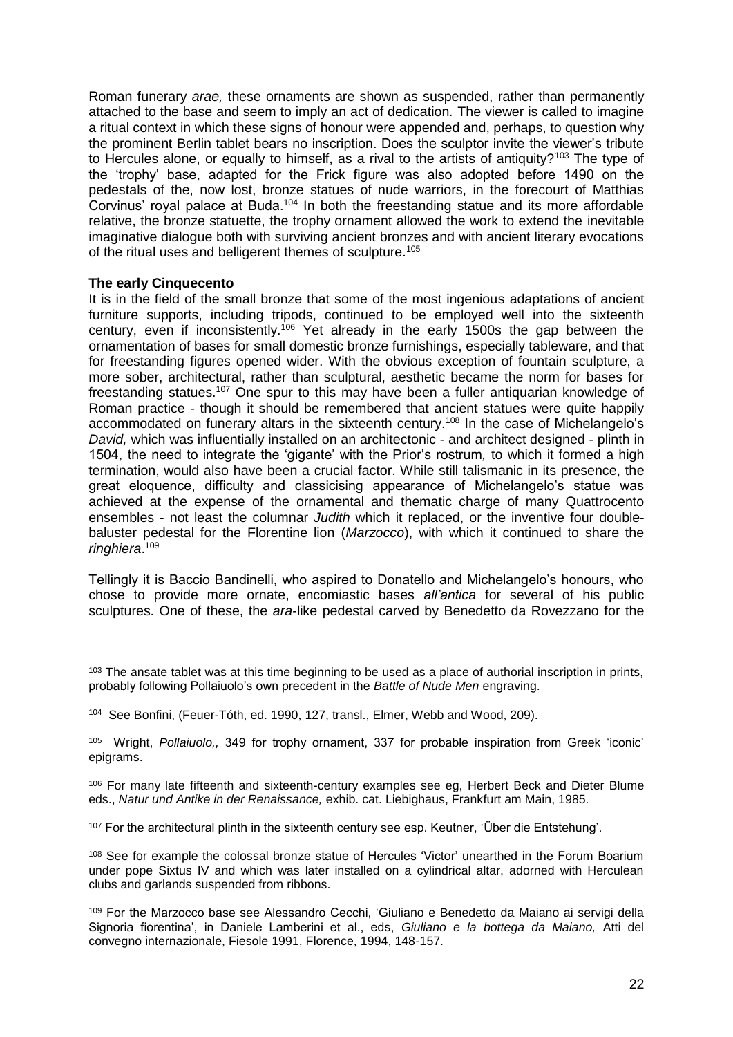Roman funerary *arae,* these ornaments are shown as suspended, rather than permanently attached to the base and seem to imply an act of dedication*.* The viewer is called to imagine a ritual context in which these signs of honour were appended and, perhaps, to question why the prominent Berlin tablet bears no inscription. Does the sculptor invite the viewer's tribute to Hercules alone, or equally to himself, as a rival to the artists of antiquity?[103] The type of the 'trophy' base, adapted for the Frick figure was also adopted before 1490 on the pedestals of the, now lost, bronze statues of nude warriors, in the forecourt of Matthias Corvinus' royal palace at Buda.[104] In both the freestanding statue and its more affordable relative, the bronze statuette, the trophy ornament allowed the work to extend the inevitable imaginative dialogue both with surviving ancient bronzes and with ancient literary evocations of the ritual uses and belligerent themes of sculpture.[105]

**The early Cinquecento**

It is in the field of the small bronze that some of the most ingenious adaptations of ancient furniture supports, including tripods, continued to be employed well into the sixteenth century, even if inconsistently.[106] Yet already in the early 1500s the gap between the ornamentation of bases for small domestic bronze furnishings, especially tableware, and that for freestanding figures opened wider. With the obvious exception of fountain sculpture, a more sober, architectural, rather than sculptural, aesthetic became the norm for bases for freestanding statues.[107] One spur to this may have been a fuller antiquarian knowledge of Roman practice - though it should be remembered that ancient statues were quite happily accommodated on funerary altars in the sixteenth century.[108] In the case of Michelangelo's *David,* which was influentially installed on an architectonic - and architect designed - plinth in 1504, the need to integrate the 'gigante' with the Prior's rostrum*,* to which it formed a high termination, would also have been a crucial factor. While still talismanic in its presence, the great eloquence, difficulty and classicising appearance of Michelangelo's statue was achieved at the expense of the ornamental and thematic charge of many Quattrocento ensembles - not least the columnar *Judith* which it replaced, or the inventive four double-baluster pedestal for the Florentine lion (*Marzocco*), with which it continued to share the *ringhiera*.[109]

Tellingly it is Baccio Bandinelli, who aspired to Donatello and Michelangelo's honours, who chose to provide more ornate, encomiastic bases *all'antica* for several of his public sculptures. One of these, the *ara*-like pedestal carved by Benedetto da Rovezzano for the

---

[103] The ansate tablet was at this time beginning to be used as a place of authorial inscription in prints, probably following Pollaiuolo's own precedent in the *Battle of Nude Men* engraving.

[104] See Bonfini, (Feuer-Tóth, ed. 1990, 127, transl., Elmer, Webb and Wood, 209).

[105] Wright, *Pollaiuolo,,* 349 for trophy ornament, 337 for probable inspiration from Greek 'iconic' epigrams.

[106] For many late fifteenth and sixteenth-century examples see eg, Herbert Beck and Dieter Blume eds., *Natur und Antike in der Renaissance,* exhib. cat. Liebighaus, Frankfurt am Main, 1985.

[107] For the architectural plinth in the sixteenth century see esp. Keutner, 'Über die Entstehung'.

[108] See for example the colossal bronze statue of Hercules 'Victor' unearthed in the Forum Boarium under pope Sixtus IV and which was later installed on a cylindrical altar, adorned with Herculean clubs and garlands suspended from ribbons.

[109] For the Marzocco base see Alessandro Cecchi, 'Giuliano e Benedetto da Maiano ai servigi della Signoria fiorentina', in Daniele Lamberini et al., eds, *Giuliano e la bottega da Maiano,* Atti del convegno internazionale, Fiesole 1991, Florence, 1994, 148-157.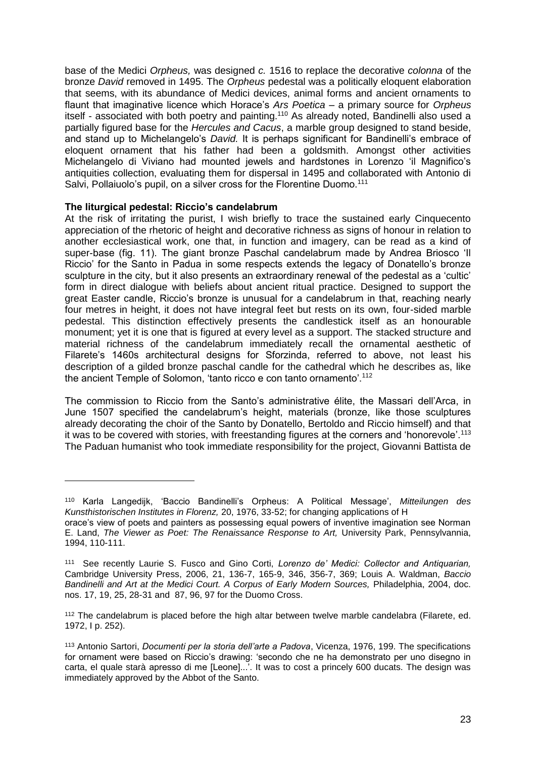base of the Medici *Orpheus,* was designed *c.* 1516 to replace the decorative *colonna* of the bronze *David* removed in 1495. The *Orpheus* pedestal was a politically eloquent elaboration that seems, with its abundance of Medici devices, animal forms and ancient ornaments to flaunt that imaginative licence which Horace's *Ars Poetica* – a primary source for *Orpheus* itself - associated with both poetry and painting.[110] As already noted, Bandinelli also used a partially figured base for the *Hercules and Cacus*, a marble group designed to stand beside, and stand up to Michelangelo's *David.* It is perhaps significant for Bandinelli's embrace of eloquent ornament that his father had been a goldsmith. Amongst other activities Michelangelo di Viviano had mounted jewels and hardstones in Lorenzo 'il Magnifico's antiquities collection, evaluating them for dispersal in 1495 and collaborated with Antonio di Salvi, Pollaiuolo's pupil, on a silver cross for the Florentine Duomo.[111]

**The liturgical pedestal: Riccio's candelabrum**

At the risk of irritating the purist, I wish briefly to trace the sustained early Cinquecento appreciation of the rhetoric of height and decorative richness as signs of honour in relation to another ecclesiastical work, one that, in function and imagery, can be read as a kind of super-base (fig. 11). The giant bronze Paschal candelabrum made by Andrea Briosco 'Il Riccio' for the Santo in Padua in some respects extends the legacy of Donatello's bronze sculpture in the city, but it also presents an extraordinary renewal of the pedestal as a 'cultic' form in direct dialogue with beliefs about ancient ritual practice. Designed to support the great Easter candle, Riccio's bronze is unusual for a candelabrum in that, reaching nearly four metres in height, it does not have integral feet but rests on its own, four-sided marble pedestal. This distinction effectively presents the candlestick itself as an honourable monument; yet it is one that is figured at every level as a support. The stacked structure and material richness of the candelabrum immediately recall the ornamental aesthetic of Filarete's 1460s architectural designs for Sforzinda, referred to above, not least his description of a gilded bronze paschal candle for the cathedral which he describes as, like the ancient Temple of Solomon, 'tanto ricco e con tanto ornamento'.[112]

The commission to Riccio from the Santo's administrative élite, the Massari dell'Arca, in June 1507 specified the candelabrum's height, materials (bronze, like those sculptures already decorating the choir of the Santo by Donatello, Bertoldo and Riccio himself) and that it was to be covered with stories, with freestanding figures at the corners and 'honorevole'.[113] The Paduan humanist who took immediate responsibility for the project, Giovanni Battista de

---

[110] Karla Langedijk, 'Baccio Bandinelli's Orpheus: A Political Message', *Mitteilungen des Kunsthistorischen Institutes in Florenz,* 20, 1976, 33-52; for changing applications of Horace's view of poets and painters as possessing equal powers of inventive imagination see Norman E. Land, *The Viewer as Poet: The Renaissance Response to Art,* University Park, Pennsylvannia, 1994, 110-111.

[111] See recently Laurie S. Fusco and Gino Corti, *Lorenzo de' Medici: Collector and Antiquarian,* Cambridge University Press, 2006, 21, 136-7, 165-9, 346, 356-7, 369; Louis A. Waldman, *Baccio Bandinelli and Art at the Medici Court. A Corpus of Early Modern Sources,* Philadelphia, 2004, doc. nos. 17, 19, 25, 28-31 and 87, 96, 97 for the Duomo Cross.

[112] The candelabrum is placed before the high altar between twelve marble candelabra (Filarete, ed. 1972, I p. 252).

[113] Antonio Sartori, *Documenti per la storia dell'arte a Padova*, Vicenza, 1976, 199. The specifications for ornament were based on Riccio's drawing: 'secondo che ne ha demonstrato per uno disegno in carta, el quale starà apresso di me [Leone]...'. It was to cost a princely 600 ducats. The design was immediately approved by the Abbot of the Santo.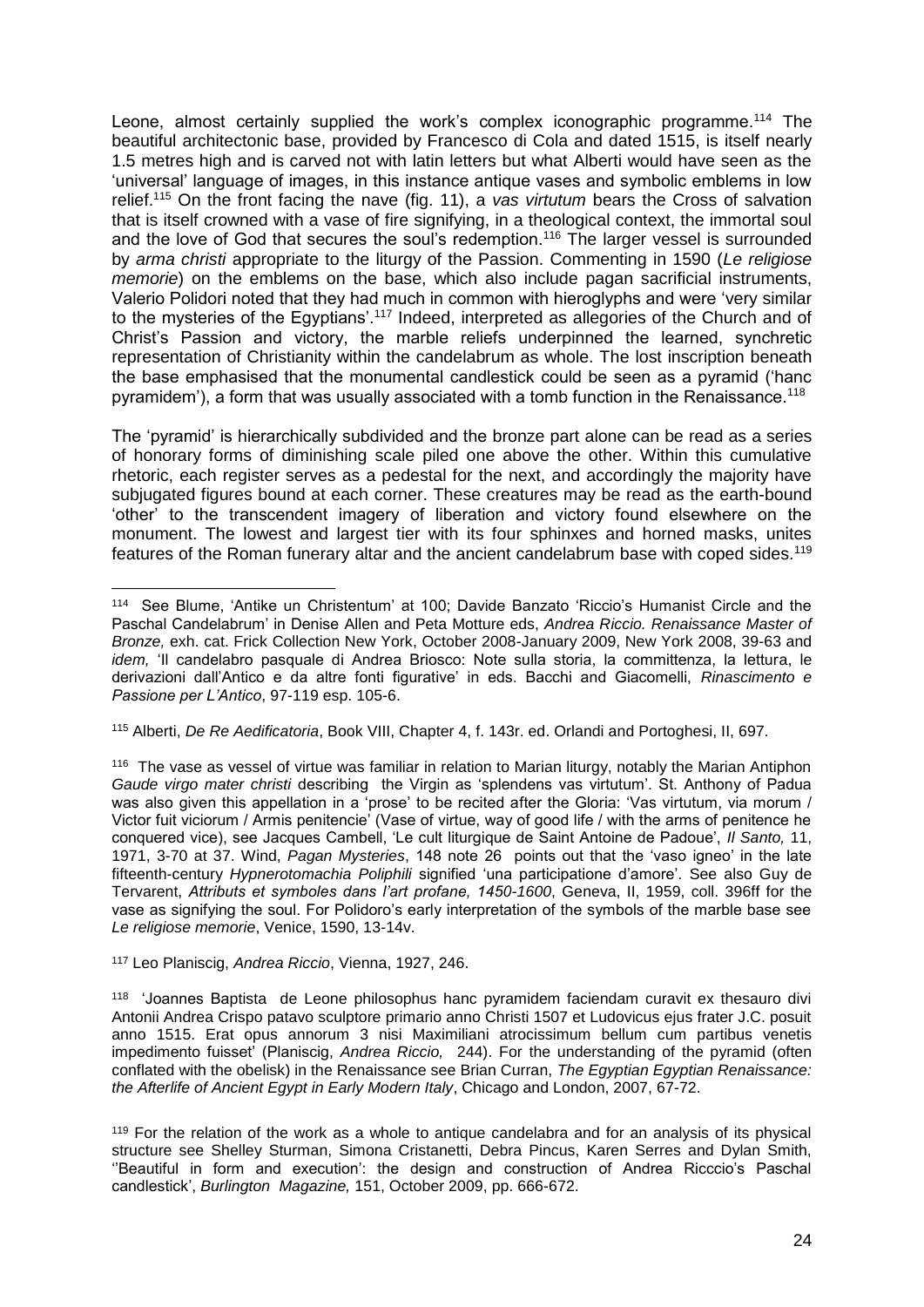Leone, almost certainly supplied the work's complex iconographic programme.[114] The beautiful architectonic base, provided by Francesco di Cola and dated 1515, is itself nearly 1.5 metres high and is carved not with latin letters but what Alberti would have seen as the 'universal' language of images, in this instance antique vases and symbolic emblems in low relief.[115] On the front facing the nave (fig. 11), a *vas virtutum* bears the Cross of salvation that is itself crowned with a vase of fire signifying, in a theological context, the immortal soul and the love of God that secures the soul's redemption.[116] The larger vessel is surrounded by *arma christi* appropriate to the liturgy of the Passion. Commenting in 1590 (*Le religiose memorie*) on the emblems on the base, which also include pagan sacrificial instruments, Valerio Polidori noted that they had much in common with hieroglyphs and were 'very similar to the mysteries of the Egyptians'.[117] Indeed, interpreted as allegories of the Church and of Christ's Passion and victory, the marble reliefs underpinned the learned, synchretic representation of Christianity within the candelabrum as whole. The lost inscription beneath the base emphasised that the monumental candlestick could be seen as a pyramid ('hanc pyramidem'), a form that was usually associated with a tomb function in the Renaissance.[118]

The 'pyramid' is hierarchically subdivided and the bronze part alone can be read as a series of honorary forms of diminishing scale piled one above the other. Within this cumulative rhetoric, each register serves as a pedestal for the next, and accordingly the majority have subjugated figures bound at each corner. These creatures may be read as the earth-bound 'other' to the transcendent imagery of liberation and victory found elsewhere on the monument. The lowest and largest tier with its four sphinxes and horned masks, unites features of the Roman funerary altar and the ancient candelabrum base with coped sides.[119]

---

[114] See Blume, 'Antike un Christentum' at 100; Davide Banzato 'Riccio's Humanist Circle and the Paschal Candelabrum' in Denise Allen and Peta Motture eds, *Andrea Riccio. Renaissance Master of Bronze,* exh. cat. Frick Collection New York, October 2008-January 2009, New York 2008, 39-63 and *idem,* 'Il candelabro pasquale di Andrea Briosco: Note sulla storia, la committenza, la lettura, le derivazioni dall'Antico e da altre fonti figurative' in eds. Bacchi and Giacomelli, *Rinascimento e Passione per L'Antico*, 97-119 esp. 105-6.

[115] Alberti, *De Re Aedificatoria*, Book VIII, Chapter 4, f. 143r. ed. Orlandi and Portoghesi, II, 697.

[116] The vase as vessel of virtue was familiar in relation to Marian liturgy, notably the Marian Antiphon *Gaude virgo mater christi* describing the Virgin as 'splendens vas virtutum'. St. Anthony of Padua was also given this appellation in a 'prose' to be recited after the Gloria: 'Vas virtutum, via morum / Victor fuit viciorum / Armis penitencie' (Vase of virtue, way of good life / with the arms of penitence he conquered vice), see Jacques Cambell, 'Le cult liturgique de Saint Antoine de Padoue', *Il Santo,* 11, 1971, 3-70 at 37. Wind, *Pagan Mysteries*, 148 note 26 points out that the 'vaso igneo' in the late fifteenth-century *Hypnerotomachia Poliphili* signified 'una participatione d'amore'. See also Guy de Tervarent, *Attributs et symboles dans l'art profane, 1450-1600*, Geneva, II, 1959, coll. 396ff for the vase as signifying the soul. For Polidoro's early interpretation of the symbols of the marble base see *Le religiose memorie*, Venice, 1590, 13-14v.

[117] Leo Planiscig, *Andrea Riccio*, Vienna, 1927, 246.

[118] 'Joannes Baptista de Leone philosophus hanc pyramidem faciendam curavit ex thesauro divi Antonii Andrea Crispo patavo sculptore primario anno Christi 1507 et Ludovicus ejus frater J.C. posuit anno 1515. Erat opus annorum 3 nisi Maximiliani atrocissimum bellum cum partibus venetis impedimento fuisset' (Planiscig, *Andrea Riccio,* 244). For the understanding of the pyramid (often conflated with the obelisk) in the Renaissance see Brian Curran, *The Egyptian Egyptian Renaissance: the Afterlife of Ancient Egypt in Early Modern Italy*, Chicago and London, 2007, 67-72.

[119] For the relation of the work as a whole to antique candelabra and for an analysis of its physical structure see Shelley Sturman, Simona Cristanetti, Debra Pincus, Karen Serres and Dylan Smith, ''Beautiful in form and execution': the design and construction of Andrea Ricccio's Paschal candlestick', *Burlington Magazine,* 151, October 2009, pp. 666-672.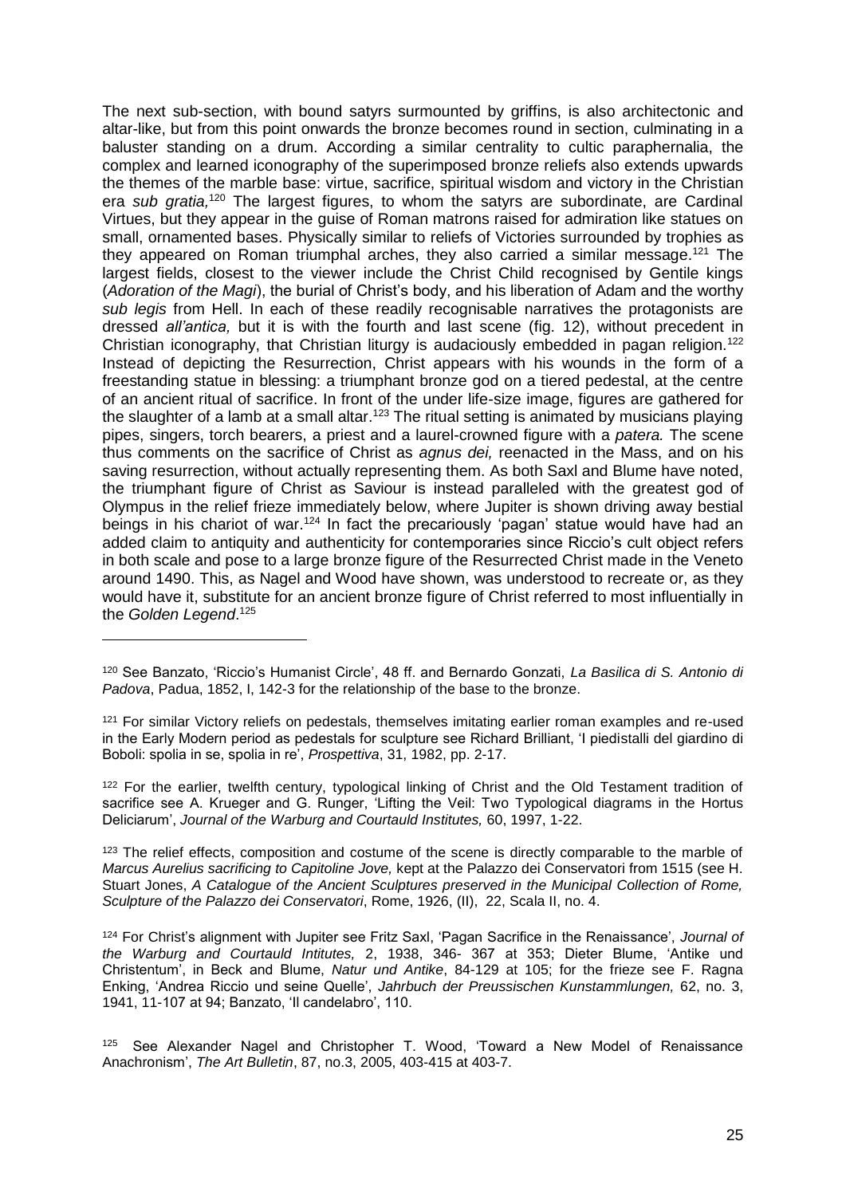The next sub-section, with bound satyrs surmounted by griffins, is also architectonic and altar-like, but from this point onwards the bronze becomes round in section, culminating in a baluster standing on a drum. According a similar centrality to cultic paraphernalia, the complex and learned iconography of the superimposed bronze reliefs also extends upwards the themes of the marble base: virtue, sacrifice, spiritual wisdom and victory in the Christian era *sub gratia,*[120] The largest figures, to whom the satyrs are subordinate, are Cardinal Virtues, but they appear in the guise of Roman matrons raised for admiration like statues on small, ornamented bases. Physically similar to reliefs of Victories surrounded by trophies as they appeared on Roman triumphal arches, they also carried a similar message.[121] The largest fields, closest to the viewer include the Christ Child recognised by Gentile kings (*Adoration of the Magi*), the burial of Christ's body, and his liberation of Adam and the worthy *sub legis* from Hell. In each of these readily recognisable narratives the protagonists are dressed *all'antica,* but it is with the fourth and last scene (fig. 12), without precedent in Christian iconography, that Christian liturgy is audaciously embedded in pagan religion.[122] Instead of depicting the Resurrection, Christ appears with his wounds in the form of a freestanding statue in blessing: a triumphant bronze god on a tiered pedestal, at the centre of an ancient ritual of sacrifice. In front of the under life-size image, figures are gathered for the slaughter of a lamb at a small altar.[123] The ritual setting is animated by musicians playing pipes, singers, torch bearers, a priest and a laurel-crowned figure with a *patera.* The scene thus comments on the sacrifice of Christ as *agnus dei,* reenacted in the Mass, and on his saving resurrection, without actually representing them. As both Saxl and Blume have noted, the triumphant figure of Christ as Saviour is instead paralleled with the greatest god of Olympus in the relief frieze immediately below, where Jupiter is shown driving away bestial beings in his chariot of war.[124] In fact the precariously 'pagan' statue would have had an added claim to antiquity and authenticity for contemporaries since Riccio's cult object refers in both scale and pose to a large bronze figure of the Resurrected Christ made in the Veneto around 1490. This, as Nagel and Wood have shown, was understood to recreate or, as they would have it, substitute for an ancient bronze figure of Christ referred to most influentially in the *Golden Legend*.[125]

---

[120] See Banzato, 'Riccio's Humanist Circle', 48 ff. and Bernardo Gonzati, *La Basilica di S. Antonio di Padova*, Padua, 1852, I, 142-3 for the relationship of the base to the bronze.

[121] For similar Victory reliefs on pedestals, themselves imitating earlier roman examples and re-used in the Early Modern period as pedestals for sculpture see Richard Brilliant, 'I piedistalli del giardino di Boboli: spolia in se, spolia in re', *Prospettiva*, 31, 1982, pp. 2-17.

[122] For the earlier, twelfth century, typological linking of Christ and the Old Testament tradition of sacrifice see A. Krueger and G. Runger, 'Lifting the Veil: Two Typological diagrams in the Hortus Deliciarum', *Journal of the Warburg and Courtauld Institutes,* 60, 1997, 1-22.

[123] The relief effects, composition and costume of the scene is directly comparable to the marble of *Marcus Aurelius sacrificing to Capitoline Jove,* kept at the Palazzo dei Conservatori from 1515 (see H. Stuart Jones, *A Catalogue of the Ancient Sculptures preserved in the Municipal Collection of Rome, Sculpture of the Palazzo dei Conservatori*, Rome, 1926, (II), 22, Scala II, no. 4.

[124] For Christ's alignment with Jupiter see Fritz Saxl, 'Pagan Sacrifice in the Renaissance', *Journal of the Warburg and Courtauld Intitutes,* 2, 1938, 346- 367 at 353; Dieter Blume, 'Antike und Christentum', in Beck and Blume, *Natur und Antike*, 84-129 at 105; for the frieze see F. Ragna Enking, 'Andrea Riccio und seine Quelle', *Jahrbuch der Preussischen Kunstammlungen,* 62, no. 3, 1941, 11-107 at 94; Banzato, 'Il candelabro', 110.

[125] See Alexander Nagel and Christopher T. Wood, 'Toward a New Model of Renaissance Anachronism', *The Art Bulletin*, 87, no.3, 2005, 403-415 at 403-7.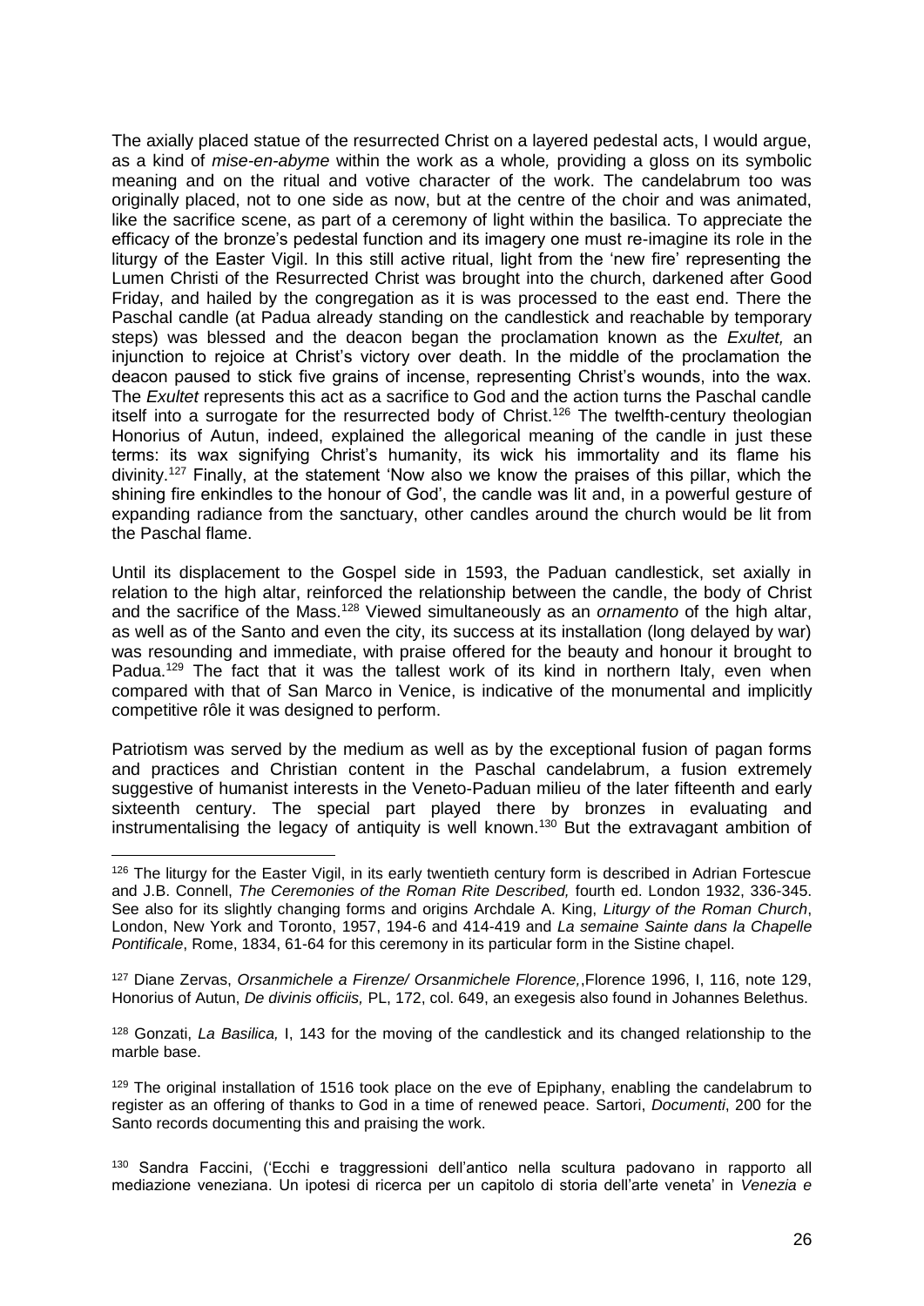The axially placed statue of the resurrected Christ on a layered pedestal acts, I would argue, as a kind of *mise-en-abyme* within the work as a whole*,* providing a gloss on its symbolic meaning and on the ritual and votive character of the work. The candelabrum too was originally placed, not to one side as now, but at the centre of the choir and was animated, like the sacrifice scene, as part of a ceremony of light within the basilica. To appreciate the efficacy of the bronze's pedestal function and its imagery one must re-imagine its role in the liturgy of the Easter Vigil. In this still active ritual, light from the 'new fire' representing the Lumen Christi of the Resurrected Christ was brought into the church, darkened after Good Friday, and hailed by the congregation as it is was processed to the east end. There the Paschal candle (at Padua already standing on the candlestick and reachable by temporary steps) was blessed and the deacon began the proclamation known as the *Exultet,* an injunction to rejoice at Christ's victory over death. In the middle of the proclamation the deacon paused to stick five grains of incense, representing Christ's wounds, into the wax. The *Exultet* represents this act as a sacrifice to God and the action turns the Paschal candle itself into a surrogate for the resurrected body of Christ.[126] The twelfth-century theologian Honorius of Autun, indeed, explained the allegorical meaning of the candle in just these terms: its wax signifying Christ's humanity, its wick his immortality and its flame his divinity.[127] Finally, at the statement 'Now also we know the praises of this pillar, which the shining fire enkindles to the honour of God', the candle was lit and, in a powerful gesture of expanding radiance from the sanctuary, other candles around the church would be lit from the Paschal flame.

Until its displacement to the Gospel side in 1593, the Paduan candlestick, set axially in relation to the high altar, reinforced the relationship between the candle, the body of Christ and the sacrifice of the Mass.[128] Viewed simultaneously as an *ornamento* of the high altar, as well as of the Santo and even the city, its success at its installation (long delayed by war) was resounding and immediate, with praise offered for the beauty and honour it brought to Padua.[129] The fact that it was the tallest work of its kind in northern Italy, even when compared with that of San Marco in Venice, is indicative of the monumental and implicitly competitive rôle it was designed to perform.

Patriotism was served by the medium as well as by the exceptional fusion of pagan forms and practices and Christian content in the Paschal candelabrum, a fusion extremely suggestive of humanist interests in the Veneto-Paduan milieu of the later fifteenth and early sixteenth century. The special part played there by bronzes in evaluating and instrumentalising the legacy of antiquity is well known.[130] But the extravagant ambition of

---

[126] The liturgy for the Easter Vigil, in its early twentieth century form is described in Adrian Fortescue and J.B. Connell, *The Ceremonies of the Roman Rite Described,* fourth ed. London 1932, 336-345. See also for its slightly changing forms and origins Archdale A. King, *Liturgy of the Roman Church*, London, New York and Toronto, 1957, 194-6 and 414-419 and *La semaine Sainte dans la Chapelle Pontificale*, Rome, 1834, 61-64 for this ceremony in its particular form in the Sistine chapel.

[127] Diane Zervas, *Orsanmichele a Firenze/ Orsanmichele Florence,*,Florence 1996, I, 116, note 129, Honorius of Autun, *De divinis officiis,* PL, 172, col. 649, an exegesis also found in Johannes Belethus.

[128] Gonzati, *La Basilica,* I, 143 for the moving of the candlestick and its changed relationship to the marble base.

[129] The original installation of 1516 took place on the eve of Epiphany, enabling the candelabrum to register as an offering of thanks to God in a time of renewed peace. Sartori, *Documenti*, 200 for the Santo records documenting this and praising the work.

[130] Sandra Faccini, ('Ecchi e traggressioni dell'antico nella scultura padovano in rapporto all mediazione veneziana. Un ipotesi di ricerca per un capitolo di storia dell'arte veneta' in *Venezia e*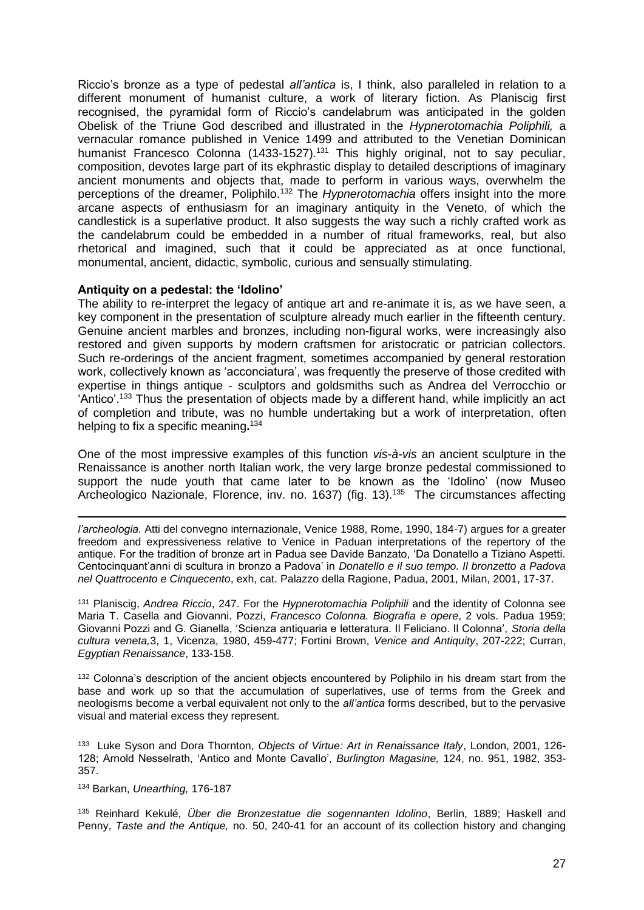Riccio's bronze as a type of pedestal *all'antica* is, I think, also paralleled in relation to a different monument of humanist culture, a work of literary fiction. As Planiscig first recognised, the pyramidal form of Riccio's candelabrum was anticipated in the golden Obelisk of the Triune God described and illustrated in the *Hypnerotomachia Poliphili,* a vernacular romance published in Venice 1499 and attributed to the Venetian Dominican humanist Francesco Colonna (1433-1527).[131] This highly original, not to say peculiar, composition, devotes large part of its ekphrastic display to detailed descriptions of imaginary ancient monuments and objects that, made to perform in various ways, overwhelm the perceptions of the dreamer, Poliphilo.[132] The *Hypnerotomachia* offers insight into the more arcane aspects of enthusiasm for an imaginary antiquity in the Veneto, of which the candlestick is a superlative product. It also suggests the way such a richly crafted work as the candelabrum could be embedded in a number of ritual frameworks, real, but also rhetorical and imagined, such that it could be appreciated as at once functional, monumental, ancient, didactic, symbolic, curious and sensually stimulating.

**Antiquity on a pedestal: the 'Idolino'**

The ability to re-interpret the legacy of antique art and re-animate it is, as we have seen, a key component in the presentation of sculpture already much earlier in the fifteenth century. Genuine ancient marbles and bronzes, including non-figural works, were increasingly also restored and given supports by modern craftsmen for aristocratic or patrician collectors. Such re-orderings of the ancient fragment, sometimes accompanied by general restoration work, collectively known as 'acconciatura', was frequently the preserve of those credited with expertise in things antique - sculptors and goldsmiths such as Andrea del Verrocchio or 'Antico'.[133] Thus the presentation of objects made by a different hand, while implicitly an act of completion and tribute, was no humble undertaking but a work of interpretation, often helping to fix a specific meaning**.**[134]

One of the most impressive examples of this function *vis-à-vis* an ancient sculpture in the Renaissance is another north Italian work, the very large bronze pedestal commissioned to support the nude youth that came later to be known as the 'Idolino' (now Museo Archeologico Nazionale, Florence, inv. no. 1637) (fig. 13).[135] The circumstances affecting

---

*l'archeologia.* Atti del convegno internazionale, Venice 1988, Rome, 1990, 184-7) argues for a greater freedom and expressiveness relative to Venice in Paduan interpretations of the repertory of the antique. For the tradition of bronze art in Padua see Davide Banzato, 'Da Donatello a Tiziano Aspetti. Centocinquant'anni di scultura in bronzo a Padova' in *Donatello e il suo tempo. Il bronzetto a Padova nel Quattrocento e Cinquecento*, exh, cat. Palazzo della Ragione, Padua, 2001, Milan, 2001, 17-37.

[131] Planiscig, *Andrea Riccio*, 247. For the *Hypnerotomachia Poliphili* and the identity of Colonna see Maria T. Casella and Giovanni. Pozzi, *Francesco Colonna. Biografia e opere*, 2 vols. Padua 1959; Giovanni Pozzi and G. Gianella, 'Scienza antiquaria e letteratura. Il Feliciano. Il Colonna', *Storia della cultura veneta,*3, 1, Vicenza, 1980, 459-477; Fortini Brown, *Venice and Antiquity*, 207-222; Curran, *Egyptian Renaissance*, 133-158.

[132] Colonna's description of the ancient objects encountered by Poliphilo in his dream start from the base and work up so that the accumulation of superlatives, use of terms from the Greek and neologisms become a verbal equivalent not only to the *all'antica* forms described, but to the pervasive visual and material excess they represent.

[133] Luke Syson and Dora Thornton, *Objects of Virtue: Art in Renaissance Italy*, London, 2001, 126-128; Arnold Nesselrath, 'Antico and Monte Cavallo', *Burlington Magasine,* 124, no. 951, 1982, 353-357.

[134] Barkan, *Unearthing,* 176-187

[135] Reinhard Kekulé, *Über die Bronzestatue die sogenannten Idolino*, Berlin, 1889; Haskell and Penny, *Taste and the Antique,* no. 50, 240-41 for an account of its collection history and changing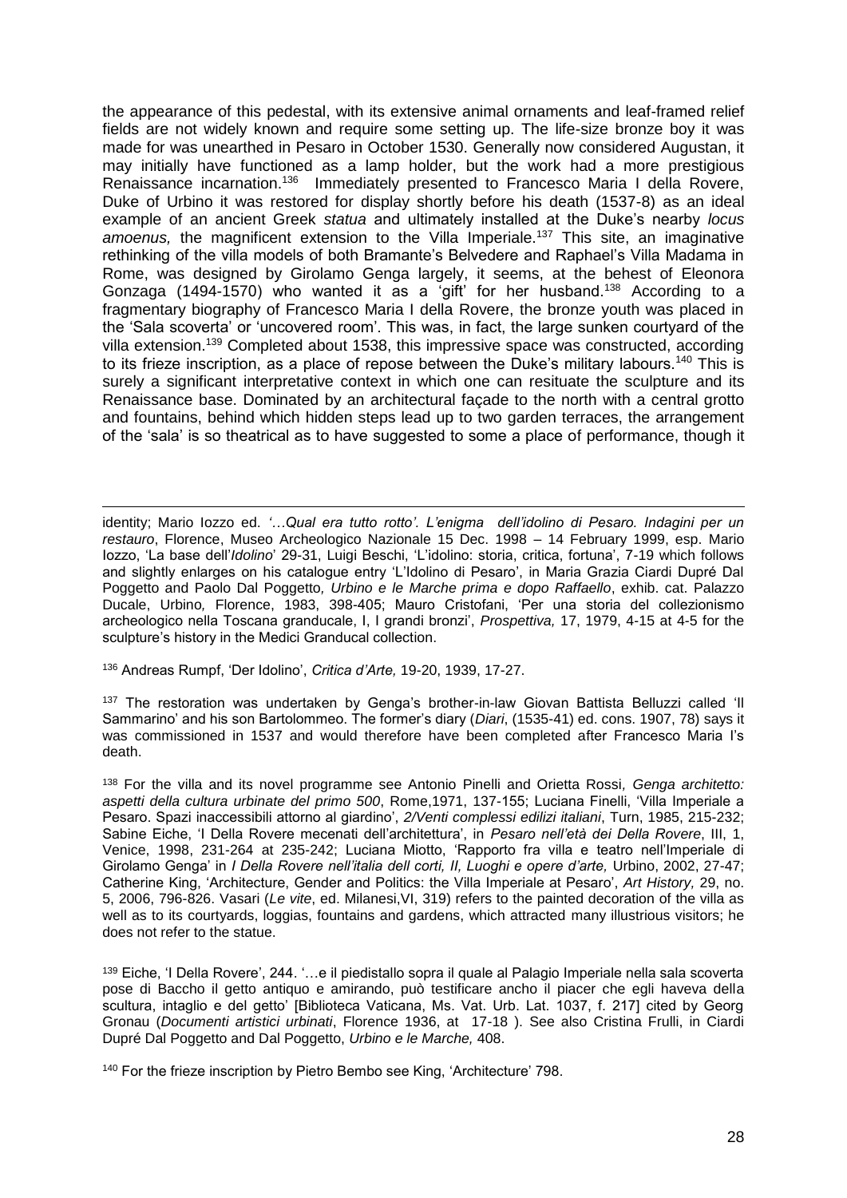the appearance of this pedestal, with its extensive animal ornaments and leaf-framed relief fields are not widely known and require some setting up. The life-size bronze boy it was made for was unearthed in Pesaro in October 1530. Generally now considered Augustan, it may initially have functioned as a lamp holder, but the work had a more prestigious Renaissance incarnation.[136] Immediately presented to Francesco Maria I della Rovere, Duke of Urbino it was restored for display shortly before his death (1537-8) as an ideal example of an ancient Greek *statua* and ultimately installed at the Duke's nearby *locus amoenus,* the magnificent extension to the Villa Imperiale.[137] This site, an imaginative rethinking of the villa models of both Bramante's Belvedere and Raphael's Villa Madama in Rome, was designed by Girolamo Genga largely, it seems, at the behest of Eleonora Gonzaga (1494-1570) who wanted it as a 'gift' for her husband.[138] According to a fragmentary biography of Francesco Maria I della Rovere, the bronze youth was placed in the 'Sala scoverta' or 'uncovered room'. This was, in fact, the large sunken courtyard of the villa extension.[139] Completed about 1538, this impressive space was constructed, according to its frieze inscription, as a place of repose between the Duke's military labours.[140] This is surely a significant interpretative context in which one can resituate the sculpture and its Renaissance base. Dominated by an architectural façade to the north with a central grotto and fountains, behind which hidden steps lead up to two garden terraces, the arrangement of the 'sala' is so theatrical as to have suggested to some a place of performance, though it

---

identity; Mario Iozzo ed. *'…Qual era tutto rotto'. L'enigma dell'idolino di Pesaro. Indagini per un restauro*, Florence, Museo Archeologico Nazionale 15 Dec. 1998 – 14 February 1999, esp. Mario Iozzo, 'La base dell'*Idolino*' 29-31, Luigi Beschi, 'L'idolino: storia, critica, fortuna', 7-19 which follows and slightly enlarges on his catalogue entry 'L'Idolino di Pesaro', in Maria Grazia Ciardi Dupré Dal Poggetto and Paolo Dal Poggetto*, Urbino e le Marche prima e dopo Raffaello*, exhib. cat. Palazzo Ducale, Urbino*,* Florence, 1983, 398-405; Mauro Cristofani, 'Per una storia del collezionismo archeologico nella Toscana granducale, I, I grandi bronzi', *Prospettiva,* 17, 1979, 4-15 at 4-5 for the sculpture's history in the Medici Granducal collection.

[136] Andreas Rumpf, 'Der Idolino', *Critica d'Arte,* 19-20, 1939, 17-27.

[137] The restoration was undertaken by Genga's brother-in-law Giovan Battista Belluzzi called 'Il Sammarino' and his son Bartolommeo. The former's diary (*Diari*, (1535-41) ed. cons. 1907, 78) says it was commissioned in 1537 and would therefore have been completed after Francesco Maria I's death.

[138] For the villa and its novel programme see Antonio Pinelli and Orietta Rossi, *Genga architetto: aspetti della cultura urbinate del primo 500*, Rome,1971, 137-155; Luciana Finelli, 'Villa Imperiale a Pesaro. Spazi inaccessibili attorno al giardino', *2/Venti complessi edilizi italiani*, Turn, 1985, 215-232; Sabine Eiche, 'I Della Rovere mecenati dell'architettura', in *Pesaro nell'età dei Della Rovere*, III, 1, Venice, 1998, 231-264 at 235-242; Luciana Miotto, 'Rapporto fra villa e teatro nell'Imperiale di Girolamo Genga' in *I Della Rovere nell'italia dell corti, II, Luoghi e opere d'arte,* Urbino, 2002, 27-47; Catherine King, 'Architecture, Gender and Politics: the Villa Imperiale at Pesaro', *Art History,* 29, no. 5, 2006, 796-826. Vasari (*Le vite*, ed. Milanesi,VI, 319) refers to the painted decoration of the villa as well as to its courtyards, loggias, fountains and gardens, which attracted many illustrious visitors; he does not refer to the statue.

[139] Eiche, 'I Della Rovere', 244. '…e il piedistallo sopra il quale al Palagio Imperiale nella sala scoverta pose di Baccho il getto antiquo e amirando, può testificare ancho il piacer che egli haveva della scultura, intaglio e del getto' [Biblioteca Vaticana, Ms. Vat. Urb. Lat. 1037, f. 217] cited by Georg Gronau (*Documenti artistici urbinati*, Florence 1936, at 17-18 ). See also Cristina Frulli, in Ciardi Dupré Dal Poggetto and Dal Poggetto, *Urbino e le Marche,* 408.

[140] For the frieze inscription by Pietro Bembo see King, 'Architecture' 798.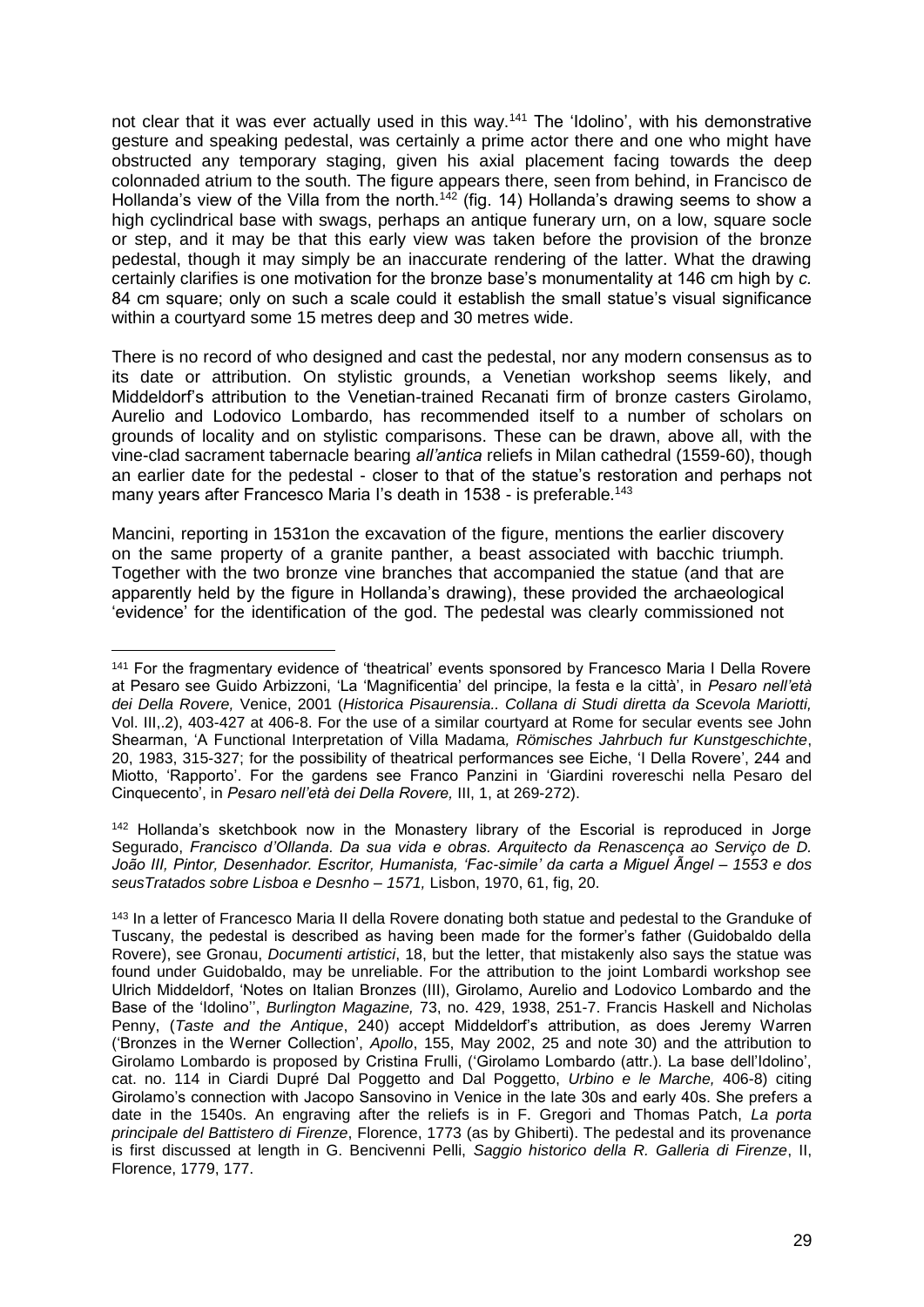not clear that it was ever actually used in this way.[141] The 'Idolino', with his demonstrative gesture and speaking pedestal, was certainly a prime actor there and one who might have obstructed any temporary staging, given his axial placement facing towards the deep colonnaded atrium to the south. The figure appears there, seen from behind, in Francisco de Hollanda's view of the Villa from the north.[142] (fig. 14) Hollanda's drawing seems to show a high cyclindrical base with swags, perhaps an antique funerary urn, on a low, square socle or step, and it may be that this early view was taken before the provision of the bronze pedestal, though it may simply be an inaccurate rendering of the latter. What the drawing certainly clarifies is one motivation for the bronze base's monumentality at 146 cm high by *c.* 84 cm square; only on such a scale could it establish the small statue's visual significance within a courtyard some 15 metres deep and 30 metres wide.

There is no record of who designed and cast the pedestal, nor any modern consensus as to its date or attribution. On stylistic grounds, a Venetian workshop seems likely, and Middeldorf's attribution to the Venetian-trained Recanati firm of bronze casters Girolamo, Aurelio and Lodovico Lombardo, has recommended itself to a number of scholars on grounds of locality and on stylistic comparisons. These can be drawn, above all, with the vine-clad sacrament tabernacle bearing *all'antica* reliefs in Milan cathedral (1559-60), though an earlier date for the pedestal - closer to that of the statue's restoration and perhaps not many years after Francesco Maria I's death in 1538 - is preferable.[143]

Mancini, reporting in 1531on the excavation of the figure, mentions the earlier discovery on the same property of a granite panther, a beast associated with bacchic triumph. Together with the two bronze vine branches that accompanied the statue (and that are apparently held by the figure in Hollanda's drawing), these provided the archaeological 'evidence' for the identification of the god. The pedestal was clearly commissioned not

---

[141] For the fragmentary evidence of 'theatrical' events sponsored by Francesco Maria I Della Rovere at Pesaro see Guido Arbizzoni, 'La 'Magnificentia' del principe, la festa e la città', in *Pesaro nell'età dei Della Rovere,* Venice, 2001 (*Historica Pisaurensia.. Collana di Studi diretta da Scevola Mariotti,* Vol. III,.2), 403-427 at 406-8. For the use of a similar courtyard at Rome for secular events see John Shearman, 'A Functional Interpretation of Villa Madama, *Römisches Jahrbuch fur Kunstgeschichte*, 20, 1983, 315-327; for the possibility of theatrical performances see Eiche, 'I Della Rovere', 244 and Miotto, 'Rapporto'. For the gardens see Franco Panzini in 'Giardini rovereschi nella Pesaro del Cinquecento', in *Pesaro nell'età dei Della Rovere,* III, 1, at 269-272).

[142] Hollanda's sketchbook now in the Monastery library of the Escorial is reproduced in Jorge Segurado, *Francisco d'Ollanda. Da sua vida e obras. Arquitecto da Renascença ao Serviço de D. João III, Pintor, Desenhador. Escritor, Humanista, 'Fac-simile' da carta a Miguel Ãngel – 1553 e dos seusTratados sobre Lisboa e Desnho – 1571,* Lisbon, 1970, 61, fig, 20.

[143] In a letter of Francesco Maria II della Rovere donating both statue and pedestal to the Granduke of Tuscany, the pedestal is described as having been made for the former's father (Guidobaldo della Rovere), see Gronau, *Documenti artistici*, 18, but the letter, that mistakenly also says the statue was found under Guidobaldo, may be unreliable. For the attribution to the joint Lombardi workshop see Ulrich Middeldorf, 'Notes on Italian Bronzes (III), Girolamo, Aurelio and Lodovico Lombardo and the Base of the 'Idolino'', *Burlington Magazine,* 73, no. 429, 1938, 251-7. Francis Haskell and Nicholas Penny, (*Taste and the Antique*, 240) accept Middeldorf's attribution, as does Jeremy Warren ('Bronzes in the Werner Collection', *Apollo*, 155, May 2002, 25 and note 30) and the attribution to Girolamo Lombardo is proposed by Cristina Frulli, ('Girolamo Lombardo (attr.). La base dell'Idolino', cat. no. 114 in Ciardi Dupré Dal Poggetto and Dal Poggetto, *Urbino e le Marche,* 406-8) citing Girolamo's connection with Jacopo Sansovino in Venice in the late 30s and early 40s. She prefers a date in the 1540s. An engraving after the reliefs is in F. Gregori and Thomas Patch, *La porta principale del Battistero di Firenze*, Florence, 1773 (as by Ghiberti). The pedestal and its provenance is first discussed at length in G. Bencivenni Pelli, *Saggio historico della R. Galleria di Firenze*, II, Florence, 1779, 177.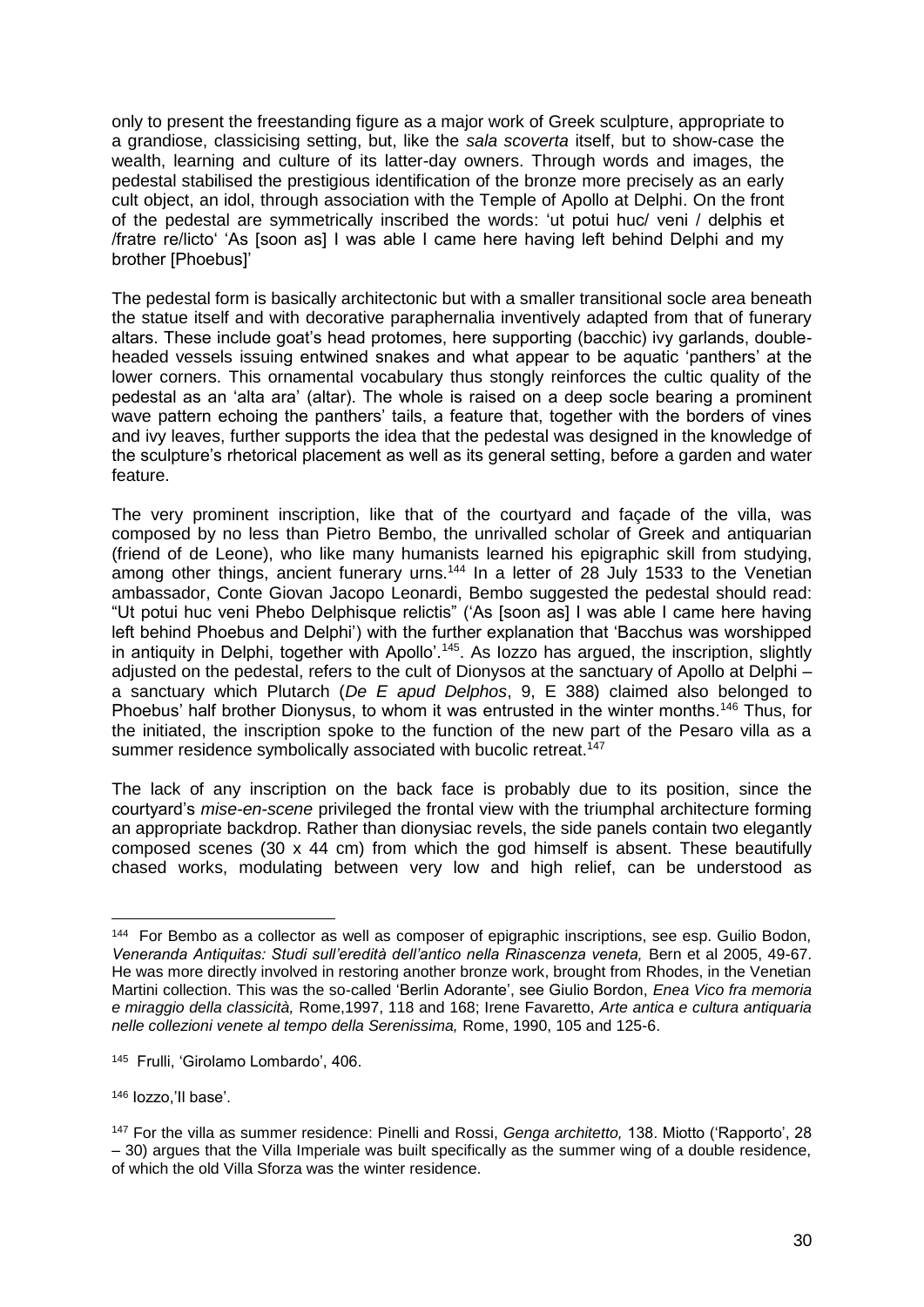only to present the freestanding figure as a major work of Greek sculpture, appropriate to a grandiose, classicising setting, but, like the *sala scoverta* itself, but to show-case the wealth, learning and culture of its latter-day owners. Through words and images, the pedestal stabilised the prestigious identification of the bronze more precisely as an early cult object, an idol, through association with the Temple of Apollo at Delphi. On the front of the pedestal are symmetrically inscribed the words: 'ut potui huc/ veni / delphis et /fratre re/licto' 'As [soon as] I was able I came here having left behind Delphi and my brother [Phoebus]'

The pedestal form is basically architectonic but with a smaller transitional socle area beneath the statue itself and with decorative paraphernalia inventively adapted from that of funerary altars. These include goat's head protomes, here supporting (bacchic) ivy garlands, double-headed vessels issuing entwined snakes and what appear to be aquatic 'panthers' at the lower corners. This ornamental vocabulary thus stongly reinforces the cultic quality of the pedestal as an 'alta ara' (altar). The whole is raised on a deep socle bearing a prominent wave pattern echoing the panthers' tails, a feature that, together with the borders of vines and ivy leaves, further supports the idea that the pedestal was designed in the knowledge of the sculpture's rhetorical placement as well as its general setting, before a garden and water feature.

The very prominent inscription, like that of the courtyard and façade of the villa, was composed by no less than Pietro Bembo, the unrivalled scholar of Greek and antiquarian (friend of de Leone), who like many humanists learned his epigraphic skill from studying, among other things, ancient funerary urns.[144] In a letter of 28 July 1533 to the Venetian ambassador, Conte Giovan Jacopo Leonardi, Bembo suggested the pedestal should read: "Ut potui huc veni Phebo Delphisque relictis" ('As [soon as] I was able I came here having left behind Phoebus and Delphi') with the further explanation that 'Bacchus was worshipped in antiquity in Delphi, together with Apollo'.[145]. As Iozzo has argued, the inscription, slightly adjusted on the pedestal, refers to the cult of Dionysos at the sanctuary of Apollo at Delphi – a sanctuary which Plutarch (*De E apud Delphos*, 9, E 388) claimed also belonged to Phoebus' half brother Dionysus, to whom it was entrusted in the winter months.[146] Thus, for the initiated, the inscription spoke to the function of the new part of the Pesaro villa as a summer residence symbolically associated with bucolic retreat.[147]

The lack of any inscription on the back face is probably due to its position, since the courtyard's *mise-en-scene* privileged the frontal view with the triumphal architecture forming an appropriate backdrop. Rather than dionysiac revels, the side panels contain two elegantly composed scenes (30 x 44 cm) from which the god himself is absent. These beautifully chased works, modulating between very low and high relief, can be understood as

---

[144] For Bembo as a collector as well as composer of epigraphic inscriptions, see esp. Guilio Bodon, *Veneranda Antiquitas: Studi sull'eredità dell'antico nella Rinascenza veneta,* Bern et al 2005, 49-67. He was more directly involved in restoring another bronze work, brought from Rhodes, in the Venetian Martini collection. This was the so-called 'Berlin Adorante', see Giulio Bordon, *Enea Vico fra memoria e miraggio della classicità,* Rome,1997, 118 and 168; Irene Favaretto, *Arte antica e cultura antiquaria nelle collezioni venete al tempo della Serenissima,* Rome, 1990, 105 and 125-6.

[145] Frulli, 'Girolamo Lombardo', 406.

[146] Iozzo,'Il base'.

[147] For the villa as summer residence: Pinelli and Rossi, *Genga architetto,* 138. Miotto ('Rapporto', 28 – 30) argues that the Villa Imperiale was built specifically as the summer wing of a double residence, of which the old Villa Sforza was the winter residence.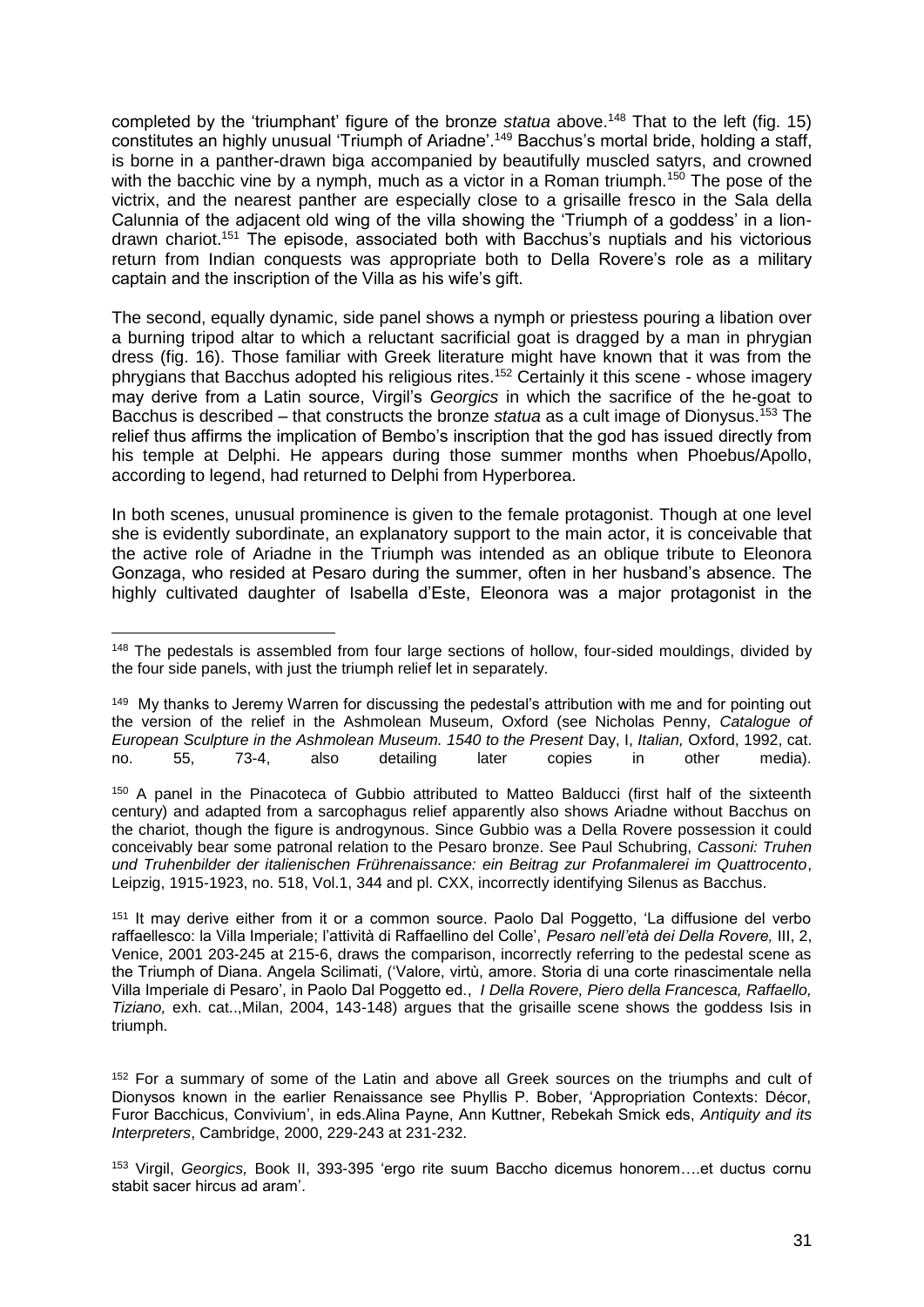completed by the 'triumphant' figure of the bronze *statua* above.[148] That to the left (fig. 15) constitutes an highly unusual 'Triumph of Ariadne'.[149] Bacchus's mortal bride, holding a staff, is borne in a panther-drawn biga accompanied by beautifully muscled satyrs, and crowned with the bacchic vine by a nymph, much as a victor in a Roman triumph.[150] The pose of the victrix, and the nearest panther are especially close to a grisaille fresco in the Sala della Calunnia of the adjacent old wing of the villa showing the 'Triumph of a goddess' in a lion-drawn chariot.[151] The episode, associated both with Bacchus's nuptials and his victorious return from Indian conquests was appropriate both to Della Rovere's role as a military captain and the inscription of the Villa as his wife's gift.

The second, equally dynamic, side panel shows a nymph or priestess pouring a libation over a burning tripod altar to which a reluctant sacrificial goat is dragged by a man in phrygian dress (fig. 16). Those familiar with Greek literature might have known that it was from the phrygians that Bacchus adopted his religious rites.[152] Certainly it this scene - whose imagery may derive from a Latin source, Virgil's *Georgics* in which the sacrifice of the he-goat to Bacchus is described – that constructs the bronze *statua* as a cult image of Dionysus.[153] The relief thus affirms the implication of Bembo's inscription that the god has issued directly from his temple at Delphi. He appears during those summer months when Phoebus/Apollo, according to legend, had returned to Delphi from Hyperborea.

In both scenes, unusual prominence is given to the female protagonist. Though at one level she is evidently subordinate, an explanatory support to the main actor, it is conceivable that the active role of Ariadne in the Triumph was intended as an oblique tribute to Eleonora Gonzaga, who resided at Pesaro during the summer, often in her husband's absence. The highly cultivated daughter of Isabella d'Este, Eleonora was a major protagonist in the

---

[148] The pedestals is assembled from four large sections of hollow, four-sided mouldings, divided by the four side panels, with just the triumph relief let in separately.

[149] My thanks to Jeremy Warren for discussing the pedestal's attribution with me and for pointing out the version of the relief in the Ashmolean Museum, Oxford (see Nicholas Penny, *Catalogue of European Sculpture in the Ashmolean Museum. 1540 to the Present* Day, I, *Italian,* Oxford, 1992, cat. no. 55, 73-4, also detailing later copies in other media).

[150] A panel in the Pinacoteca of Gubbio attributed to Matteo Balducci (first half of the sixteenth century) and adapted from a sarcophagus relief apparently also shows Ariadne without Bacchus on the chariot, though the figure is androgynous. Since Gubbio was a Della Rovere possession it could conceivably bear some patronal relation to the Pesaro bronze. See Paul Schubring, *Cassoni: Truhen und Truhenbilder der italienischen Frührenaissance: ein Beitrag zur Profanmalerei im Quattrocento*, Leipzig, 1915-1923, no. 518, Vol.1, 344 and pl. CXX, incorrectly identifying Silenus as Bacchus.

[151] It may derive either from it or a common source. Paolo Dal Poggetto, 'La diffusione del verbo raffaellesco: la Villa Imperiale; l'attività di Raffaellino del Colle', *Pesaro nell'età dei Della Rovere,* III, 2, Venice, 2001 203-245 at 215-6, draws the comparison, incorrectly referring to the pedestal scene as the Triumph of Diana. Angela Scilimati, ('Valore, virtù, amore. Storia di una corte rinascimentale nella Villa Imperiale di Pesaro', in Paolo Dal Poggetto ed., *I Della Rovere, Piero della Francesca, Raffaello, Tiziano,* exh. cat..,Milan, 2004, 143-148) argues that the grisaille scene shows the goddess Isis in triumph.

[152] For a summary of some of the Latin and above all Greek sources on the triumphs and cult of Dionysos known in the earlier Renaissance see Phyllis P. Bober, 'Appropriation Contexts: Décor, Furor Bacchicus, Convivium', in eds.Alina Payne, Ann Kuttner, Rebekah Smick eds, *Antiquity and its Interpreters*, Cambridge, 2000, 229-243 at 231-232.

[153] Virgil, *Georgics,* Book II, 393-395 'ergo rite suum Baccho dicemus honorem….et ductus cornu stabit sacer hircus ad aram'.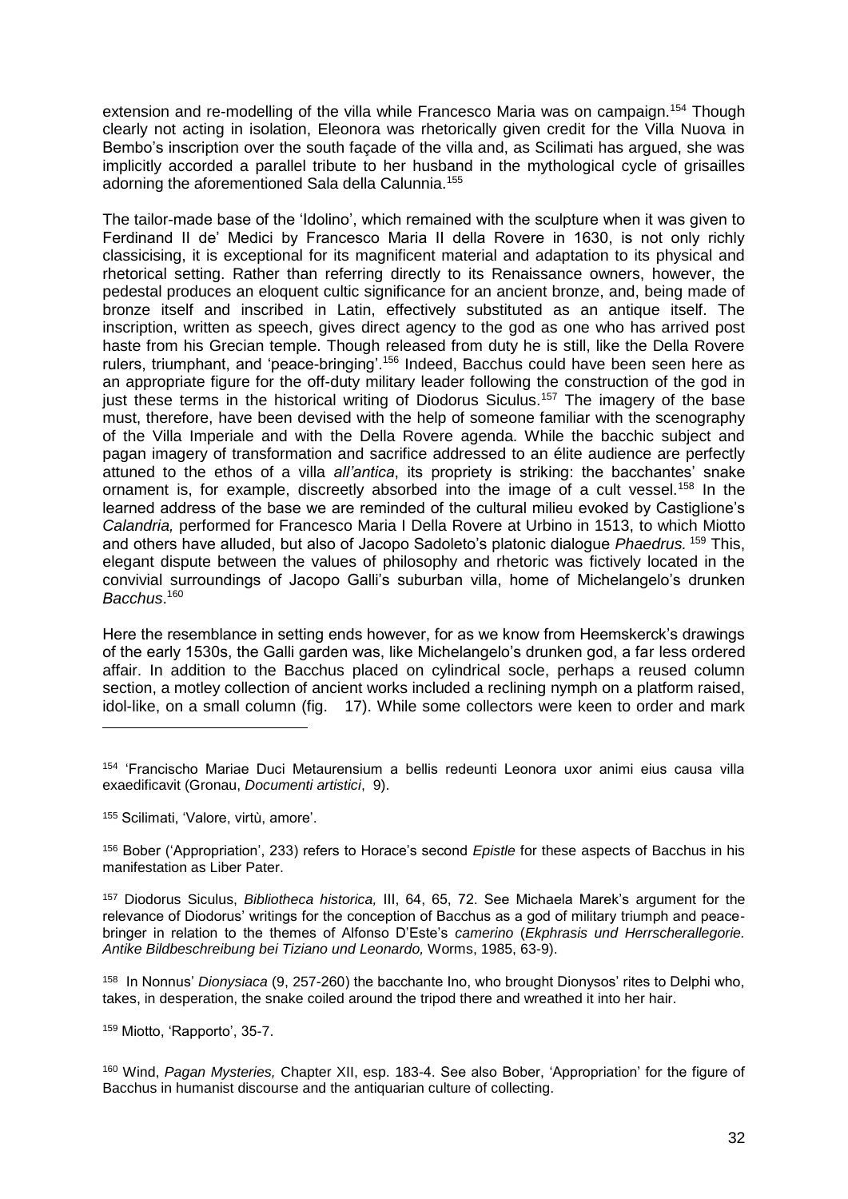extension and re-modelling of the villa while Francesco Maria was on campaign.[154] Though clearly not acting in isolation, Eleonora was rhetorically given credit for the Villa Nuova in Bembo's inscription over the south façade of the villa and, as Scilimati has argued, she was implicitly accorded a parallel tribute to her husband in the mythological cycle of grisailles adorning the aforementioned Sala della Calunnia.[155]

The tailor-made base of the 'Idolino', which remained with the sculpture when it was given to Ferdinand II de' Medici by Francesco Maria II della Rovere in 1630, is not only richly classicising, it is exceptional for its magnificent material and adaptation to its physical and rhetorical setting. Rather than referring directly to its Renaissance owners, however, the pedestal produces an eloquent cultic significance for an ancient bronze, and, being made of bronze itself and inscribed in Latin, effectively substituted as an antique itself. The inscription, written as speech, gives direct agency to the god as one who has arrived post haste from his Grecian temple. Though released from duty he is still, like the Della Rovere rulers, triumphant, and 'peace-bringing'.[156] Indeed, Bacchus could have been seen here as an appropriate figure for the off-duty military leader following the construction of the god in just these terms in the historical writing of Diodorus Siculus.[157] The imagery of the base must, therefore, have been devised with the help of someone familiar with the scenography of the Villa Imperiale and with the Della Rovere agenda. While the bacchic subject and pagan imagery of transformation and sacrifice addressed to an élite audience are perfectly attuned to the ethos of a villa *all'antica*, its propriety is striking: the bacchantes' snake ornament is, for example, discreetly absorbed into the image of a cult vessel.[158] In the learned address of the base we are reminded of the cultural milieu evoked by Castiglione's *Calandria,* performed for Francesco Maria I Della Rovere at Urbino in 1513, to which Miotto and others have alluded, but also of Jacopo Sadoleto's platonic dialogue *Phaedrus.*[159] This, elegant dispute between the values of philosophy and rhetoric was fictively located in the convivial surroundings of Jacopo Galli's suburban villa, home of Michelangelo's drunken *Bacchus*.[160]

Here the resemblance in setting ends however, for as we know from Heemskerck's drawings of the early 1530s, the Galli garden was, like Michelangelo's drunken god, a far less ordered affair. In addition to the Bacchus placed on cylindrical socle, perhaps a reused column section, a motley collection of ancient works included a reclining nymph on a platform raised, idol-like, on a small column (fig. 17). While some collectors were keen to order and mark

---

[154] 'Francischo Mariae Duci Metaurensium a bellis redeunti Leonora uxor animi eius causa villa exaedificavit (Gronau, *Documenti artistici*, 9).

[155] Scilimati, 'Valore, virtù, amore'.

[156] Bober ('Appropriation', 233) refers to Horace's second *Epistle* for these aspects of Bacchus in his manifestation as Liber Pater.

[157] Diodorus Siculus, *Bibliotheca historica,* III, 64, 65, 72. See Michaela Marek's argument for the relevance of Diodorus' writings for the conception of Bacchus as a god of military triumph and peace-bringer in relation to the themes of Alfonso D'Este's *camerino* (*Ekphrasis und Herrscherallegorie. Antike Bildbeschreibung bei Tiziano und Leonardo,* Worms, 1985, 63-9).

[158] In Nonnus' *Dionysiaca* (9, 257-260) the bacchante Ino, who brought Dionysos' rites to Delphi who, takes, in desperation, the snake coiled around the tripod there and wreathed it into her hair.

[159] Miotto, 'Rapporto', 35-7.

[160] Wind, *Pagan Mysteries,* Chapter XII, esp. 183-4. See also Bober, 'Appropriation' for the figure of Bacchus in humanist discourse and the antiquarian culture of collecting.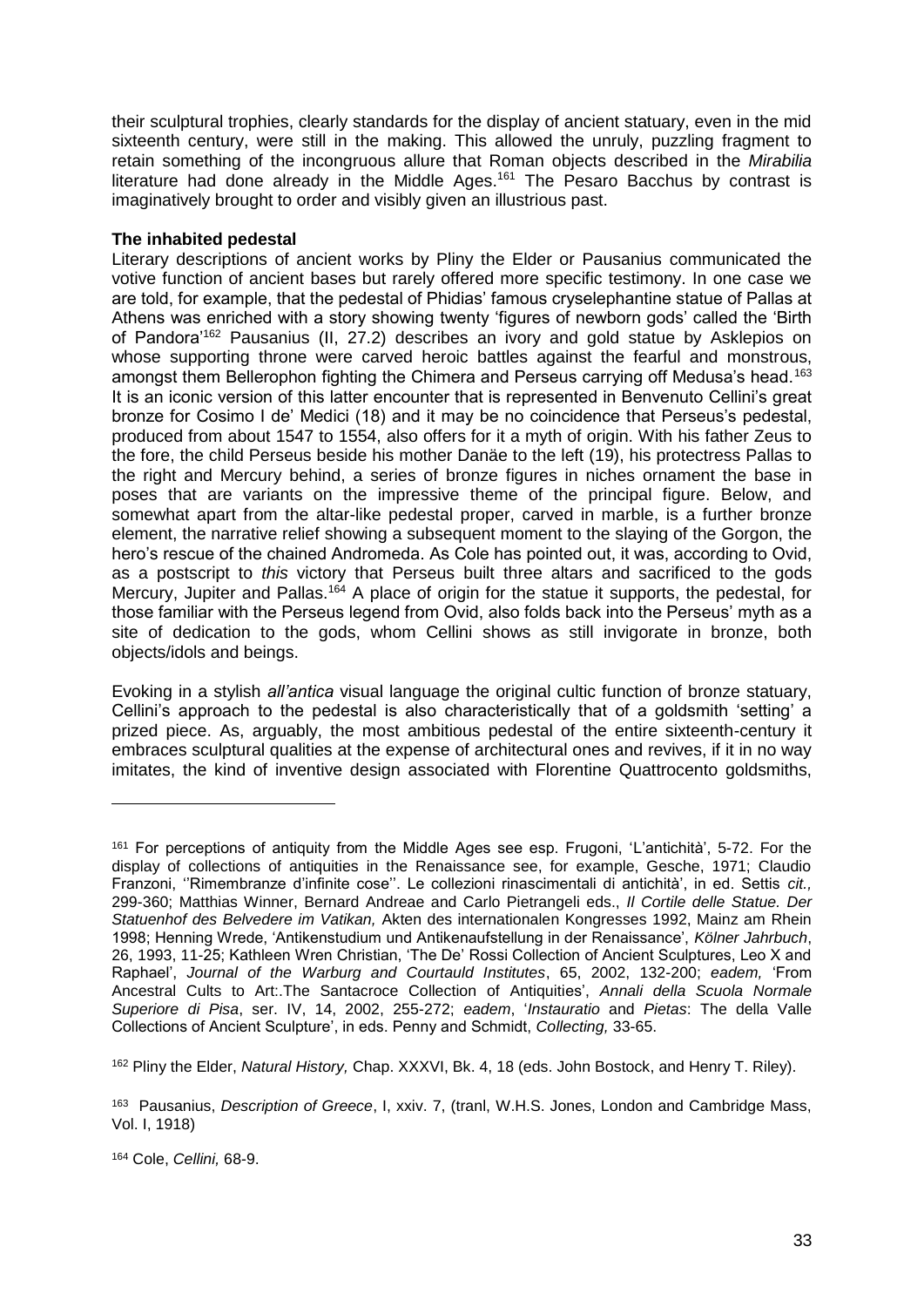their sculptural trophies, clearly standards for the display of ancient statuary, even in the mid sixteenth century, were still in the making. This allowed the unruly, puzzling fragment to retain something of the incongruous allure that Roman objects described in the *Mirabilia* literature had done already in the Middle Ages.[161] The Pesaro Bacchus by contrast is imaginatively brought to order and visibly given an illustrious past.

**The inhabited pedestal**

Literary descriptions of ancient works by Pliny the Elder or Pausanius communicated the votive function of ancient bases but rarely offered more specific testimony. In one case we are told, for example, that the pedestal of Phidias' famous cryselephantine statue of Pallas at Athens was enriched with a story showing twenty 'figures of newborn gods' called the 'Birth of Pandora'[162] Pausanius (II, 27.2) describes an ivory and gold statue by Asklepios on whose supporting throne were carved heroic battles against the fearful and monstrous, amongst them Bellerophon fighting the Chimera and Perseus carrying off Medusa's head.[163] It is an iconic version of this latter encounter that is represented in Benvenuto Cellini's great bronze for Cosimo I de' Medici (18) and it may be no coincidence that Perseus's pedestal, produced from about 1547 to 1554, also offers for it a myth of origin. With his father Zeus to the fore, the child Perseus beside his mother Danäe to the left (19), his protectress Pallas to the right and Mercury behind, a series of bronze figures in niches ornament the base in poses that are variants on the impressive theme of the principal figure. Below, and somewhat apart from the altar-like pedestal proper, carved in marble, is a further bronze element, the narrative relief showing a subsequent moment to the slaying of the Gorgon, the hero's rescue of the chained Andromeda. As Cole has pointed out, it was, according to Ovid, as a postscript to *this* victory that Perseus built three altars and sacrificed to the gods Mercury, Jupiter and Pallas.[164] A place of origin for the statue it supports, the pedestal, for those familiar with the Perseus legend from Ovid, also folds back into the Perseus' myth as a site of dedication to the gods, whom Cellini shows as still invigorate in bronze, both objects/idols and beings.

Evoking in a stylish *all'antica* visual language the original cultic function of bronze statuary, Cellini's approach to the pedestal is also characteristically that of a goldsmith 'setting' a prized piece. As, arguably, the most ambitious pedestal of the entire sixteenth-century it embraces sculptural qualities at the expense of architectural ones and revives, if it in no way imitates, the kind of inventive design associated with Florentine Quattrocento goldsmiths,

---

[161] For perceptions of antiquity from the Middle Ages see esp. Frugoni, 'L'antichità', 5-72. For the display of collections of antiquities in the Renaissance see, for example, Gesche, 1971; Claudio Franzoni, ''Rimembranze d'infinite cose''. Le collezioni rinascimentali di antichità', in ed. Settis *cit.,* 299-360; Matthias Winner, Bernard Andreae and Carlo Pietrangeli eds., *Il Cortile delle Statue. Der Statuenhof des Belvedere im Vatikan,* Akten des internationalen Kongresses 1992, Mainz am Rhein 1998; Henning Wrede, 'Antikenstudium und Antikenaufstellung in der Renaissance', *Kölner Jahrbuch*, 26, 1993, 11-25; Kathleen Wren Christian, 'The De' Rossi Collection of Ancient Sculptures, Leo X and Raphael', *Journal of the Warburg and Courtauld Institutes*, 65, 2002, 132-200; *eadem,* 'From Ancestral Cults to Art:.The Santacroce Collection of Antiquities', *Annali della Scuola Normale Superiore di Pisa*, ser. IV, 14, 2002, 255-272; *eadem*, '*Instauratio* and *Pietas*: The della Valle Collections of Ancient Sculpture', in eds. Penny and Schmidt, *Collecting,* 33-65.

[162] Pliny the Elder, *Natural History,* Chap. XXXVI, Bk. 4, 18 (eds. John Bostock, and Henry T. Riley).

[163] Pausanius, *Description of Greece*, I, xxiv. 7, (tranl, W.H.S. Jones, London and Cambridge Mass, Vol. I, 1918)

[164] Cole, *Cellini,* 68-9.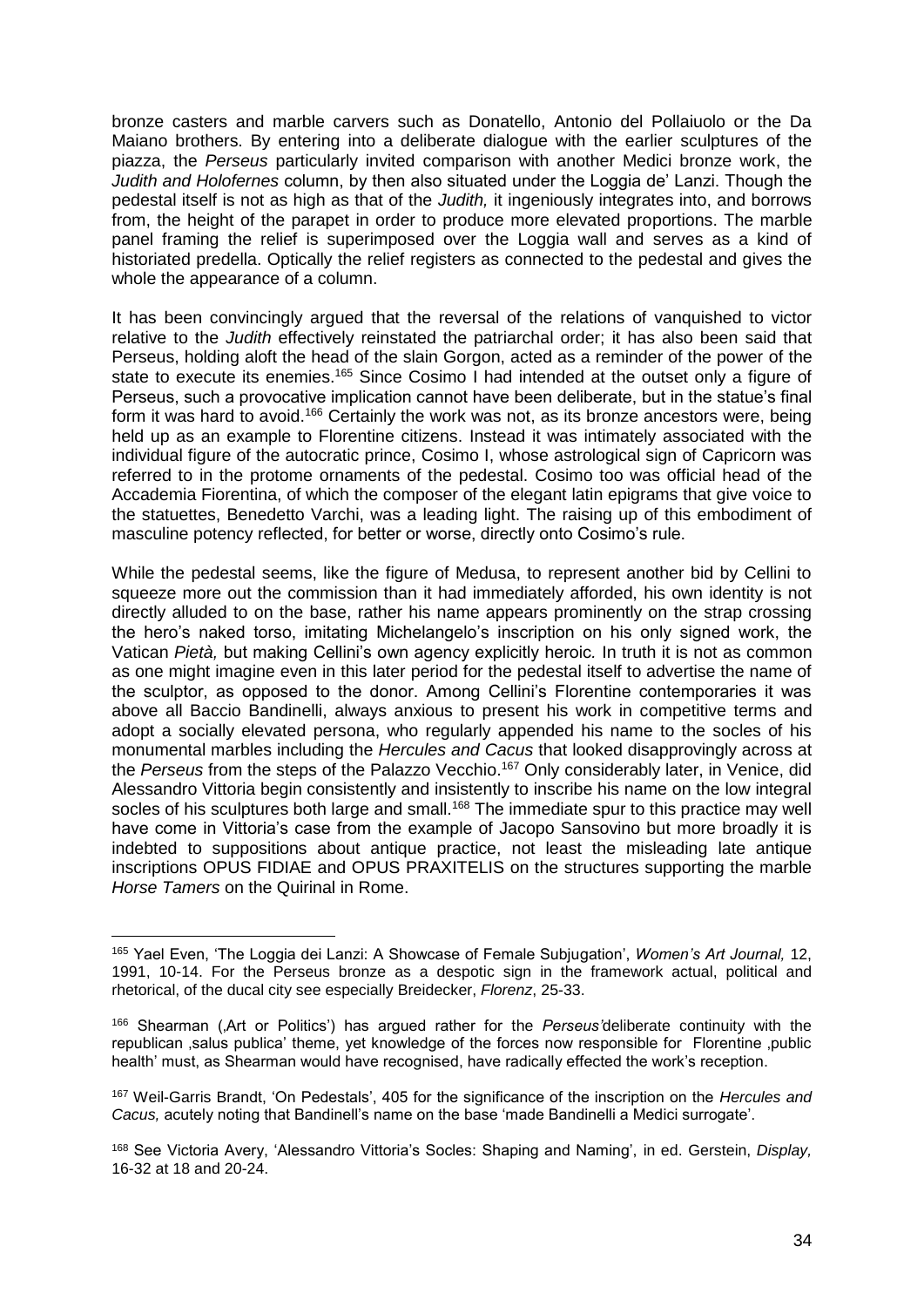bronze casters and marble carvers such as Donatello, Antonio del Pollaiuolo or the Da Maiano brothers. By entering into a deliberate dialogue with the earlier sculptures of the piazza, the *Perseus* particularly invited comparison with another Medici bronze work, the *Judith and Holofernes* column, by then also situated under the Loggia de' Lanzi. Though the pedestal itself is not as high as that of the *Judith,* it ingeniously integrates into, and borrows from, the height of the parapet in order to produce more elevated proportions. The marble panel framing the relief is superimposed over the Loggia wall and serves as a kind of historiated predella. Optically the relief registers as connected to the pedestal and gives the whole the appearance of a column.

It has been convincingly argued that the reversal of the relations of vanquished to victor relative to the *Judith* effectively reinstated the patriarchal order; it has also been said that Perseus, holding aloft the head of the slain Gorgon, acted as a reminder of the power of the state to execute its enemies.[165] Since Cosimo I had intended at the outset only a figure of Perseus, such a provocative implication cannot have been deliberate, but in the statue's final form it was hard to avoid.[166] Certainly the work was not, as its bronze ancestors were, being held up as an example to Florentine citizens. Instead it was intimately associated with the individual figure of the autocratic prince, Cosimo I, whose astrological sign of Capricorn was referred to in the protome ornaments of the pedestal. Cosimo too was official head of the Accademia Fiorentina, of which the composer of the elegant latin epigrams that give voice to the statuettes, Benedetto Varchi, was a leading light. The raising up of this embodiment of masculine potency reflected, for better or worse, directly onto Cosimo's rule.

While the pedestal seems, like the figure of Medusa, to represent another bid by Cellini to squeeze more out the commission than it had immediately afforded, his own identity is not directly alluded to on the base, rather his name appears prominently on the strap crossing the hero's naked torso, imitating Michelangelo's inscription on his only signed work, the Vatican *Pietà,* but making Cellini's own agency explicitly heroic. In truth it is not as common as one might imagine even in this later period for the pedestal itself to advertise the name of the sculptor, as opposed to the donor. Among Cellini's Florentine contemporaries it was above all Baccio Bandinelli, always anxious to present his work in competitive terms and adopt a socially elevated persona, who regularly appended his name to the socles of his monumental marbles including the *Hercules and Cacus* that looked disapprovingly across at the *Perseus* from the steps of the Palazzo Vecchio.[167] Only considerably later, in Venice, did Alessandro Vittoria begin consistently and insistently to inscribe his name on the low integral socles of his sculptures both large and small.[168] The immediate spur to this practice may well have come in Vittoria's case from the example of Jacopo Sansovino but more broadly it is indebted to suppositions about antique practice, not least the misleading late antique inscriptions OPUS FIDIAE and OPUS PRAXITELIS on the structures supporting the marble *Horse Tamers* on the Quirinal in Rome.

---

[165] Yael Even, 'The Loggia dei Lanzi: A Showcase of Female Subjugation', *Women's Art Journal,* 12, 1991, 10-14. For the Perseus bronze as a despotic sign in the framework actual, political and rhetorical, of the ducal city see especially Breidecker, *Florenz*, 25-33.

[166] Shearman (‚Art or Politics') has argued rather for the *Perseus'* deliberate continuity with the republican ‚salus publica' theme, yet knowledge of the forces now responsible for Florentine ‚public health' must, as Shearman would have recognised, have radically effected the work's reception.

[167] Weil-Garris Brandt, 'On Pedestals', 405 for the significance of the inscription on the *Hercules and Cacus,* acutely noting that Bandinell's name on the base 'made Bandinelli a Medici surrogate'.

[168] See Victoria Avery, 'Alessandro Vittoria's Socles: Shaping and Naming', in ed. Gerstein, *Display,* 16-32 at 18 and 20-24.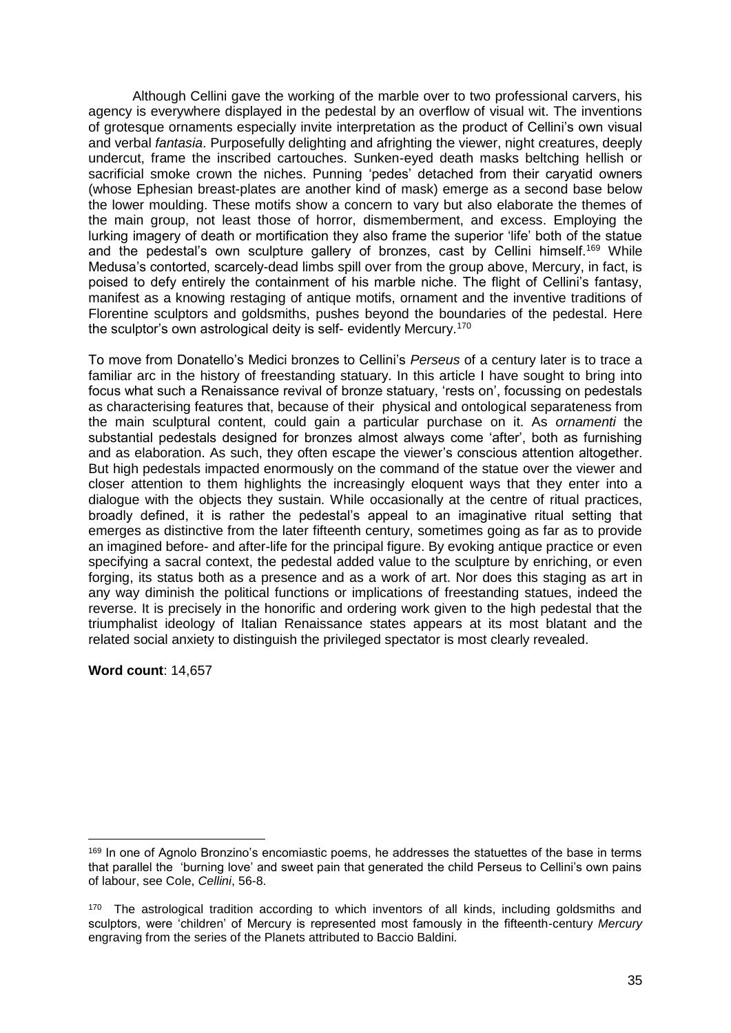Although Cellini gave the working of the marble over to two professional carvers, his agency is everywhere displayed in the pedestal by an overflow of visual wit. The inventions of grotesque ornaments especially invite interpretation as the product of Cellini's own visual and verbal *fantasia*. Purposefully delighting and afrighting the viewer, night creatures, deeply undercut, frame the inscribed cartouches. Sunken-eyed death masks beltching hellish or sacrificial smoke crown the niches. Punning 'pedes' detached from their caryatid owners (whose Ephesian breast-plates are another kind of mask) emerge as a second base below the lower moulding. These motifs show a concern to vary but also elaborate the themes of the main group, not least those of horror, dismemberment, and excess. Employing the lurking imagery of death or mortification they also frame the superior 'life' both of the statue and the pedestal's own sculpture gallery of bronzes, cast by Cellini himself.[169] While Medusa's contorted, scarcely-dead limbs spill over from the group above, Mercury, in fact, is poised to defy entirely the containment of his marble niche. The flight of Cellini's fantasy, manifest as a knowing restaging of antique motifs, ornament and the inventive traditions of Florentine sculptors and goldsmiths, pushes beyond the boundaries of the pedestal. Here the sculptor's own astrological deity is self- evidently Mercury.[170]

To move from Donatello's Medici bronzes to Cellini's *Perseus* of a century later is to trace a familiar arc in the history of freestanding statuary. In this article I have sought to bring into focus what such a Renaissance revival of bronze statuary, 'rests on', focussing on pedestals as characterising features that, because of their physical and ontological separateness from the main sculptural content, could gain a particular purchase on it. As *ornamenti* the substantial pedestals designed for bronzes almost always come 'after', both as furnishing and as elaboration. As such, they often escape the viewer's conscious attention altogether. But high pedestals impacted enormously on the command of the statue over the viewer and closer attention to them highlights the increasingly eloquent ways that they enter into a dialogue with the objects they sustain. While occasionally at the centre of ritual practices, broadly defined, it is rather the pedestal's appeal to an imaginative ritual setting that emerges as distinctive from the later fifteenth century, sometimes going as far as to provide an imagined before- and after-life for the principal figure. By evoking antique practice or even specifying a sacral context, the pedestal added value to the sculpture by enriching, or even forging, its status both as a presence and as a work of art. Nor does this staging as art in any way diminish the political functions or implications of freestanding statues, indeed the reverse. It is precisely in the honorific and ordering work given to the high pedestal that the triumphalist ideology of Italian Renaissance states appears at its most blatant and the related social anxiety to distinguish the privileged spectator is most clearly revealed.

**Word count**: 14,657

---

[169] In one of Agnolo Bronzino's encomiastic poems, he addresses the statuettes of the base in terms that parallel the 'burning love' and sweet pain that generated the child Perseus to Cellini's own pains of labour, see Cole, *Cellini*, 56-8.

[170] The astrological tradition according to which inventors of all kinds, including goldsmiths and sculptors, were 'children' of Mercury is represented most famously in the fifteenth-century *Mercury* engraving from the series of the Planets attributed to Baccio Baldini.